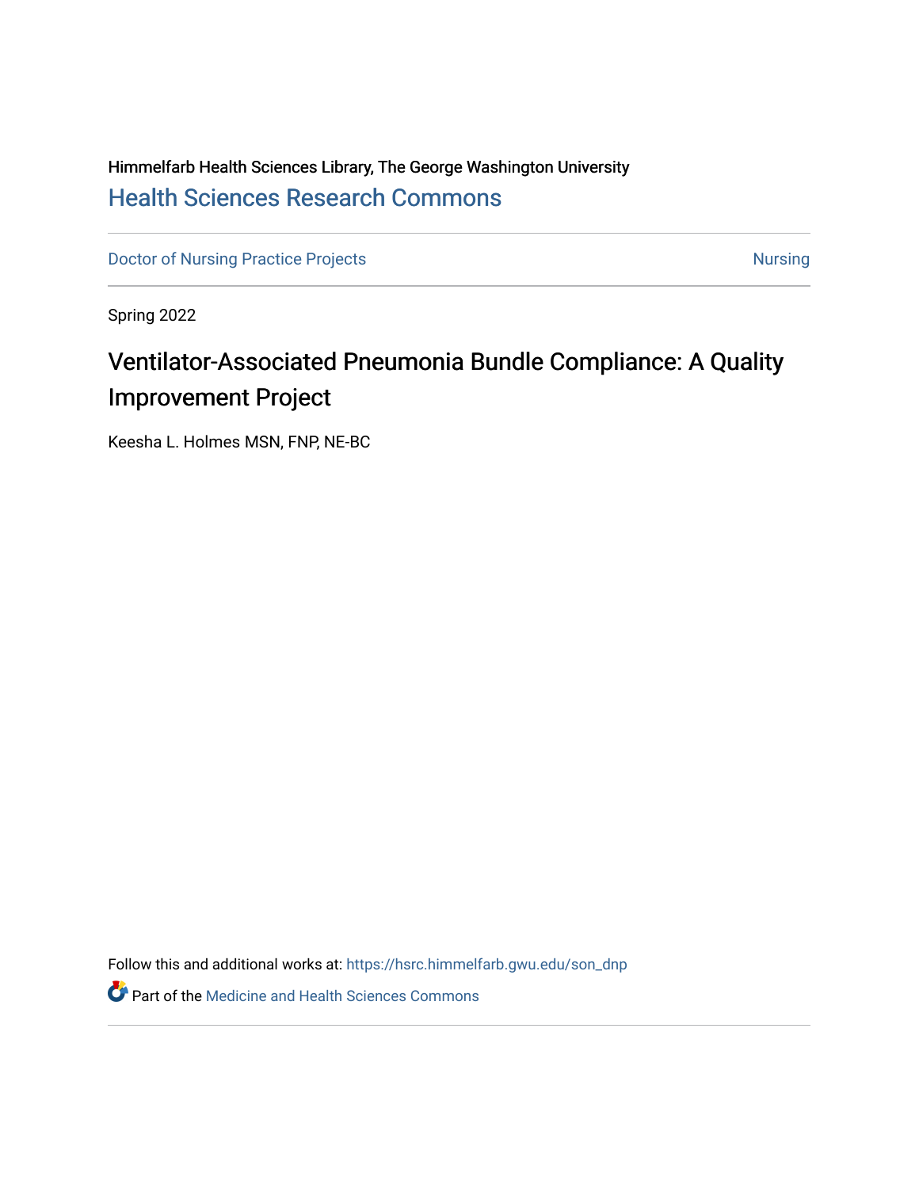Himmelfarb Health Sciences Library, The George Washington University

## Health Sciences Research Commons

Doctor of Nursing Practice Projects | Nursing

Spring 2022

# Ventilator-Associated Pneumonia Bundle Compliance: A Quality Improvement Project

Keesha L. Holmes MSN, FNP, NE-BC

Follow this and additional works at: https://hsrc.himmelfarb.gwu.edu/son_dnp

Part of the Medicine and Health Sciences Commons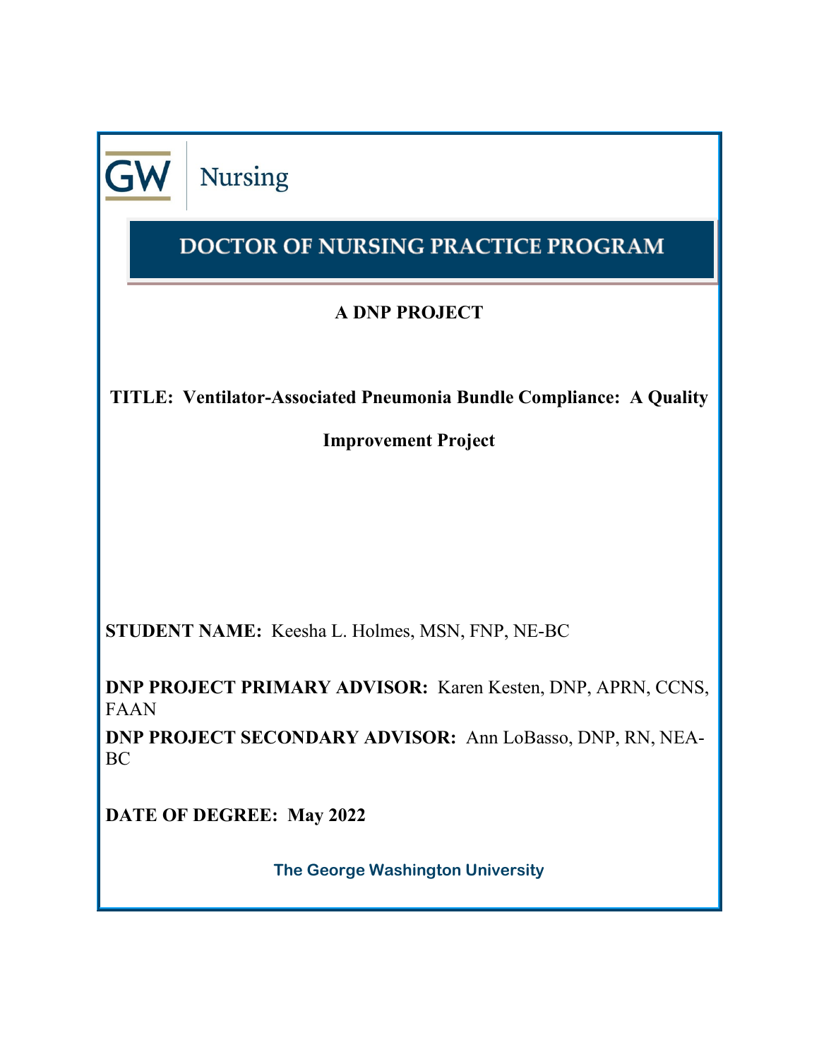GW Nursing

# DOCTOR OF NURSING PRACTICE PROGRAM

## A DNP PROJECT

**TITLE: Ventilator-Associated Pneumonia Bundle Compliance: A Quality Improvement Project**

**STUDENT NAME:** Keesha L. Holmes, MSN, FNP, NE-BC

**DNP PROJECT PRIMARY ADVISOR:** Karen Kesten, DNP, APRN, CCNS, FAAN

**DNP PROJECT SECONDARY ADVISOR:** Ann LoBasso, DNP, RN, NEA-BC

**DATE OF DEGREE: May 2022**

**The George Washington University**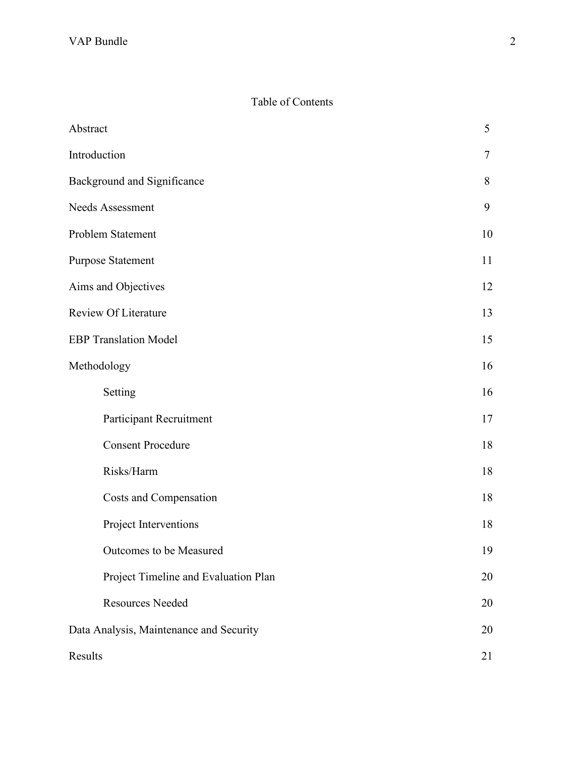# Table of Contents

| | |
|---|---|
| Abstract | 5 |
| Introduction | 7 |
| Background and Significance | 8 |
| Needs Assessment | 9 |
| Problem Statement | 10 |
| Purpose Statement | 11 |
| Aims and Objectives | 12 |
| Review Of Literature | 13 |
| EBP Translation Model | 15 |
| Methodology | 16 |
| Setting | 16 |
| Participant Recruitment | 17 |
| Consent Procedure | 18 |
| Risks/Harm | 18 |
| Costs and Compensation | 18 |
| Project Interventions | 18 |
| Outcomes to be Measured | 19 |
| Project Timeline and Evaluation Plan | 20 |
| Resources Needed | 20 |
| Data Analysis, Maintenance and Security | 20 |
| Results | 21 |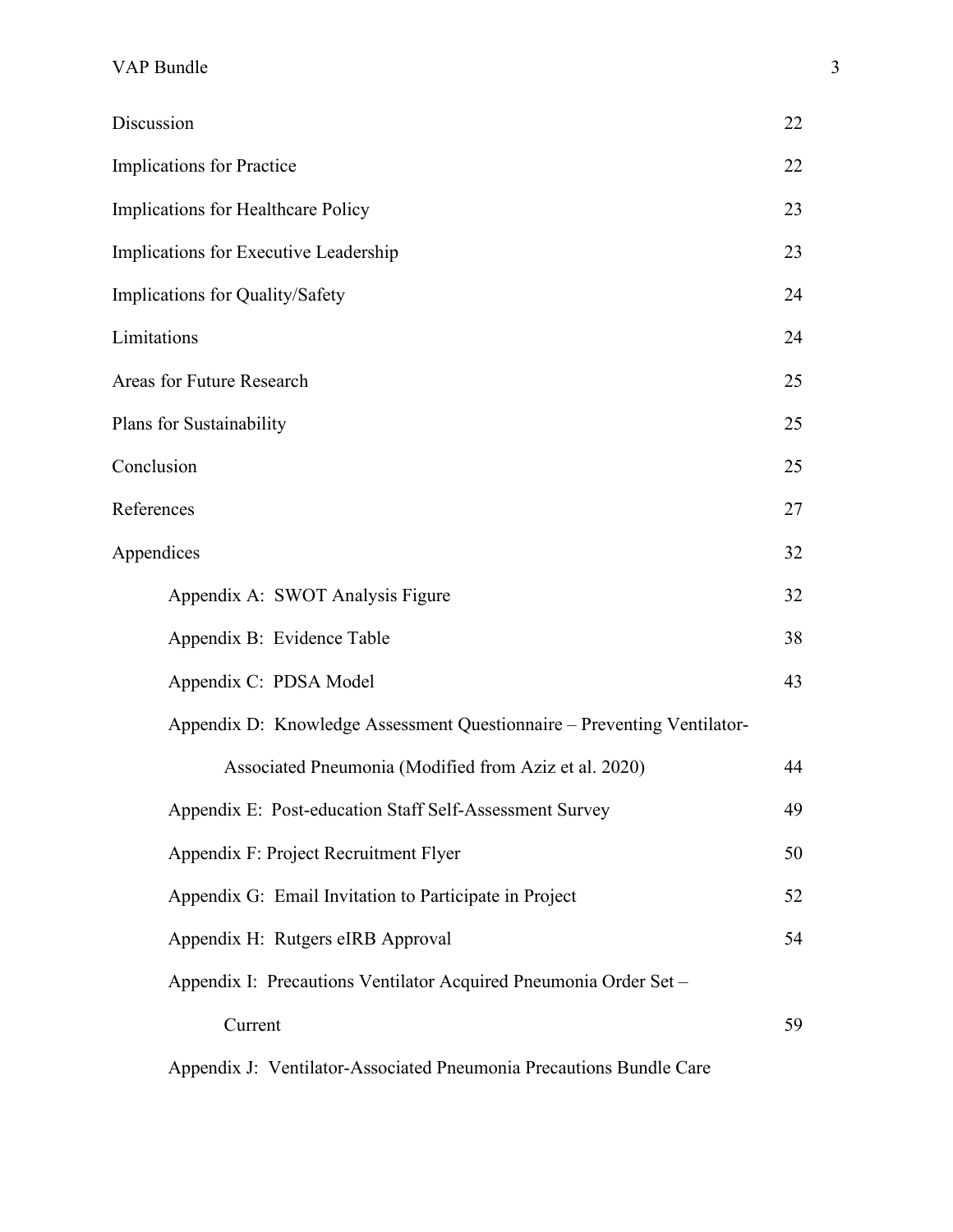| | |
|---|---|
| Discussion | 22 |
| Implications for Practice | 22 |
| Implications for Healthcare Policy | 23 |
| Implications for Executive Leadership | 23 |
| Implications for Quality/Safety | 24 |
| Limitations | 24 |
| Areas for Future Research | 25 |
| Plans for Sustainability | 25 |
| Conclusion | 25 |
| References | 27 |
| Appendices | 32 |
| Appendix A: SWOT Analysis Figure | 32 |
| Appendix B: Evidence Table | 38 |
| Appendix C: PDSA Model | 43 |
| Appendix D: Knowledge Assessment Questionnaire – Preventing Ventilator-Associated Pneumonia (Modified from Aziz et al. 2020) | 44 |
| Appendix E: Post-education Staff Self-Assessment Survey | 49 |
| Appendix F: Project Recruitment Flyer | 50 |
| Appendix G: Email Invitation to Participate in Project | 52 |
| Appendix H: Rutgers eIRB Approval | 54 |
| Appendix I: Precautions Ventilator Acquired Pneumonia Order Set – Current | 59 |
| Appendix J: Ventilator-Associated Pneumonia Precautions Bundle Care | |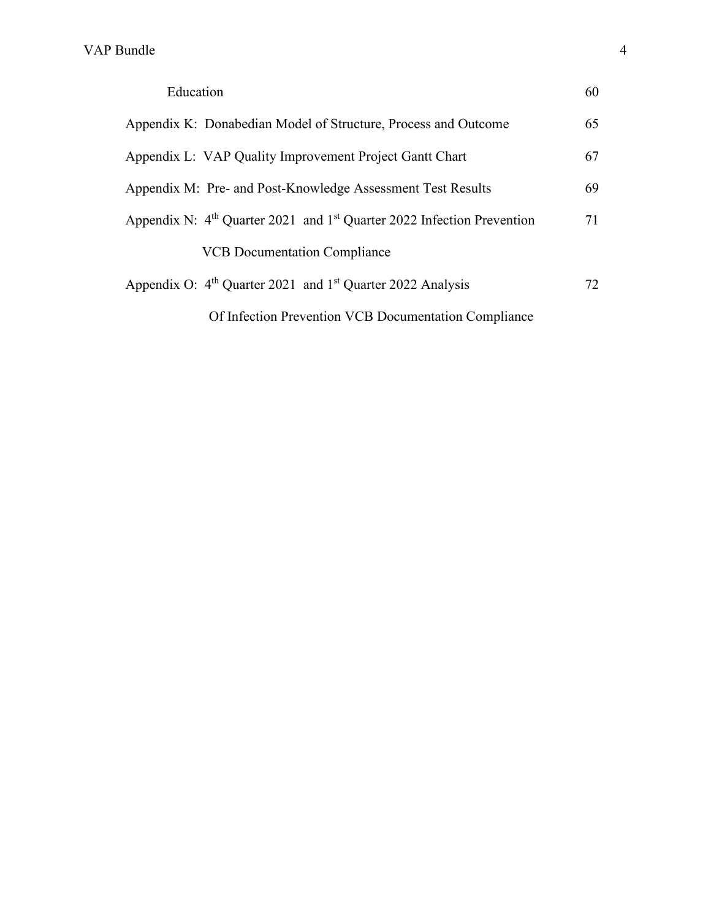Education 60

Appendix K: Donabedian Model of Structure, Process and Outcome 65

Appendix L: VAP Quality Improvement Project Gantt Chart 67

Appendix M: Pre- and Post-Knowledge Assessment Test Results 69

Appendix N: 4th Quarter 2021 and 1st Quarter 2022 Infection Prevention VCB Documentation Compliance 71

Appendix O: 4th Quarter 2021 and 1st Quarter 2022 Analysis Of Infection Prevention VCB Documentation Compliance 72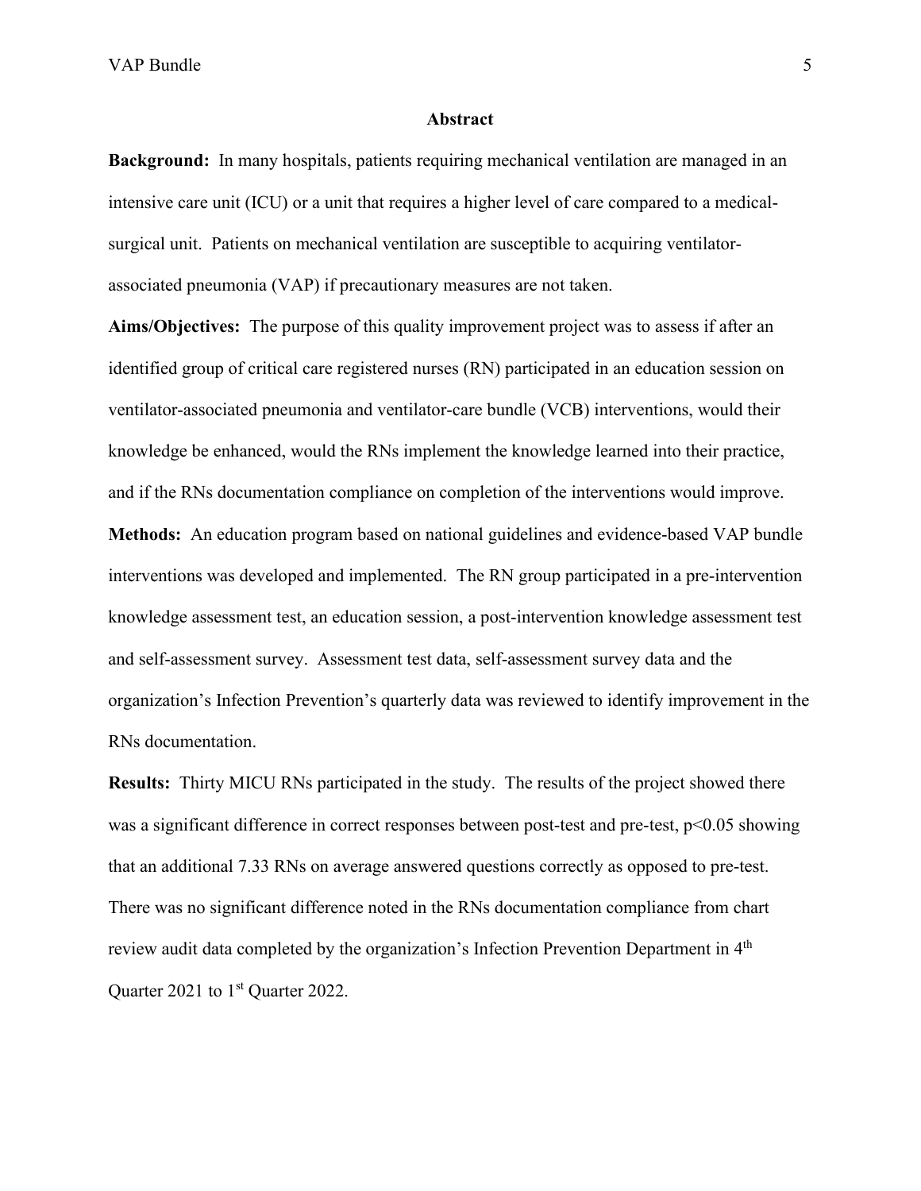## Abstract

**Background:** In many hospitals, patients requiring mechanical ventilation are managed in an intensive care unit (ICU) or a unit that requires a higher level of care compared to a medical-surgical unit. Patients on mechanical ventilation are susceptible to acquiring ventilator-associated pneumonia (VAP) if precautionary measures are not taken.

**Aims/Objectives:** The purpose of this quality improvement project was to assess if after an identified group of critical care registered nurses (RN) participated in an education session on ventilator-associated pneumonia and ventilator-care bundle (VCB) interventions, would their knowledge be enhanced, would the RNs implement the knowledge learned into their practice, and if the RNs documentation compliance on completion of the interventions would improve.

**Methods:** An education program based on national guidelines and evidence-based VAP bundle interventions was developed and implemented. The RN group participated in a pre-intervention knowledge assessment test, an education session, a post-intervention knowledge assessment test and self-assessment survey. Assessment test data, self-assessment survey data and the organization's Infection Prevention's quarterly data was reviewed to identify improvement in the RNs documentation.

**Results:** Thirty MICU RNs participated in the study. The results of the project showed there was a significant difference in correct responses between post-test and pre-test, $p<0.05$ showing that an additional 7.33 RNs on average answered questions correctly as opposed to pre-test. There was no significant difference noted in the RNs documentation compliance from chart review audit data completed by the organization's Infection Prevention Department in 4th Quarter 2021 to 1st Quarter 2022.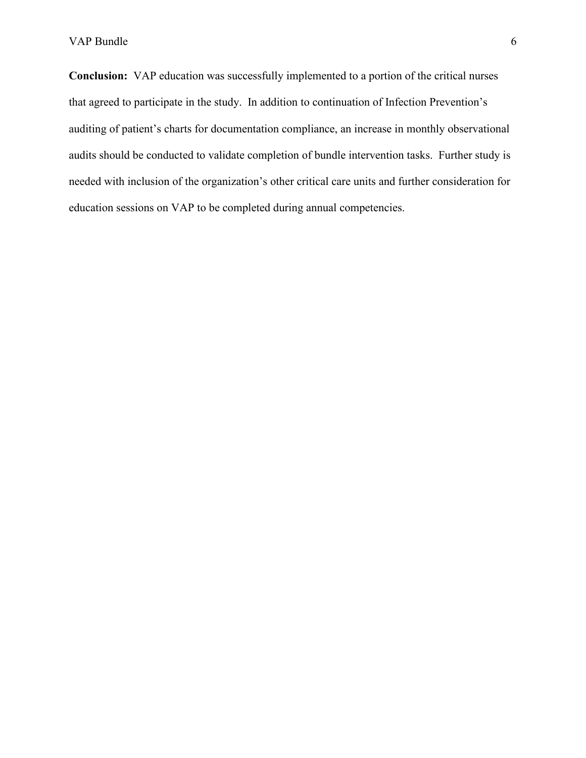**Conclusion:** VAP education was successfully implemented to a portion of the critical nurses that agreed to participate in the study. In addition to continuation of Infection Prevention's auditing of patient's charts for documentation compliance, an increase in monthly observational audits should be conducted to validate completion of bundle intervention tasks. Further study is needed with inclusion of the organization's other critical care units and further consideration for education sessions on VAP to be completed during annual competencies.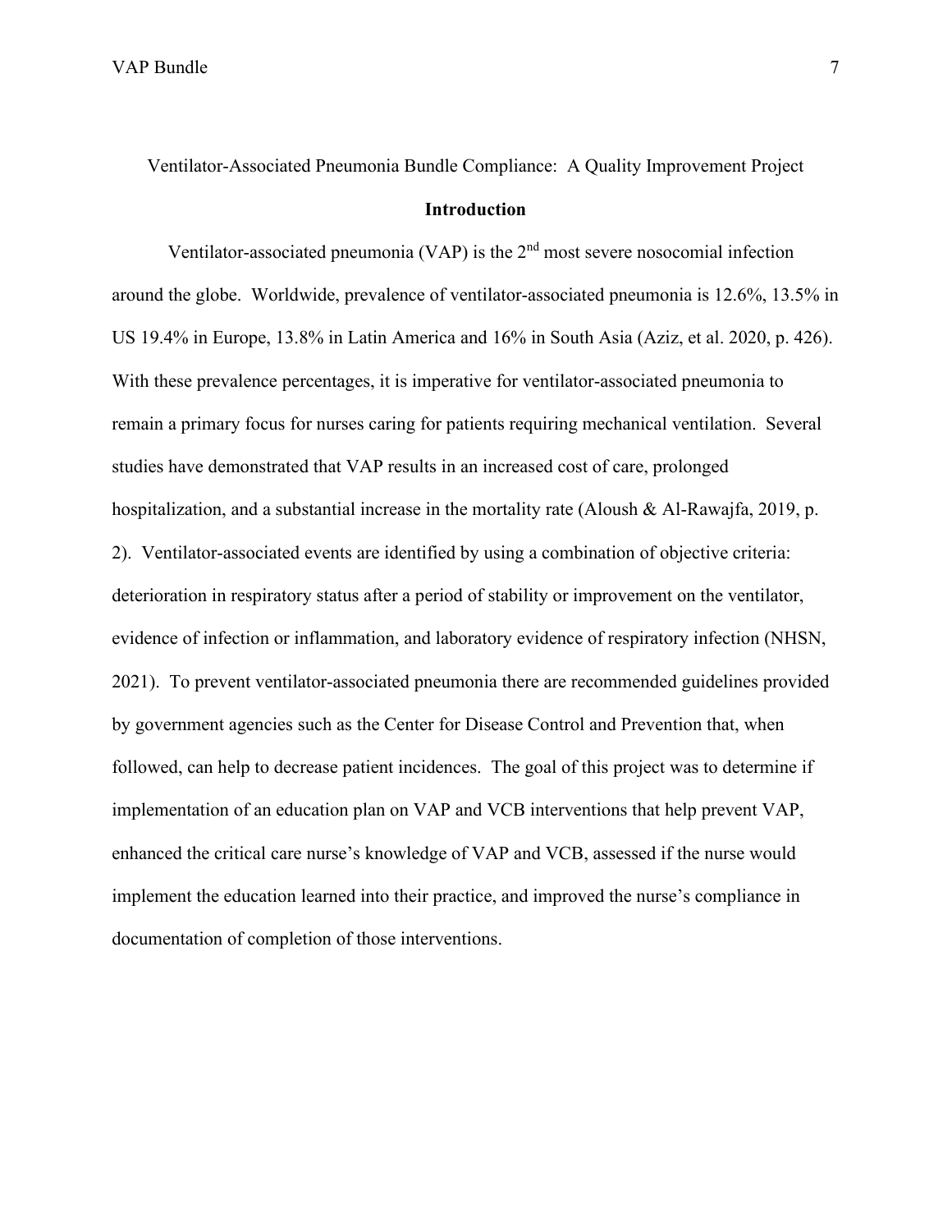Ventilator-Associated Pneumonia Bundle Compliance: A Quality Improvement Project

## Introduction

Ventilator-associated pneumonia (VAP) is the 2nd most severe nosocomial infection around the globe. Worldwide, prevalence of ventilator-associated pneumonia is 12.6%, 13.5% in US 19.4% in Europe, 13.8% in Latin America and 16% in South Asia (Aziz, et al. 2020, p. 426). With these prevalence percentages, it is imperative for ventilator-associated pneumonia to remain a primary focus for nurses caring for patients requiring mechanical ventilation. Several studies have demonstrated that VAP results in an increased cost of care, prolonged hospitalization, and a substantial increase in the mortality rate (Aloush & Al-Rawajfa, 2019, p. 2). Ventilator-associated events are identified by using a combination of objective criteria: deterioration in respiratory status after a period of stability or improvement on the ventilator, evidence of infection or inflammation, and laboratory evidence of respiratory infection (NHSN, 2021). To prevent ventilator-associated pneumonia there are recommended guidelines provided by government agencies such as the Center for Disease Control and Prevention that, when followed, can help to decrease patient incidences. The goal of this project was to determine if implementation of an education plan on VAP and VCB interventions that help prevent VAP, enhanced the critical care nurse's knowledge of VAP and VCB, assessed if the nurse would implement the education learned into their practice, and improved the nurse's compliance in documentation of completion of those interventions.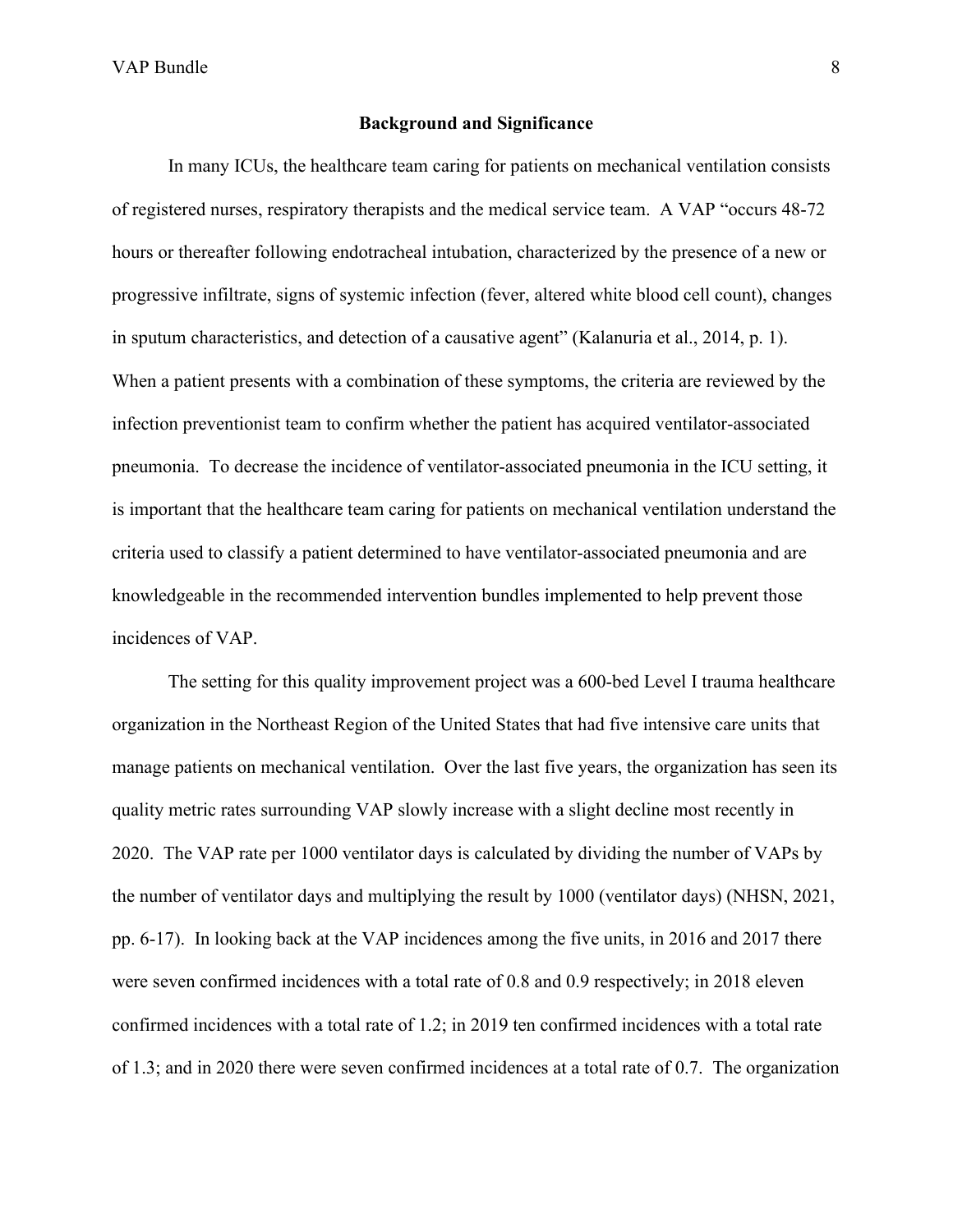## Background and Significance

In many ICUs, the healthcare team caring for patients on mechanical ventilation consists of registered nurses, respiratory therapists and the medical service team. A VAP "occurs 48-72 hours or thereafter following endotracheal intubation, characterized by the presence of a new or progressive infiltrate, signs of systemic infection (fever, altered white blood cell count), changes in sputum characteristics, and detection of a causative agent" (Kalanuria et al., 2014, p. 1). When a patient presents with a combination of these symptoms, the criteria are reviewed by the infection preventionist team to confirm whether the patient has acquired ventilator-associated pneumonia. To decrease the incidence of ventilator-associated pneumonia in the ICU setting, it is important that the healthcare team caring for patients on mechanical ventilation understand the criteria used to classify a patient determined to have ventilator-associated pneumonia and are knowledgeable in the recommended intervention bundles implemented to help prevent those incidences of VAP.

The setting for this quality improvement project was a 600-bed Level I trauma healthcare organization in the Northeast Region of the United States that had five intensive care units that manage patients on mechanical ventilation. Over the last five years, the organization has seen its quality metric rates surrounding VAP slowly increase with a slight decline most recently in 2020. The VAP rate per 1000 ventilator days is calculated by dividing the number of VAPs by the number of ventilator days and multiplying the result by 1000 (ventilator days) (NHSN, 2021, pp. 6-17). In looking back at the VAP incidences among the five units, in 2016 and 2017 there were seven confirmed incidences with a total rate of 0.8 and 0.9 respectively; in 2018 eleven confirmed incidences with a total rate of 1.2; in 2019 ten confirmed incidences with a total rate of 1.3; and in 2020 there were seven confirmed incidences at a total rate of 0.7. The organization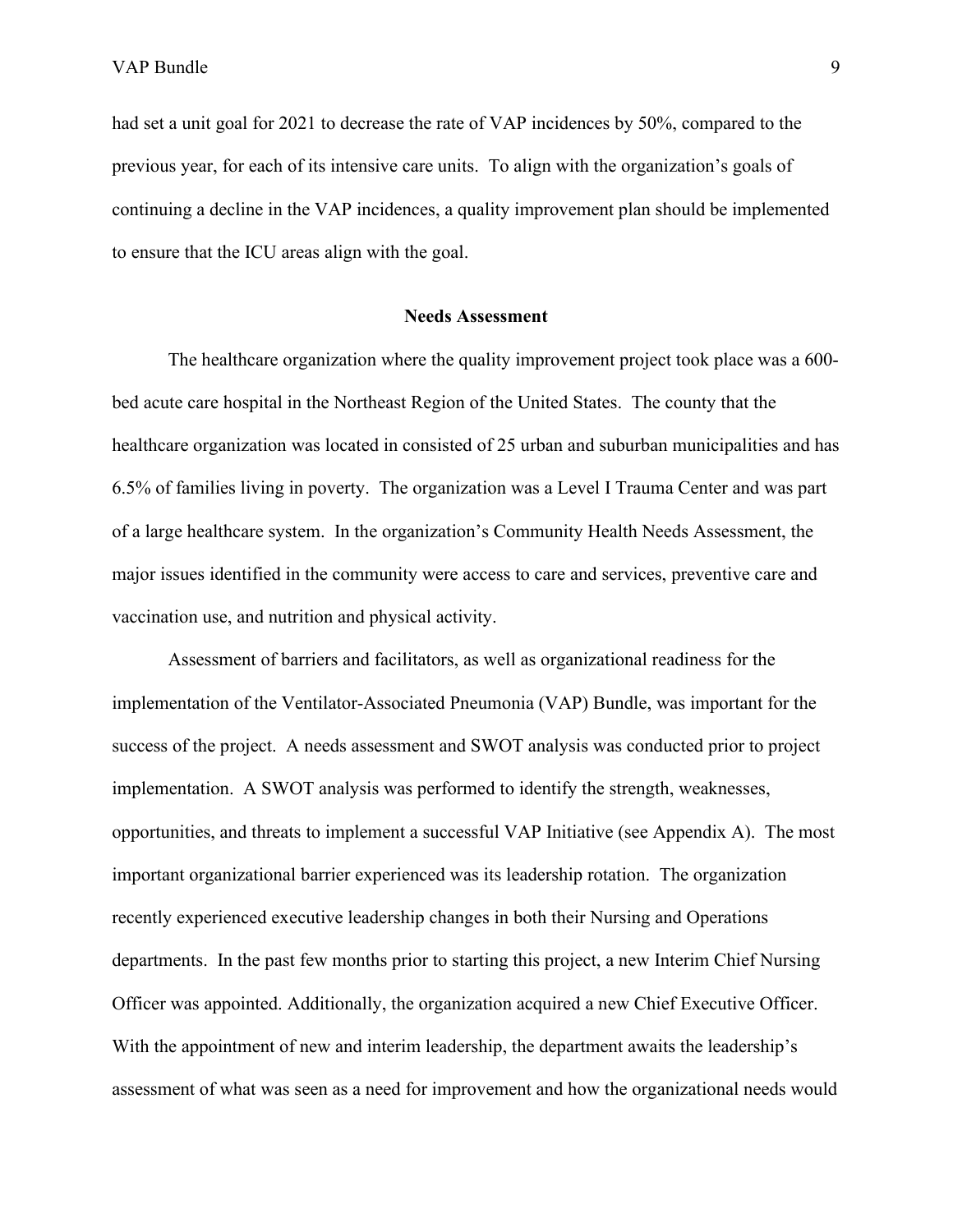had set a unit goal for 2021 to decrease the rate of VAP incidences by 50%, compared to the previous year, for each of its intensive care units. To align with the organization's goals of continuing a decline in the VAP incidences, a quality improvement plan should be implemented to ensure that the ICU areas align with the goal.

## Needs Assessment

The healthcare organization where the quality improvement project took place was a 600-bed acute care hospital in the Northeast Region of the United States. The county that the healthcare organization was located in consisted of 25 urban and suburban municipalities and has 6.5% of families living in poverty. The organization was a Level I Trauma Center and was part of a large healthcare system. In the organization's Community Health Needs Assessment, the major issues identified in the community were access to care and services, preventive care and vaccination use, and nutrition and physical activity.

Assessment of barriers and facilitators, as well as organizational readiness for the implementation of the Ventilator-Associated Pneumonia (VAP) Bundle, was important for the success of the project. A needs assessment and SWOT analysis was conducted prior to project implementation. A SWOT analysis was performed to identify the strength, weaknesses, opportunities, and threats to implement a successful VAP Initiative (see Appendix A). The most important organizational barrier experienced was its leadership rotation. The organization recently experienced executive leadership changes in both their Nursing and Operations departments. In the past few months prior to starting this project, a new Interim Chief Nursing Officer was appointed. Additionally, the organization acquired a new Chief Executive Officer. With the appointment of new and interim leadership, the department awaits the leadership's assessment of what was seen as a need for improvement and how the organizational needs would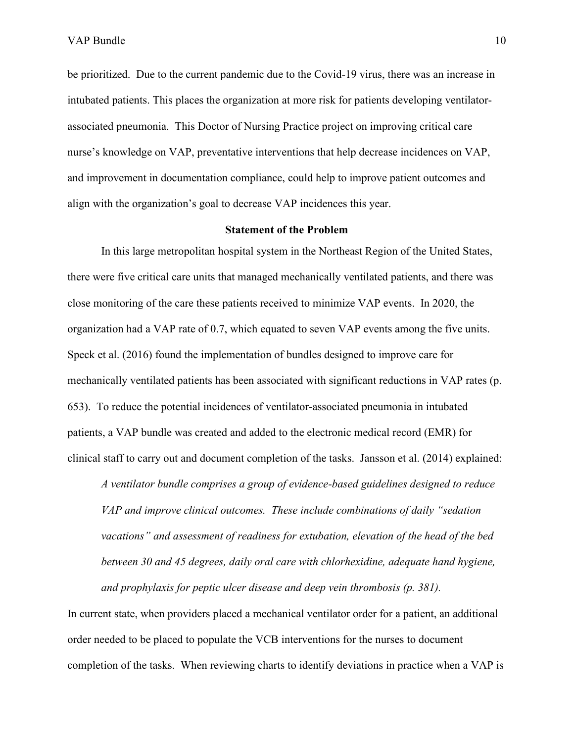be prioritized. Due to the current pandemic due to the Covid-19 virus, there was an increase in intubated patients. This places the organization at more risk for patients developing ventilator-associated pneumonia. This Doctor of Nursing Practice project on improving critical care nurse's knowledge on VAP, preventative interventions that help decrease incidences on VAP, and improvement in documentation compliance, could help to improve patient outcomes and align with the organization's goal to decrease VAP incidences this year.

## Statement of the Problem

In this large metropolitan hospital system in the Northeast Region of the United States, there were five critical care units that managed mechanically ventilated patients, and there was close monitoring of the care these patients received to minimize VAP events. In 2020, the organization had a VAP rate of 0.7, which equated to seven VAP events among the five units. Speck et al. (2016) found the implementation of bundles designed to improve care for mechanically ventilated patients has been associated with significant reductions in VAP rates (p. 653). To reduce the potential incidences of ventilator-associated pneumonia in intubated patients, a VAP bundle was created and added to the electronic medical record (EMR) for clinical staff to carry out and document completion of the tasks. Jansson et al. (2014) explained:

> *A ventilator bundle comprises a group of evidence-based guidelines designed to reduce VAP and improve clinical outcomes. These include combinations of daily "sedation vacations" and assessment of readiness for extubation, elevation of the head of the bed between 30 and 45 degrees, daily oral care with chlorhexidine, adequate hand hygiene, and prophylaxis for peptic ulcer disease and deep vein thrombosis (p. 381).*

In current state, when providers placed a mechanical ventilator order for a patient, an additional order needed to be placed to populate the VCB interventions for the nurses to document completion of the tasks. When reviewing charts to identify deviations in practice when a VAP is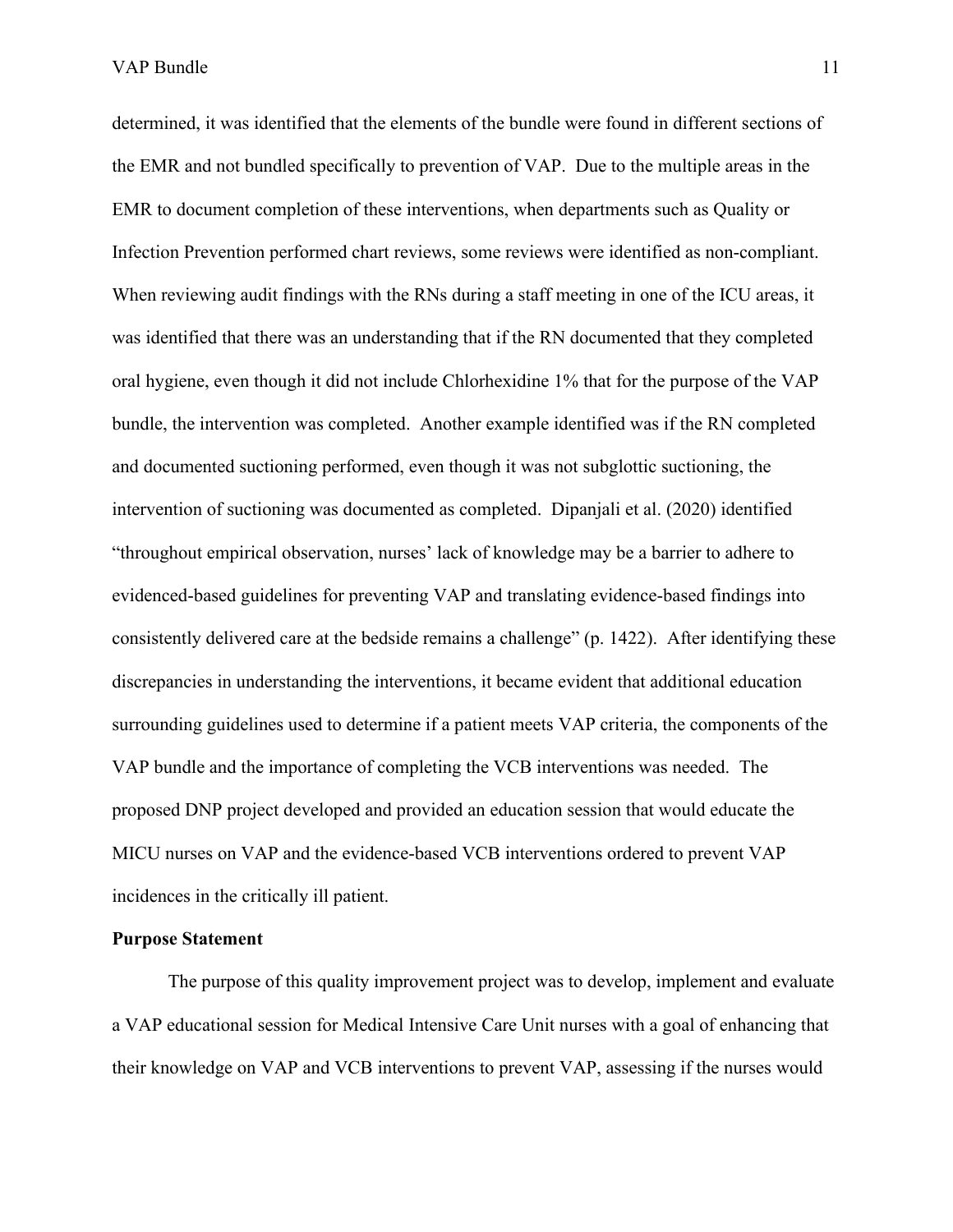determined, it was identified that the elements of the bundle were found in different sections of the EMR and not bundled specifically to prevention of VAP. Due to the multiple areas in the EMR to document completion of these interventions, when departments such as Quality or Infection Prevention performed chart reviews, some reviews were identified as non-compliant. When reviewing audit findings with the RNs during a staff meeting in one of the ICU areas, it was identified that there was an understanding that if the RN documented that they completed oral hygiene, even though it did not include Chlorhexidine 1% that for the purpose of the VAP bundle, the intervention was completed. Another example identified was if the RN completed and documented suctioning performed, even though it was not subglottic suctioning, the intervention of suctioning was documented as completed. Dipanjali et al. (2020) identified "throughout empirical observation, nurses' lack of knowledge may be a barrier to adhere to evidenced-based guidelines for preventing VAP and translating evidence-based findings into consistently delivered care at the bedside remains a challenge" (p. 1422). After identifying these discrepancies in understanding the interventions, it became evident that additional education surrounding guidelines used to determine if a patient meets VAP criteria, the components of the VAP bundle and the importance of completing the VCB interventions was needed. The proposed DNP project developed and provided an education session that would educate the MICU nurses on VAP and the evidence-based VCB interventions ordered to prevent VAP incidences in the critically ill patient.

**Purpose Statement**

The purpose of this quality improvement project was to develop, implement and evaluate a VAP educational session for Medical Intensive Care Unit nurses with a goal of enhancing that their knowledge on VAP and VCB interventions to prevent VAP, assessing if the nurses would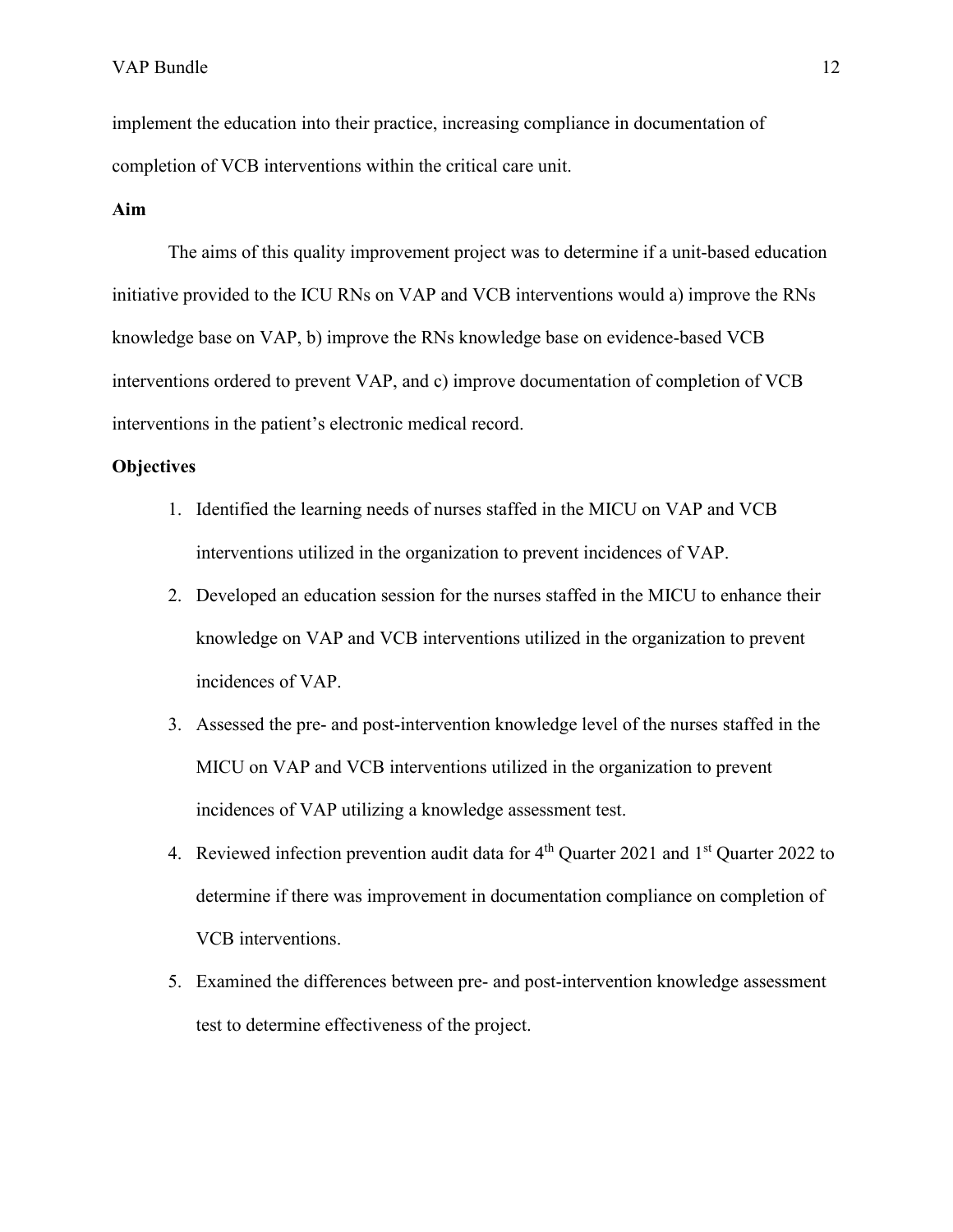implement the education into their practice, increasing compliance in documentation of completion of VCB interventions within the critical care unit.

## Aim

The aims of this quality improvement project was to determine if a unit-based education initiative provided to the ICU RNs on VAP and VCB interventions would a) improve the RNs knowledge base on VAP, b) improve the RNs knowledge base on evidence-based VCB interventions ordered to prevent VAP, and c) improve documentation of completion of VCB interventions in the patient's electronic medical record.

## Objectives

1. Identified the learning needs of nurses staffed in the MICU on VAP and VCB interventions utilized in the organization to prevent incidences of VAP.
2. Developed an education session for the nurses staffed in the MICU to enhance their knowledge on VAP and VCB interventions utilized in the organization to prevent incidences of VAP.
3. Assessed the pre- and post-intervention knowledge level of the nurses staffed in the MICU on VAP and VCB interventions utilized in the organization to prevent incidences of VAP utilizing a knowledge assessment test.
4. Reviewed infection prevention audit data for 4th Quarter 2021 and 1st Quarter 2022 to determine if there was improvement in documentation compliance on completion of VCB interventions.
5. Examined the differences between pre- and post-intervention knowledge assessment test to determine effectiveness of the project.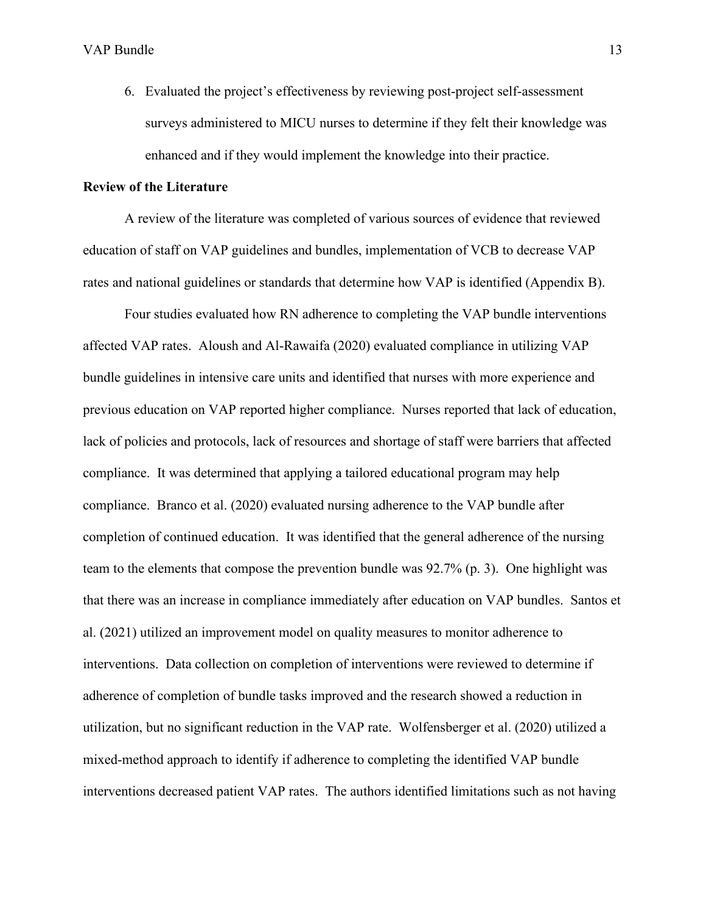6. Evaluated the project's effectiveness by reviewing post-project self-assessment surveys administered to MICU nurses to determine if they felt their knowledge was enhanced and if they would implement the knowledge into their practice.

**Review of the Literature**

A review of the literature was completed of various sources of evidence that reviewed education of staff on VAP guidelines and bundles, implementation of VCB to decrease VAP rates and national guidelines or standards that determine how VAP is identified (Appendix B).

Four studies evaluated how RN adherence to completing the VAP bundle interventions affected VAP rates. Aloush and Al-Rawaifa (2020) evaluated compliance in utilizing VAP bundle guidelines in intensive care units and identified that nurses with more experience and previous education on VAP reported higher compliance. Nurses reported that lack of education, lack of policies and protocols, lack of resources and shortage of staff were barriers that affected compliance. It was determined that applying a tailored educational program may help compliance. Branco et al. (2020) evaluated nursing adherence to the VAP bundle after completion of continued education. It was identified that the general adherence of the nursing team to the elements that compose the prevention bundle was 92.7% (p. 3). One highlight was that there was an increase in compliance immediately after education on VAP bundles. Santos et al. (2021) utilized an improvement model on quality measures to monitor adherence to interventions. Data collection on completion of interventions were reviewed to determine if adherence of completion of bundle tasks improved and the research showed a reduction in utilization, but no significant reduction in the VAP rate. Wolfensberger et al. (2020) utilized a mixed-method approach to identify if adherence to completing the identified VAP bundle interventions decreased patient VAP rates. The authors identified limitations such as not having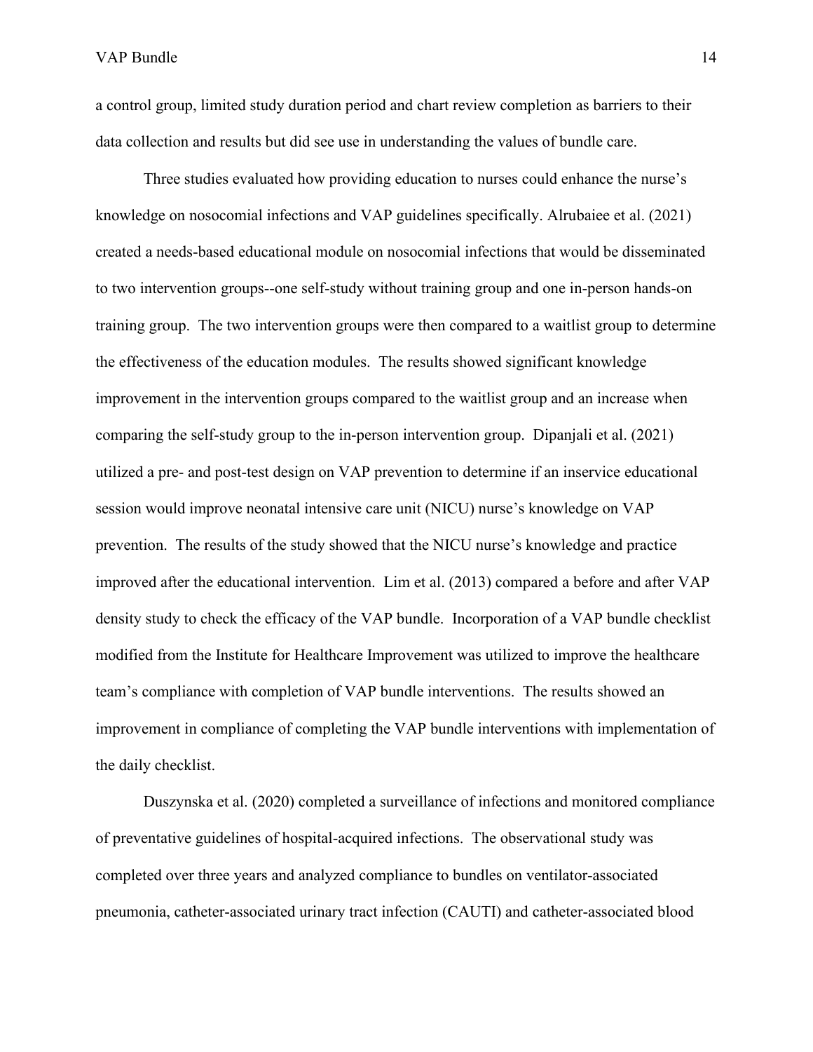a control group, limited study duration period and chart review completion as barriers to their data collection and results but did see use in understanding the values of bundle care.

Three studies evaluated how providing education to nurses could enhance the nurse's knowledge on nosocomial infections and VAP guidelines specifically. Alrubaiee et al. (2021) created a needs-based educational module on nosocomial infections that would be disseminated to two intervention groups--one self-study without training group and one in-person hands-on training group. The two intervention groups were then compared to a waitlist group to determine the effectiveness of the education modules. The results showed significant knowledge improvement in the intervention groups compared to the waitlist group and an increase when comparing the self-study group to the in-person intervention group. Dipanjali et al. (2021) utilized a pre- and post-test design on VAP prevention to determine if an inservice educational session would improve neonatal intensive care unit (NICU) nurse's knowledge on VAP prevention. The results of the study showed that the NICU nurse's knowledge and practice improved after the educational intervention. Lim et al. (2013) compared a before and after VAP density study to check the efficacy of the VAP bundle. Incorporation of a VAP bundle checklist modified from the Institute for Healthcare Improvement was utilized to improve the healthcare team's compliance with completion of VAP bundle interventions. The results showed an improvement in compliance of completing the VAP bundle interventions with implementation of the daily checklist.

Duszynska et al. (2020) completed a surveillance of infections and monitored compliance of preventative guidelines of hospital-acquired infections. The observational study was completed over three years and analyzed compliance to bundles on ventilator-associated pneumonia, catheter-associated urinary tract infection (CAUTI) and catheter-associated blood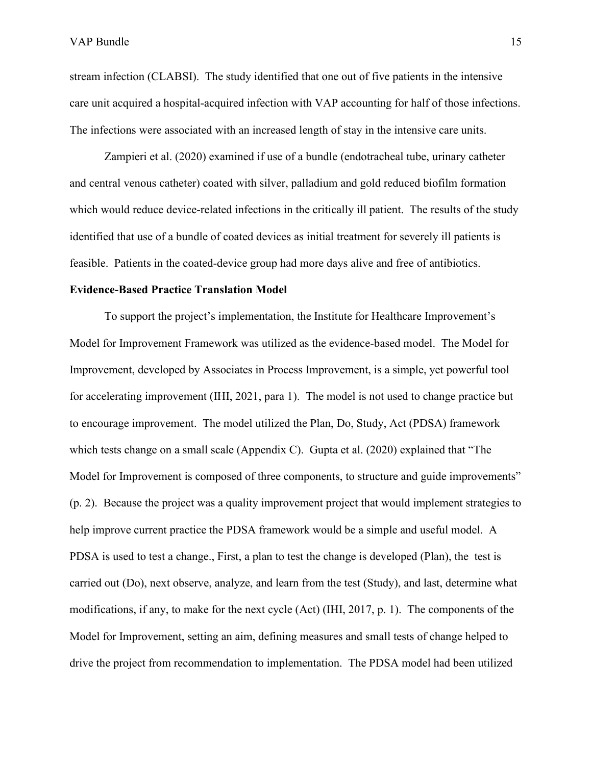stream infection (CLABSI). The study identified that one out of five patients in the intensive care unit acquired a hospital-acquired infection with VAP accounting for half of those infections. The infections were associated with an increased length of stay in the intensive care units.

Zampieri et al. (2020) examined if use of a bundle (endotracheal tube, urinary catheter and central venous catheter) coated with silver, palladium and gold reduced biofilm formation which would reduce device-related infections in the critically ill patient. The results of the study identified that use of a bundle of coated devices as initial treatment for severely ill patients is feasible. Patients in the coated-device group had more days alive and free of antibiotics.

**Evidence-Based Practice Translation Model**

To support the project's implementation, the Institute for Healthcare Improvement's Model for Improvement Framework was utilized as the evidence-based model. The Model for Improvement, developed by Associates in Process Improvement, is a simple, yet powerful tool for accelerating improvement (IHI, 2021, para 1). The model is not used to change practice but to encourage improvement. The model utilized the Plan, Do, Study, Act (PDSA) framework which tests change on a small scale (Appendix C). Gupta et al. (2020) explained that "The Model for Improvement is composed of three components, to structure and guide improvements" (p. 2). Because the project was a quality improvement project that would implement strategies to help improve current practice the PDSA framework would be a simple and useful model. A PDSA is used to test a change., First, a plan to test the change is developed (Plan), the test is carried out (Do), next observe, analyze, and learn from the test (Study), and last, determine what modifications, if any, to make for the next cycle (Act) (IHI, 2017, p. 1). The components of the Model for Improvement, setting an aim, defining measures and small tests of change helped to drive the project from recommendation to implementation. The PDSA model had been utilized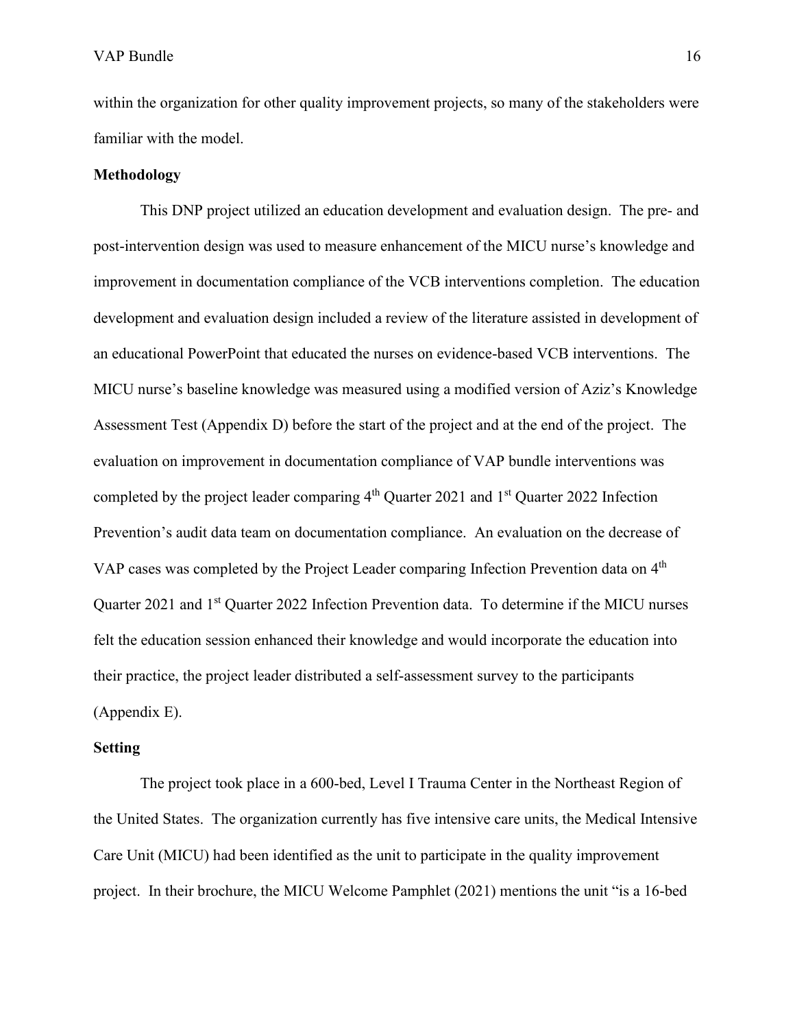within the organization for other quality improvement projects, so many of the stakeholders were familiar with the model.

## Methodology

This DNP project utilized an education development and evaluation design. The pre- and post-intervention design was used to measure enhancement of the MICU nurse's knowledge and improvement in documentation compliance of the VCB interventions completion. The education development and evaluation design included a review of the literature assisted in development of an educational PowerPoint that educated the nurses on evidence-based VCB interventions. The MICU nurse's baseline knowledge was measured using a modified version of Aziz's Knowledge Assessment Test (Appendix D) before the start of the project and at the end of the project. The evaluation on improvement in documentation compliance of VAP bundle interventions was completed by the project leader comparing 4th Quarter 2021 and 1st Quarter 2022 Infection Prevention's audit data team on documentation compliance. An evaluation on the decrease of VAP cases was completed by the Project Leader comparing Infection Prevention data on 4th Quarter 2021 and 1st Quarter 2022 Infection Prevention data. To determine if the MICU nurses felt the education session enhanced their knowledge and would incorporate the education into their practice, the project leader distributed a self-assessment survey to the participants (Appendix E).

## Setting

The project took place in a 600-bed, Level I Trauma Center in the Northeast Region of the United States. The organization currently has five intensive care units, the Medical Intensive Care Unit (MICU) had been identified as the unit to participate in the quality improvement project. In their brochure, the MICU Welcome Pamphlet (2021) mentions the unit "is a 16-bed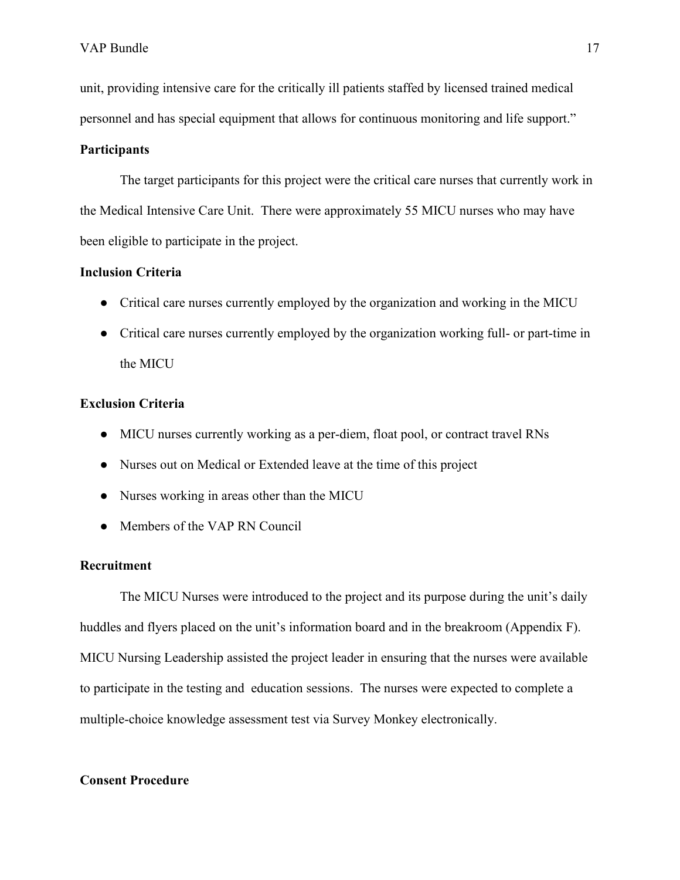unit, providing intensive care for the critically ill patients staffed by licensed trained medical personnel and has special equipment that allows for continuous monitoring and life support."

**Participants**

The target participants for this project were the critical care nurses that currently work in the Medical Intensive Care Unit. There were approximately 55 MICU nurses who may have been eligible to participate in the project.

**Inclusion Criteria**

- Critical care nurses currently employed by the organization and working in the MICU
- Critical care nurses currently employed by the organization working full- or part-time in the MICU

**Exclusion Criteria**

- MICU nurses currently working as a per-diem, float pool, or contract travel RNs
- Nurses out on Medical or Extended leave at the time of this project
- Nurses working in areas other than the MICU
- Members of the VAP RN Council

**Recruitment**

The MICU Nurses were introduced to the project and its purpose during the unit's daily huddles and flyers placed on the unit's information board and in the breakroom (Appendix F). MICU Nursing Leadership assisted the project leader in ensuring that the nurses were available to participate in the testing and education sessions. The nurses were expected to complete a multiple-choice knowledge assessment test via Survey Monkey electronically.

**Consent Procedure**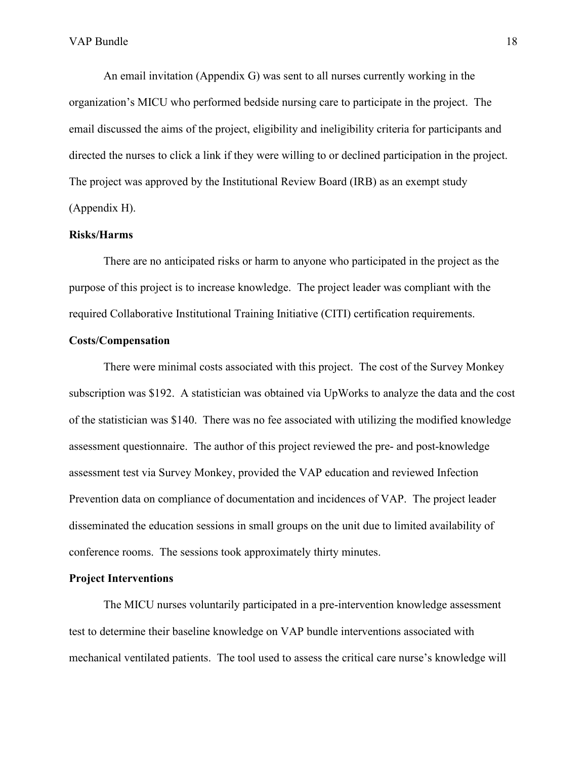An email invitation (Appendix G) was sent to all nurses currently working in the organization's MICU who performed bedside nursing care to participate in the project. The email discussed the aims of the project, eligibility and ineligibility criteria for participants and directed the nurses to click a link if they were willing to or declined participation in the project. The project was approved by the Institutional Review Board (IRB) as an exempt study (Appendix H).

**Risks/Harms**

There are no anticipated risks or harm to anyone who participated in the project as the purpose of this project is to increase knowledge. The project leader was compliant with the required Collaborative Institutional Training Initiative (CITI) certification requirements.

**Costs/Compensation**

There were minimal costs associated with this project. The cost of the Survey Monkey subscription was $192. A statistician was obtained via UpWorks to analyze the data and the cost of the statistician was $140. There was no fee associated with utilizing the modified knowledge assessment questionnaire. The author of this project reviewed the pre- and post-knowledge assessment test via Survey Monkey, provided the VAP education and reviewed Infection Prevention data on compliance of documentation and incidences of VAP. The project leader disseminated the education sessions in small groups on the unit due to limited availability of conference rooms. The sessions took approximately thirty minutes.

**Project Interventions**

The MICU nurses voluntarily participated in a pre-intervention knowledge assessment test to determine their baseline knowledge on VAP bundle interventions associated with mechanical ventilated patients. The tool used to assess the critical care nurse's knowledge will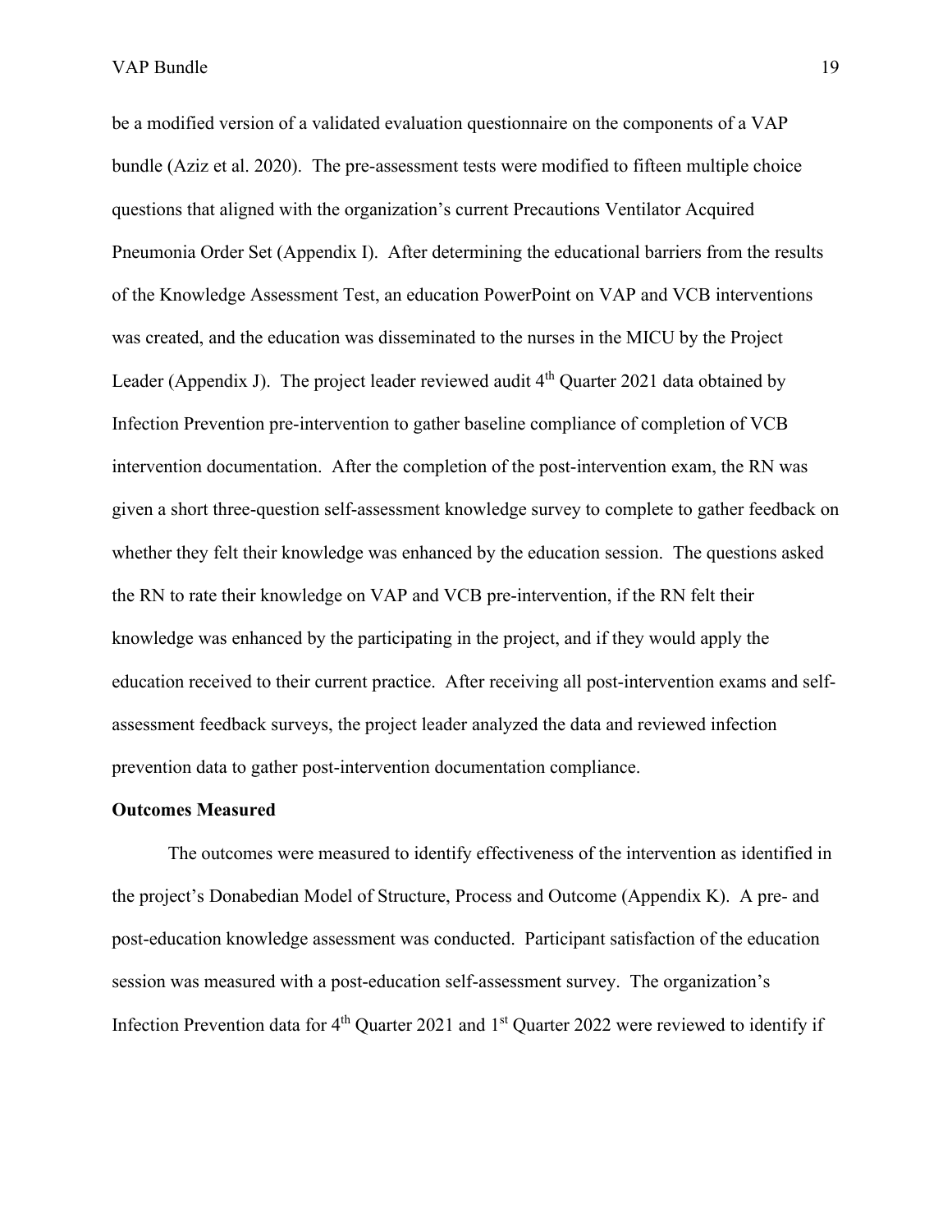be a modified version of a validated evaluation questionnaire on the components of a VAP bundle (Aziz et al. 2020). The pre-assessment tests were modified to fifteen multiple choice questions that aligned with the organization's current Precautions Ventilator Acquired Pneumonia Order Set (Appendix I). After determining the educational barriers from the results of the Knowledge Assessment Test, an education PowerPoint on VAP and VCB interventions was created, and the education was disseminated to the nurses in the MICU by the Project Leader (Appendix J). The project leader reviewed audit 4th Quarter 2021 data obtained by Infection Prevention pre-intervention to gather baseline compliance of completion of VCB intervention documentation. After the completion of the post-intervention exam, the RN was given a short three-question self-assessment knowledge survey to complete to gather feedback on whether they felt their knowledge was enhanced by the education session. The questions asked the RN to rate their knowledge on VAP and VCB pre-intervention, if the RN felt their knowledge was enhanced by the participating in the project, and if they would apply the education received to their current practice. After receiving all post-intervention exams and self-assessment feedback surveys, the project leader analyzed the data and reviewed infection prevention data to gather post-intervention documentation compliance.

**Outcomes Measured**

The outcomes were measured to identify effectiveness of the intervention as identified in the project's Donabedian Model of Structure, Process and Outcome (Appendix K). A pre- and post-education knowledge assessment was conducted. Participant satisfaction of the education session was measured with a post-education self-assessment survey. The organization's Infection Prevention data for 4th Quarter 2021 and 1st Quarter 2022 were reviewed to identify if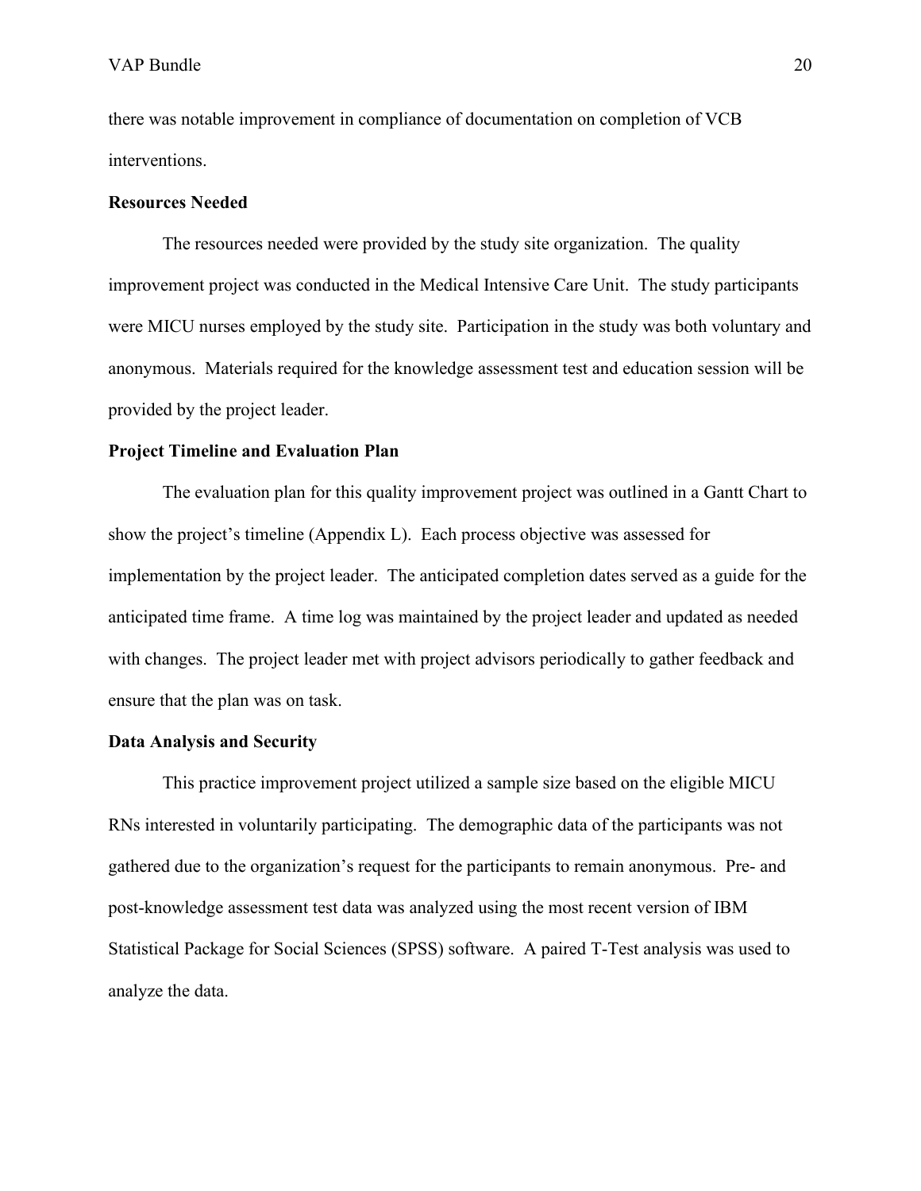there was notable improvement in compliance of documentation on completion of VCB interventions.

**Resources Needed**

The resources needed were provided by the study site organization. The quality improvement project was conducted in the Medical Intensive Care Unit. The study participants were MICU nurses employed by the study site. Participation in the study was both voluntary and anonymous. Materials required for the knowledge assessment test and education session will be provided by the project leader.

**Project Timeline and Evaluation Plan**

The evaluation plan for this quality improvement project was outlined in a Gantt Chart to show the project's timeline (Appendix L). Each process objective was assessed for implementation by the project leader. The anticipated completion dates served as a guide for the anticipated time frame. A time log was maintained by the project leader and updated as needed with changes. The project leader met with project advisors periodically to gather feedback and ensure that the plan was on task.

**Data Analysis and Security**

This practice improvement project utilized a sample size based on the eligible MICU RNs interested in voluntarily participating. The demographic data of the participants was not gathered due to the organization's request for the participants to remain anonymous. Pre- and post-knowledge assessment test data was analyzed using the most recent version of IBM Statistical Package for Social Sciences (SPSS) software. A paired T-Test analysis was used to analyze the data.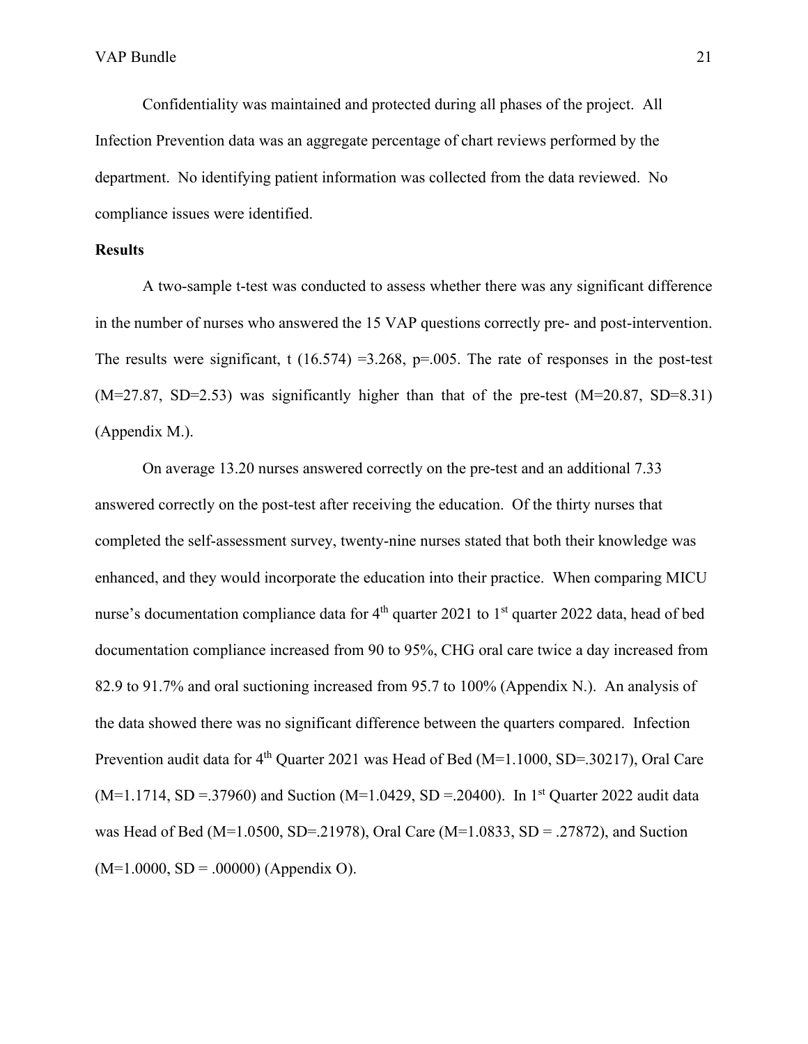Confidentiality was maintained and protected during all phases of the project. All Infection Prevention data was an aggregate percentage of chart reviews performed by the department. No identifying patient information was collected from the data reviewed. No compliance issues were identified.

**Results**

A two-sample t-test was conducted to assess whether there was any significant difference in the number of nurses who answered the 15 VAP questions correctly pre- and post-intervention. The results were significant, $t\ (16.574) = 3.268$, $p = .005$. The rate of responses in the post-test ($M = 27.87$, $SD = 2.53$) was significantly higher than that of the pre-test ($M = 20.87$, $SD = 8.31$) (Appendix M.).

On average 13.20 nurses answered correctly on the pre-test and an additional 7.33 answered correctly on the post-test after receiving the education. Of the thirty nurses that completed the self-assessment survey, twenty-nine nurses stated that both their knowledge was enhanced, and they would incorporate the education into their practice. When comparing MICU nurse's documentation compliance data for 4th quarter 2021 to 1st quarter 2022 data, head of bed documentation compliance increased from 90 to 95%, CHG oral care twice a day increased from 82.9 to 91.7% and oral suctioning increased from 95.7 to 100% (Appendix N.). An analysis of the data showed there was no significant difference between the quarters compared. Infection Prevention audit data for 4th Quarter 2021 was Head of Bed ($M = 1.1000$, $SD = .30217$), Oral Care ($M = 1.1714$, $SD = .37960$) and Suction ($M = 1.0429$, $SD = .20400$). In 1st Quarter 2022 audit data was Head of Bed ($M = 1.0500$, $SD = .21978$), Oral Care ($M = 1.0833$, $SD = .27872$), and Suction ($M = 1.0000$, $SD = .00000$) (Appendix O).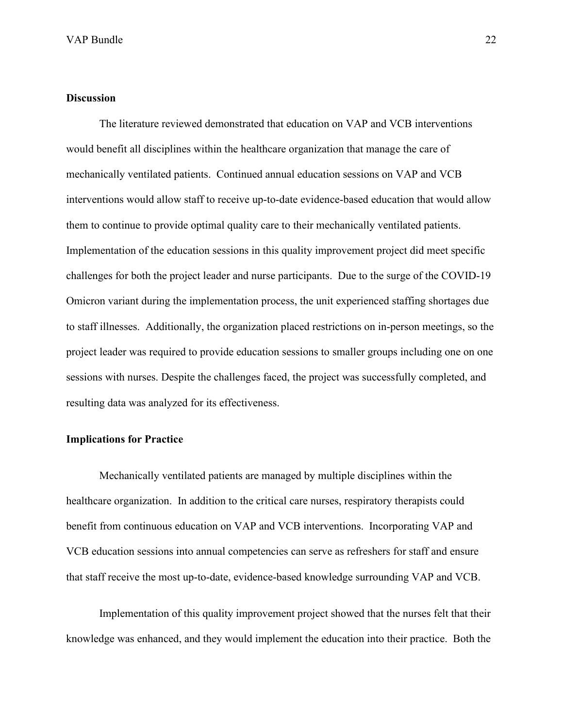## Discussion

The literature reviewed demonstrated that education on VAP and VCB interventions would benefit all disciplines within the healthcare organization that manage the care of mechanically ventilated patients. Continued annual education sessions on VAP and VCB interventions would allow staff to receive up-to-date evidence-based education that would allow them to continue to provide optimal quality care to their mechanically ventilated patients. Implementation of the education sessions in this quality improvement project did meet specific challenges for both the project leader and nurse participants. Due to the surge of the COVID-19 Omicron variant during the implementation process, the unit experienced staffing shortages due to staff illnesses. Additionally, the organization placed restrictions on in-person meetings, so the project leader was required to provide education sessions to smaller groups including one on one sessions with nurses. Despite the challenges faced, the project was successfully completed, and resulting data was analyzed for its effectiveness.

## Implications for Practice

Mechanically ventilated patients are managed by multiple disciplines within the healthcare organization. In addition to the critical care nurses, respiratory therapists could benefit from continuous education on VAP and VCB interventions. Incorporating VAP and VCB education sessions into annual competencies can serve as refreshers for staff and ensure that staff receive the most up-to-date, evidence-based knowledge surrounding VAP and VCB.

Implementation of this quality improvement project showed that the nurses felt that their knowledge was enhanced, and they would implement the education into their practice. Both the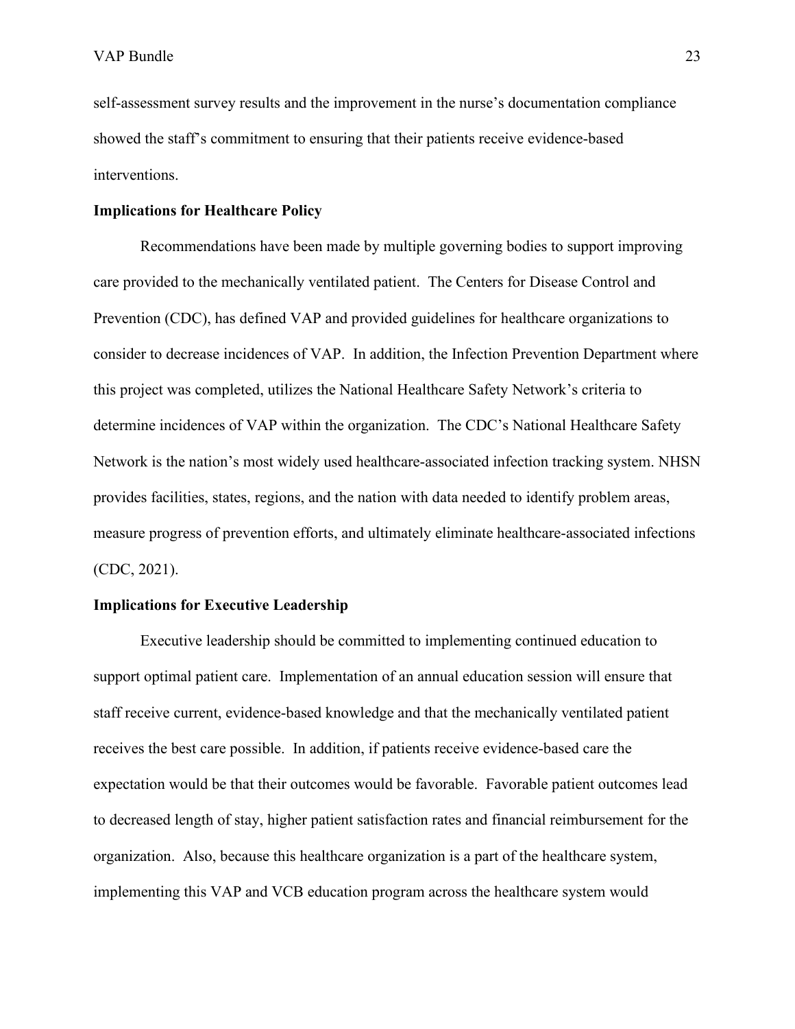self-assessment survey results and the improvement in the nurse's documentation compliance showed the staff's commitment to ensuring that their patients receive evidence-based interventions.

## Implications for Healthcare Policy

Recommendations have been made by multiple governing bodies to support improving care provided to the mechanically ventilated patient. The Centers for Disease Control and Prevention (CDC), has defined VAP and provided guidelines for healthcare organizations to consider to decrease incidences of VAP. In addition, the Infection Prevention Department where this project was completed, utilizes the National Healthcare Safety Network's criteria to determine incidences of VAP within the organization. The CDC's National Healthcare Safety Network is the nation's most widely used healthcare-associated infection tracking system. NHSN provides facilities, states, regions, and the nation with data needed to identify problem areas, measure progress of prevention efforts, and ultimately eliminate healthcare-associated infections (CDC, 2021).

## Implications for Executive Leadership

Executive leadership should be committed to implementing continued education to support optimal patient care. Implementation of an annual education session will ensure that staff receive current, evidence-based knowledge and that the mechanically ventilated patient receives the best care possible. In addition, if patients receive evidence-based care the expectation would be that their outcomes would be favorable. Favorable patient outcomes lead to decreased length of stay, higher patient satisfaction rates and financial reimbursement for the organization. Also, because this healthcare organization is a part of the healthcare system, implementing this VAP and VCB education program across the healthcare system would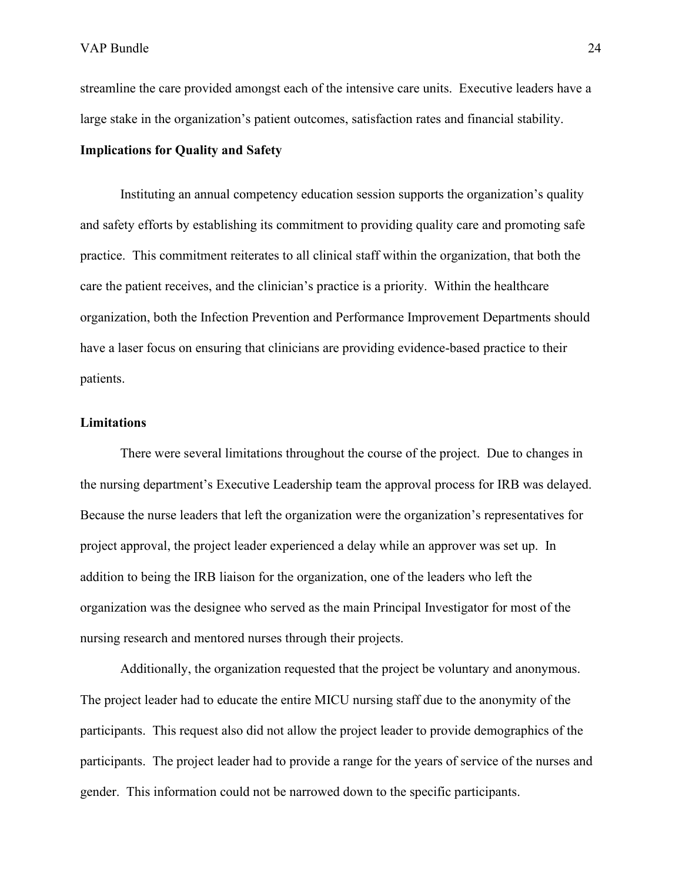streamline the care provided amongst each of the intensive care units. Executive leaders have a large stake in the organization's patient outcomes, satisfaction rates and financial stability.

**Implications for Quality and Safety**

Instituting an annual competency education session supports the organization's quality and safety efforts by establishing its commitment to providing quality care and promoting safe practice. This commitment reiterates to all clinical staff within the organization, that both the care the patient receives, and the clinician's practice is a priority. Within the healthcare organization, both the Infection Prevention and Performance Improvement Departments should have a laser focus on ensuring that clinicians are providing evidence-based practice to their patients.

**Limitations**

There were several limitations throughout the course of the project. Due to changes in the nursing department's Executive Leadership team the approval process for IRB was delayed. Because the nurse leaders that left the organization were the organization's representatives for project approval, the project leader experienced a delay while an approver was set up. In addition to being the IRB liaison for the organization, one of the leaders who left the organization was the designee who served as the main Principal Investigator for most of the nursing research and mentored nurses through their projects.

Additionally, the organization requested that the project be voluntary and anonymous. The project leader had to educate the entire MICU nursing staff due to the anonymity of the participants. This request also did not allow the project leader to provide demographics of the participants. The project leader had to provide a range for the years of service of the nurses and gender. This information could not be narrowed down to the specific participants.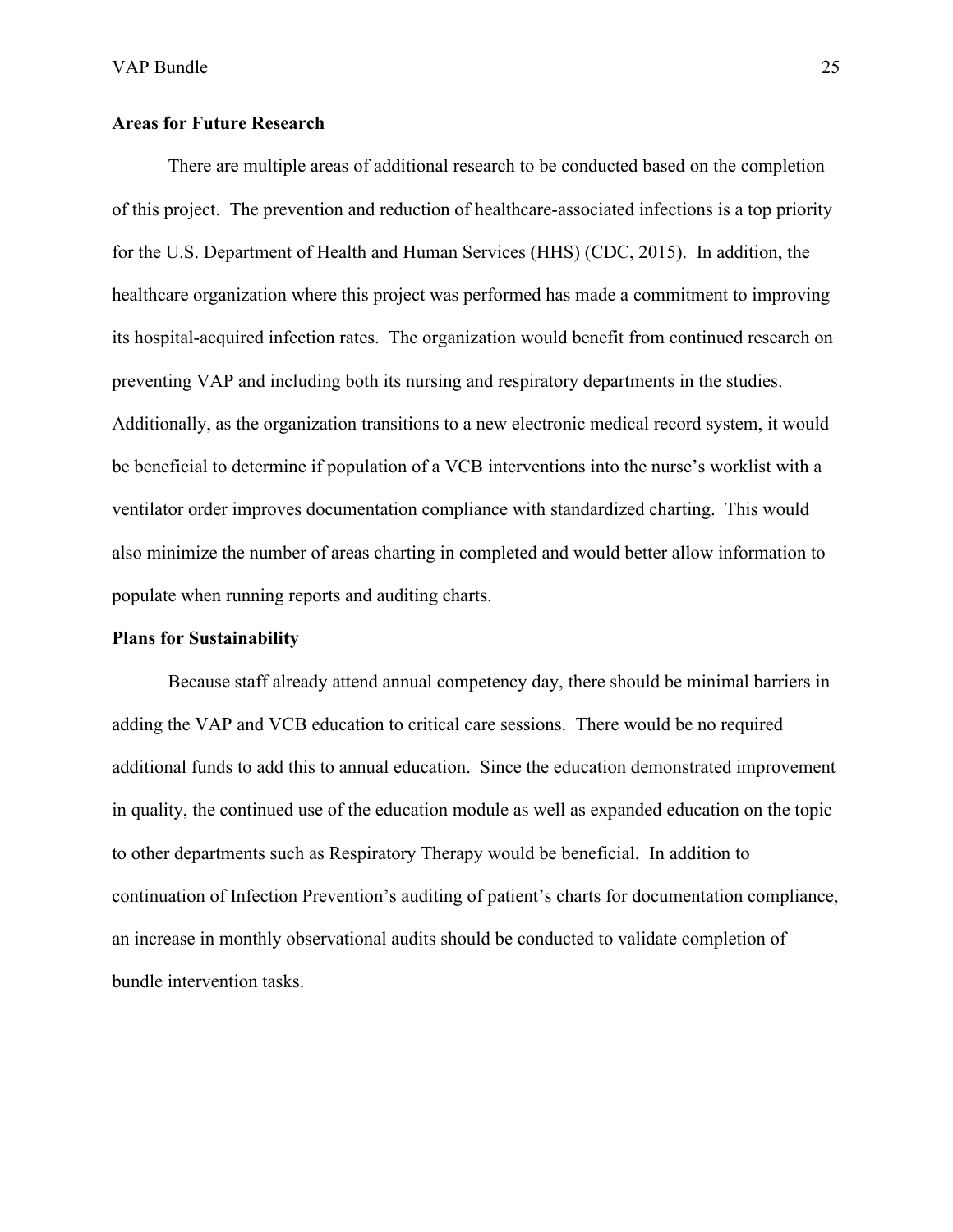**Areas for Future Research**

There are multiple areas of additional research to be conducted based on the completion of this project. The prevention and reduction of healthcare-associated infections is a top priority for the U.S. Department of Health and Human Services (HHS) (CDC, 2015). In addition, the healthcare organization where this project was performed has made a commitment to improving its hospital-acquired infection rates. The organization would benefit from continued research on preventing VAP and including both its nursing and respiratory departments in the studies. Additionally, as the organization transitions to a new electronic medical record system, it would be beneficial to determine if population of a VCB interventions into the nurse's worklist with a ventilator order improves documentation compliance with standardized charting. This would also minimize the number of areas charting in completed and would better allow information to populate when running reports and auditing charts.

**Plans for Sustainability**

Because staff already attend annual competency day, there should be minimal barriers in adding the VAP and VCB education to critical care sessions. There would be no required additional funds to add this to annual education. Since the education demonstrated improvement in quality, the continued use of the education module as well as expanded education on the topic to other departments such as Respiratory Therapy would be beneficial. In addition to continuation of Infection Prevention's auditing of patient's charts for documentation compliance, an increase in monthly observational audits should be conducted to validate completion of bundle intervention tasks.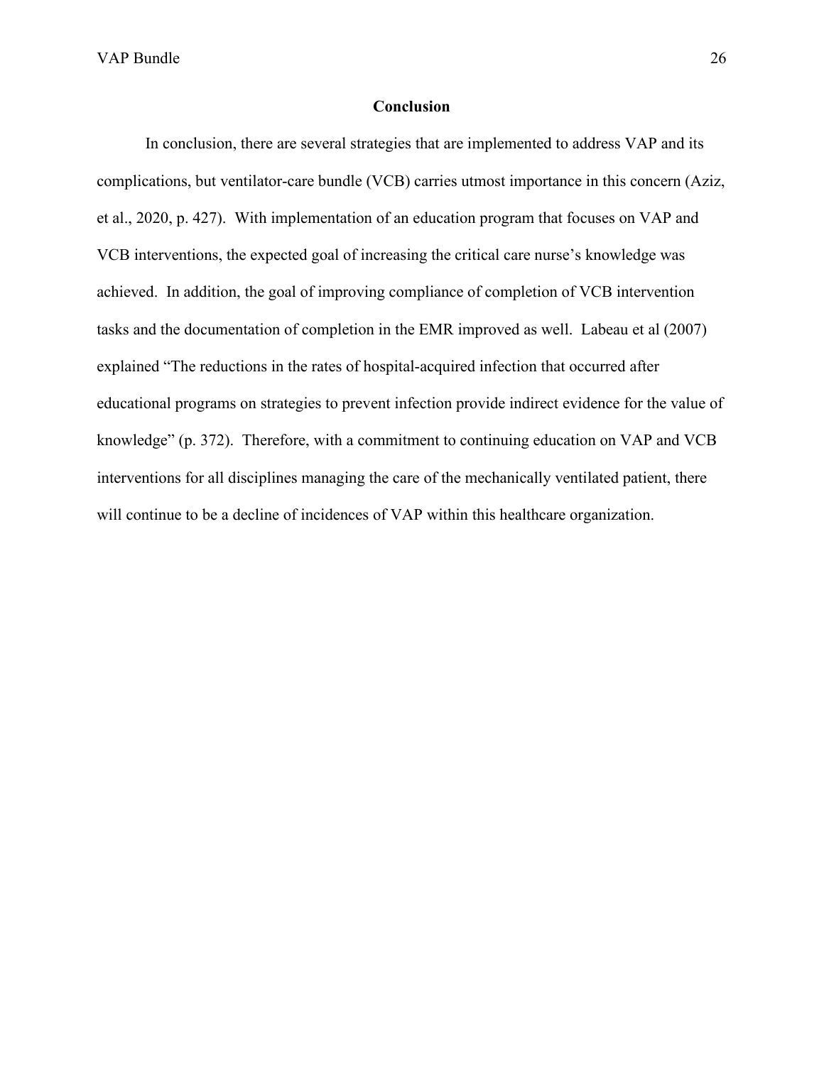## Conclusion

In conclusion, there are several strategies that are implemented to address VAP and its complications, but ventilator-care bundle (VCB) carries utmost importance in this concern (Aziz, et al., 2020, p. 427). With implementation of an education program that focuses on VAP and VCB interventions, the expected goal of increasing the critical care nurse's knowledge was achieved. In addition, the goal of improving compliance of completion of VCB intervention tasks and the documentation of completion in the EMR improved as well. Labeau et al (2007) explained "The reductions in the rates of hospital-acquired infection that occurred after educational programs on strategies to prevent infection provide indirect evidence for the value of knowledge" (p. 372). Therefore, with a commitment to continuing education on VAP and VCB interventions for all disciplines managing the care of the mechanically ventilated patient, there will continue to be a decline of incidences of VAP within this healthcare organization.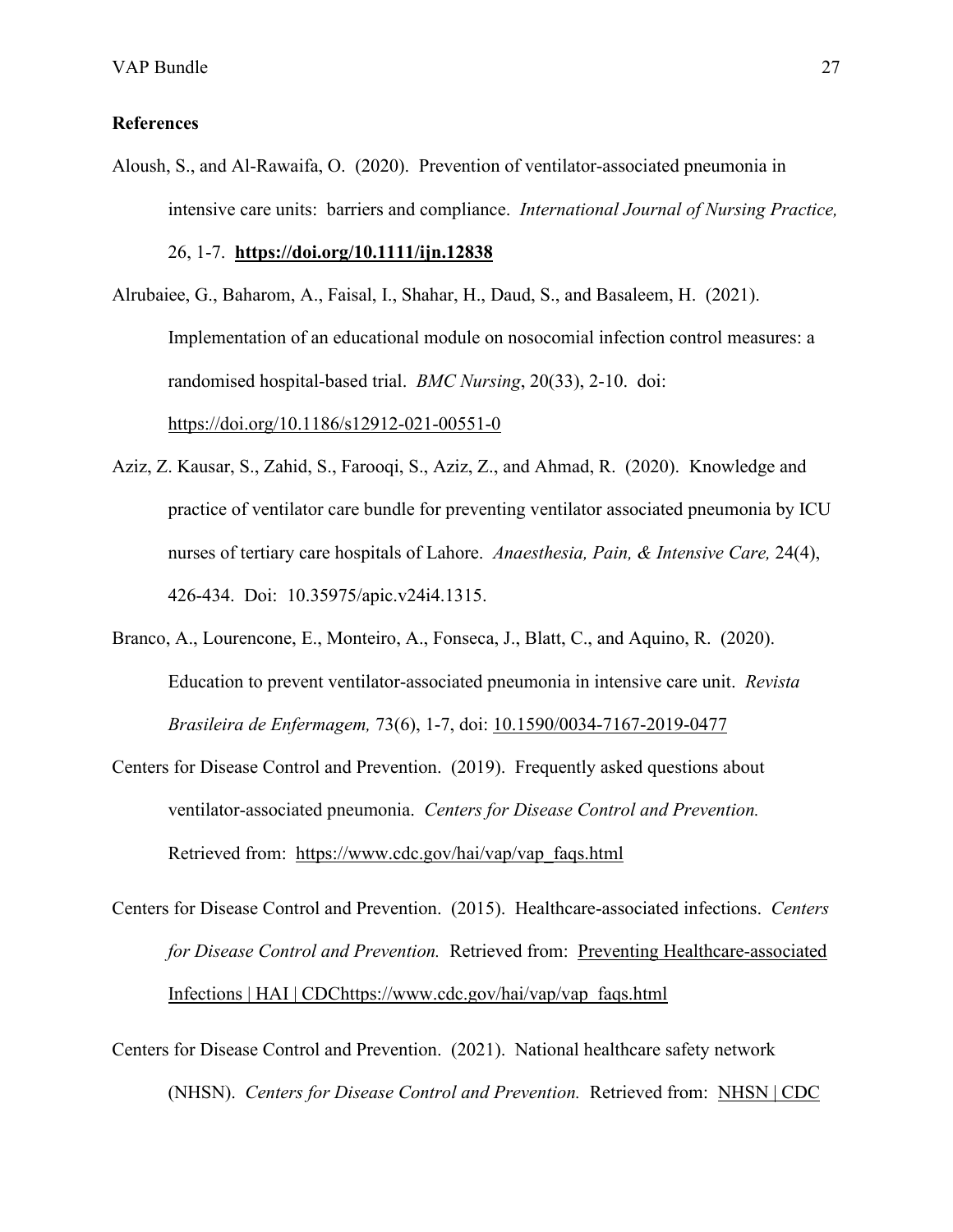**References**

Aloush, S., and Al-Rawaifa, O. (2020). Prevention of ventilator-associated pneumonia in intensive care units: barriers and compliance. *International Journal of Nursing Practice,* 26, 1-7. **https://doi.org/10.1111/ijn.12838**

Alrubaiee, G., Baharom, A., Faisal, I., Shahar, H., Daud, S., and Basaleem, H. (2021). Implementation of an educational module on nosocomial infection control measures: a randomised hospital-based trial. *BMC Nursing*, 20(33), 2-10. doi: https://doi.org/10.1186/s12912-021-00551-0

Aziz, Z. Kausar, S., Zahid, S., Farooqi, S., Aziz, Z., and Ahmad, R. (2020). Knowledge and practice of ventilator care bundle for preventing ventilator associated pneumonia by ICU nurses of tertiary care hospitals of Lahore. *Anaesthesia, Pain, & Intensive Care,* 24(4), 426-434. Doi: 10.35975/apic.v24i4.1315.

Branco, A., Lourencone, E., Monteiro, A., Fonseca, J., Blatt, C., and Aquino, R. (2020). Education to prevent ventilator-associated pneumonia in intensive care unit. *Revista Brasileira de Enfermagem,* 73(6), 1-7, doi: 10.1590/0034-7167-2019-0477

Centers for Disease Control and Prevention. (2019). Frequently asked questions about ventilator-associated pneumonia. *Centers for Disease Control and Prevention.* Retrieved from: https://www.cdc.gov/hai/vap/vap_faqs.html

Centers for Disease Control and Prevention. (2015). Healthcare-associated infections. *Centers for Disease Control and Prevention.* Retrieved from: Preventing Healthcare-associated Infections | HAI | CDChttps://www.cdc.gov/hai/vap/vap_faqs.html

Centers for Disease Control and Prevention. (2021). National healthcare safety network (NHSN). *Centers for Disease Control and Prevention.* Retrieved from: NHSN | CDC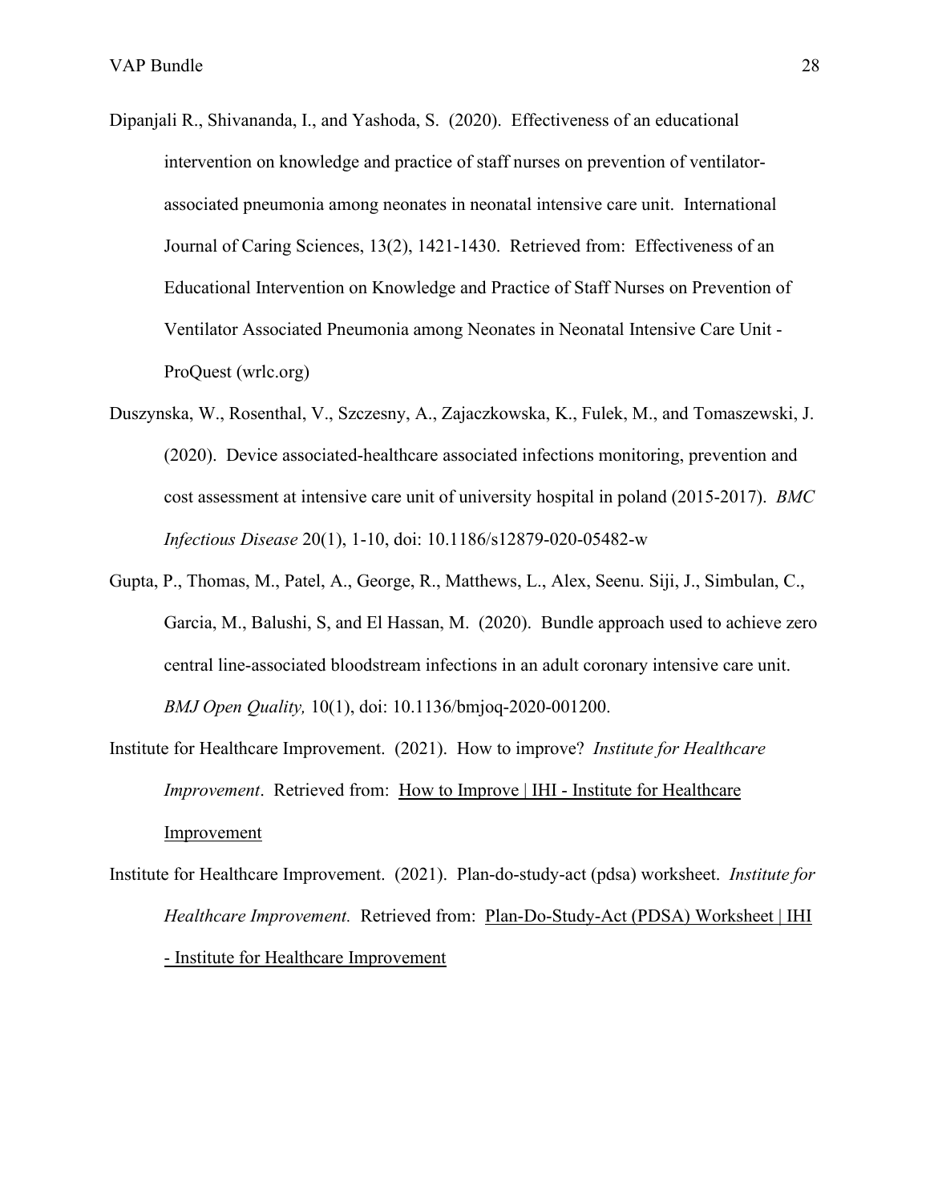Dipanjali R., Shivananda, I., and Yashoda, S. (2020). Effectiveness of an educational intervention on knowledge and practice of staff nurses on prevention of ventilator-associated pneumonia among neonates in neonatal intensive care unit. International Journal of Caring Sciences, 13(2), 1421-1430. Retrieved from: Effectiveness of an Educational Intervention on Knowledge and Practice of Staff Nurses on Prevention of Ventilator Associated Pneumonia among Neonates in Neonatal Intensive Care Unit - ProQuest (wrlc.org)

Duszynska, W., Rosenthal, V., Szczesny, A., Zajaczkowska, K., Fulek, M., and Tomaszewski, J. (2020). Device associated-healthcare associated infections monitoring, prevention and cost assessment at intensive care unit of university hospital in poland (2015-2017). *BMC Infectious Disease* 20(1), 1-10, doi: 10.1186/s12879-020-05482-w

Gupta, P., Thomas, M., Patel, A., George, R., Matthews, L., Alex, Seenu. Siji, J., Simbulan, C., Garcia, M., Balushi, S, and El Hassan, M. (2020). Bundle approach used to achieve zero central line-associated bloodstream infections in an adult coronary intensive care unit. *BMJ Open Quality,* 10(1), doi: 10.1136/bmjoq-2020-001200.

Institute for Healthcare Improvement. (2021). How to improve? *Institute for Healthcare Improvement*. Retrieved from: How to Improve | IHI - Institute for Healthcare Improvement

Institute for Healthcare Improvement. (2021). Plan-do-study-act (pdsa) worksheet. *Institute for Healthcare Improvement.* Retrieved from: Plan-Do-Study-Act (PDSA) Worksheet | IHI - Institute for Healthcare Improvement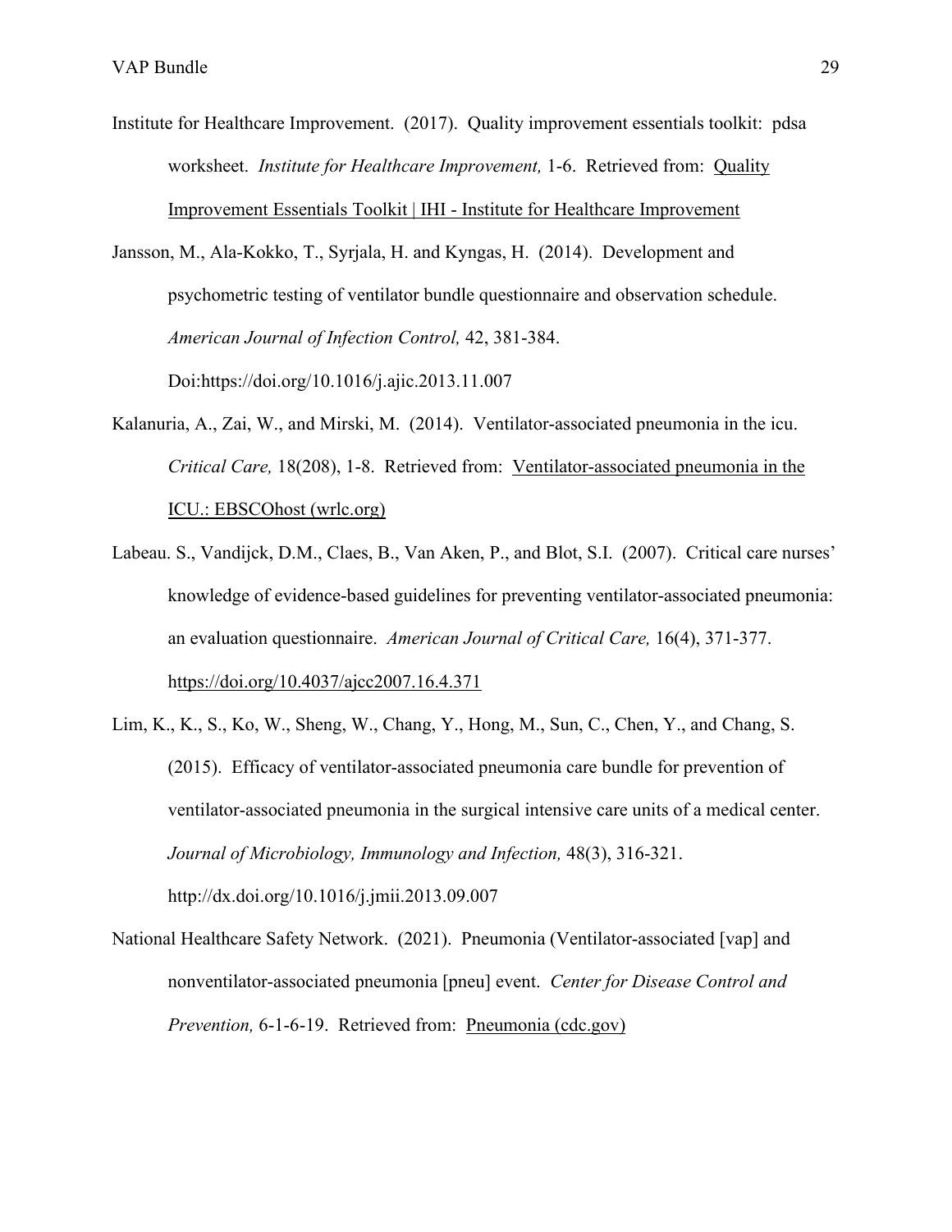Institute for Healthcare Improvement. (2017). Quality improvement essentials toolkit: pdsa worksheet. *Institute for Healthcare Improvement,* 1-6. Retrieved from: Quality Improvement Essentials Toolkit | IHI - Institute for Healthcare Improvement

Jansson, M., Ala-Kokko, T., Syrjala, H. and Kyngas, H. (2014). Development and psychometric testing of ventilator bundle questionnaire and observation schedule. *American Journal of Infection Control,* 42, 381-384. Doi:https://doi.org/10.1016/j.ajic.2013.11.007

Kalanuria, A., Zai, W., and Mirski, M. (2014). Ventilator-associated pneumonia in the icu. *Critical Care,* 18(208), 1-8. Retrieved from: Ventilator-associated pneumonia in the ICU.: EBSCOhost (wrlc.org)

Labeau. S., Vandijck, D.M., Claes, B., Van Aken, P., and Blot, S.I. (2007). Critical care nurses' knowledge of evidence-based guidelines for preventing ventilator-associated pneumonia: an evaluation questionnaire. *American Journal of Critical Care,* 16(4), 371-377. https://doi.org/10.4037/ajcc2007.16.4.371

Lim, K., K., S., Ko, W., Sheng, W., Chang, Y., Hong, M., Sun, C., Chen, Y., and Chang, S. (2015). Efficacy of ventilator-associated pneumonia care bundle for prevention of ventilator-associated pneumonia in the surgical intensive care units of a medical center. *Journal of Microbiology, Immunology and Infection,* 48(3), 316-321. http://dx.doi.org/10.1016/j.jmii.2013.09.007

National Healthcare Safety Network. (2021). Pneumonia (Ventilator-associated [vap] and nonventilator-associated pneumonia [pneu] event. *Center for Disease Control and Prevention,* 6-1-6-19. Retrieved from: Pneumonia (cdc.gov)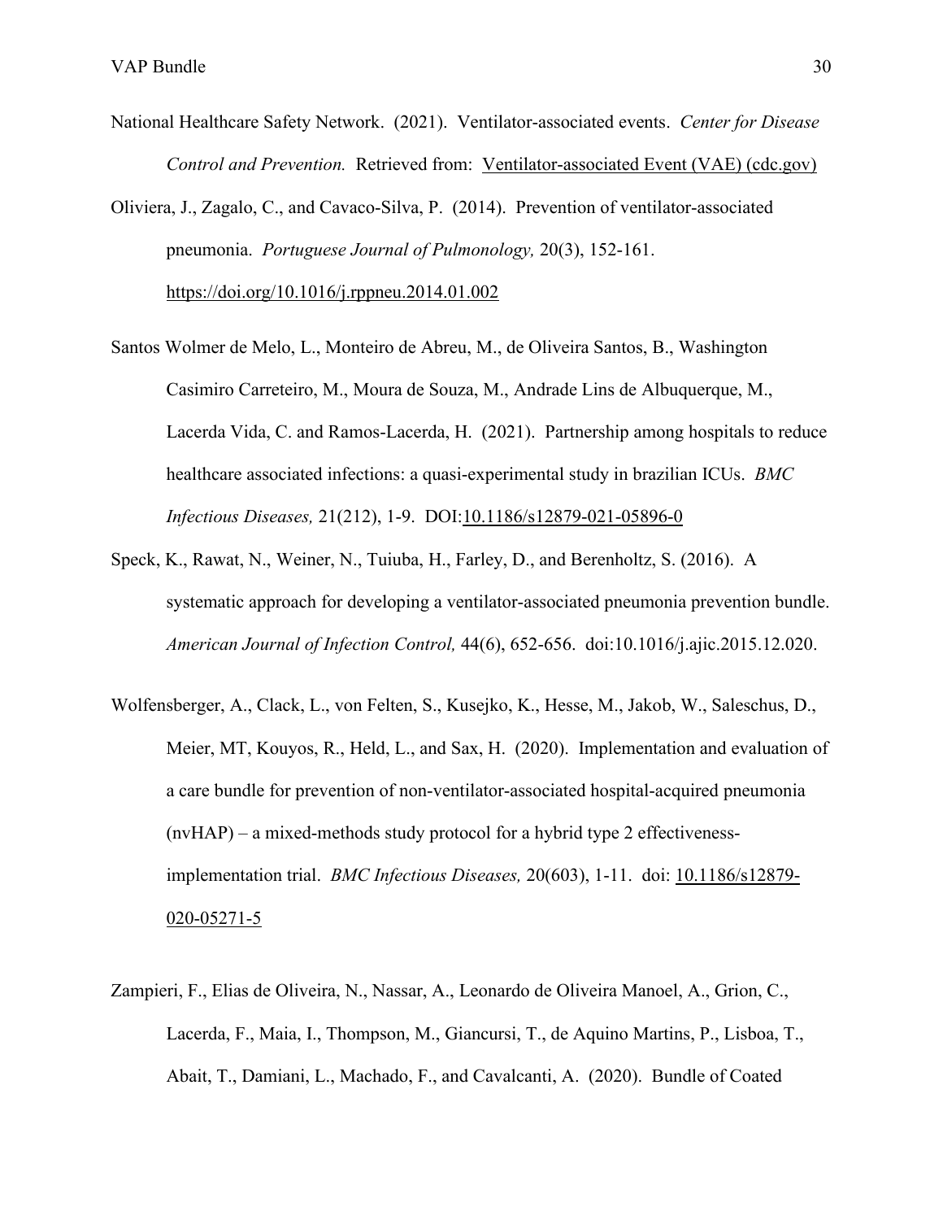National Healthcare Safety Network. (2021). Ventilator-associated events. *Center for Disease Control and Prevention.* Retrieved from: Ventilator-associated Event (VAE) (cdc.gov)

Oliviera, J., Zagalo, C., and Cavaco-Silva, P. (2014). Prevention of ventilator-associated pneumonia. *Portuguese Journal of Pulmonology,* 20(3), 152-161. https://doi.org/10.1016/j.rppneu.2014.01.002

Santos Wolmer de Melo, L., Monteiro de Abreu, M., de Oliveira Santos, B., Washington Casimiro Carreteiro, M., Moura de Souza, M., Andrade Lins de Albuquerque, M., Lacerda Vida, C. and Ramos-Lacerda, H. (2021). Partnership among hospitals to reduce healthcare associated infections: a quasi-experimental study in brazilian ICUs. *BMC Infectious Diseases,* 21(212), 1-9. DOI:10.1186/s12879-021-05896-0

Speck, K., Rawat, N., Weiner, N., Tuiuba, H., Farley, D., and Berenholtz, S. (2016). A systematic approach for developing a ventilator-associated pneumonia prevention bundle. *American Journal of Infection Control,* 44(6), 652-656. doi:10.1016/j.ajic.2015.12.020.

Wolfensberger, A., Clack, L., von Felten, S., Kusejko, K., Hesse, M., Jakob, W., Saleschus, D., Meier, MT, Kouyos, R., Held, L., and Sax, H. (2020). Implementation and evaluation of a care bundle for prevention of non-ventilator-associated hospital-acquired pneumonia (nvHAP) – a mixed-methods study protocol for a hybrid type 2 effectiveness-implementation trial. *BMC Infectious Diseases,* 20(603), 1-11. doi: 10.1186/s12879-020-05271-5

Zampieri, F., Elias de Oliveira, N., Nassar, A., Leonardo de Oliveira Manoel, A., Grion, C., Lacerda, F., Maia, I., Thompson, M., Giancursi, T., de Aquino Martins, P., Lisboa, T., Abait, T., Damiani, L., Machado, F., and Cavalcanti, A. (2020). Bundle of Coated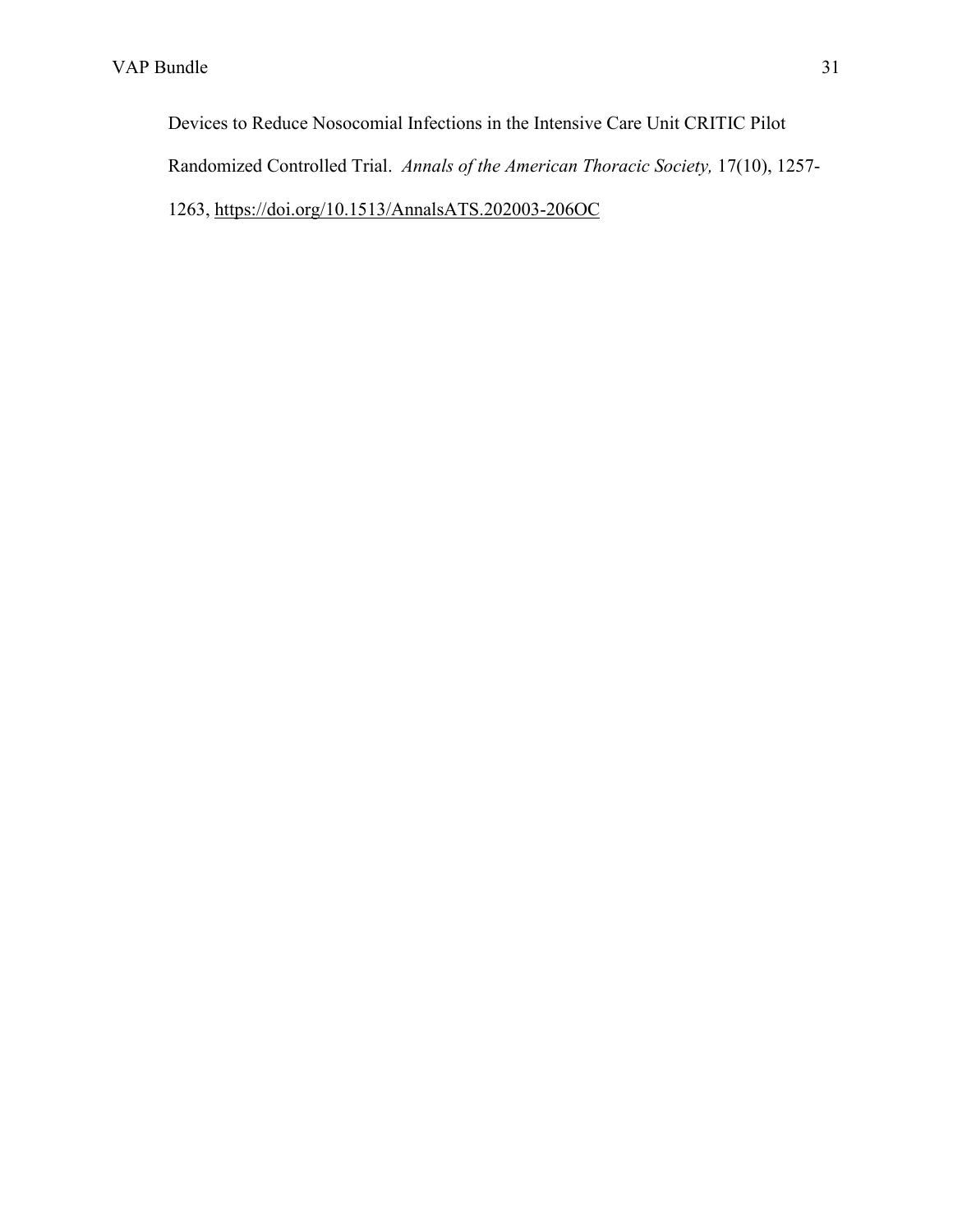Devices to Reduce Nosocomial Infections in the Intensive Care Unit CRITIC Pilot Randomized Controlled Trial. *Annals of the American Thoracic Society,* 17(10), 1257-1263, https://doi.org/10.1513/AnnalsATS.202003-206OC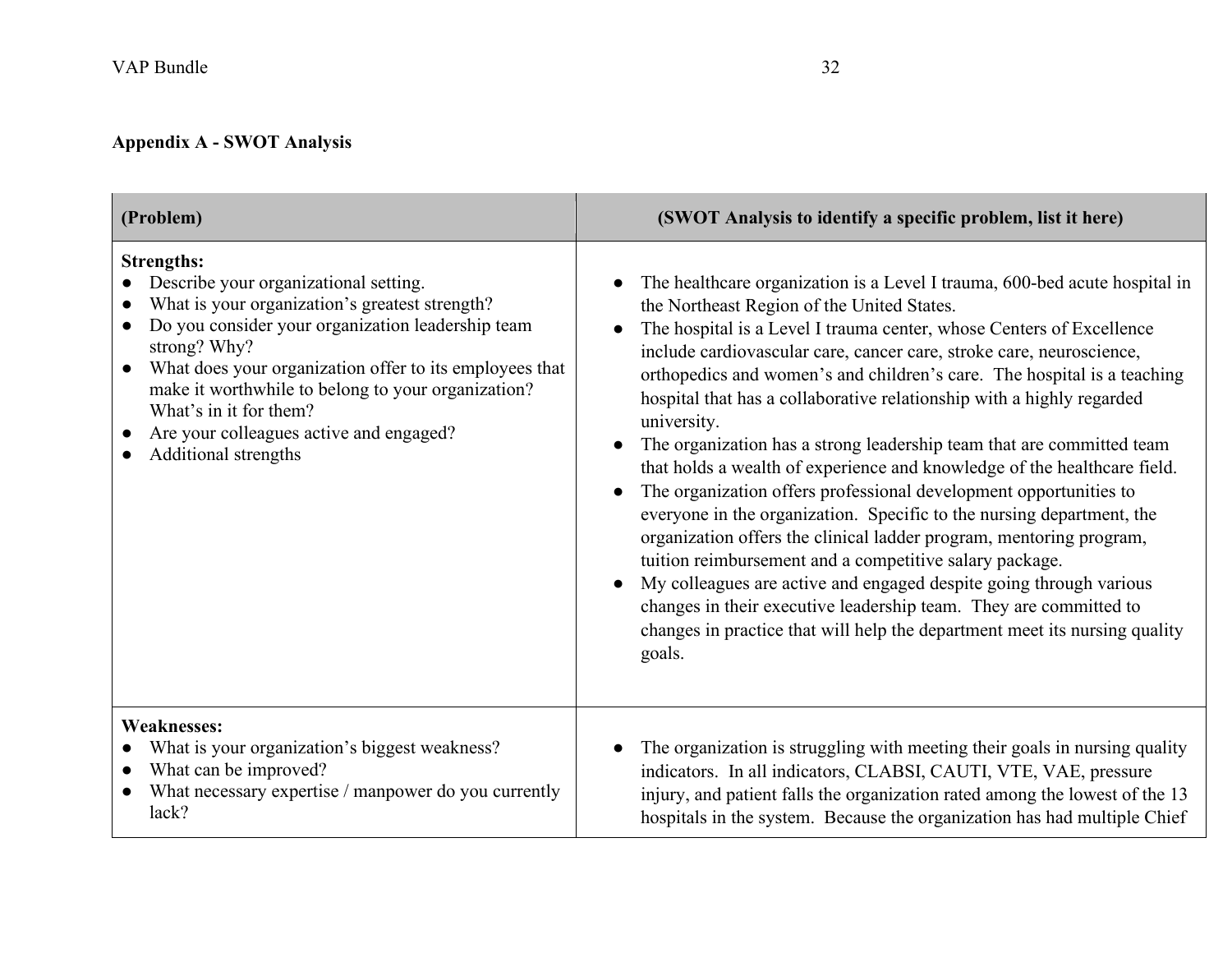**Appendix A - SWOT Analysis**

| (Problem) | (SWOT Analysis to identify a specific problem, list it here) |
| --- | --- |
| **Strengths:**<br>● Describe your organizational setting.<br>● What is your organization's greatest strength?<br>● Do you consider your organization leadership team strong? Why?<br>● What does your organization offer to its employees that make it worthwhile to belong to your organization? What's in it for them?<br>● Are your colleagues active and engaged?<br>● Additional strengths | ● The healthcare organization is a Level I trauma, 600-bed acute hospital in the Northeast Region of the United States.<br>● The hospital is a Level I trauma center, whose Centers of Excellence include cardiovascular care, cancer care, stroke care, neuroscience, orthopedics and women's and children's care. The hospital is a teaching hospital that has a collaborative relationship with a highly regarded university.<br>● The organization has a strong leadership team that are committed team that holds a wealth of experience and knowledge of the healthcare field.<br>● The organization offers professional development opportunities to everyone in the organization. Specific to the nursing department, the organization offers the clinical ladder program, mentoring program, tuition reimbursement and a competitive salary package.<br>● My colleagues are active and engaged despite going through various changes in their executive leadership team. They are committed to changes in practice that will help the department meet its nursing quality goals. |
| **Weaknesses:**<br>● What is your organization's biggest weakness?<br>● What can be improved?<br>● What necessary expertise / manpower do you currently lack? | ● The organization is struggling with meeting their goals in nursing quality indicators. In all indicators, CLABSI, CAUTI, VTE, VAE, pressure injury, and patient falls the organization rated among the lowest of the 13 hospitals in the system. Because the organization has had multiple Chief |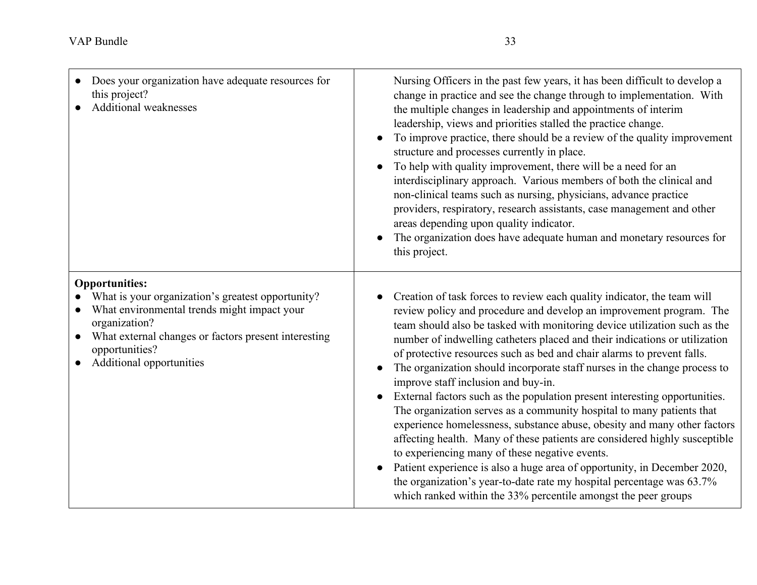| | |
|---|---|
| ● Does your organization have adequate resources for this project?<br>● Additional weaknesses | Nursing Officers in the past few years, it has been difficult to develop a change in practice and see the change through to implementation. With the multiple changes in leadership and appointments of interim leadership, views and priorities stalled the practice change.<br>● To improve practice, there should be a review of the quality improvement structure and processes currently in place.<br>● To help with quality improvement, there will be a need for an interdisciplinary approach. Various members of both the clinical and non-clinical teams such as nursing, physicians, advance practice providers, respiratory, research assistants, case management and other areas depending upon quality indicator.<br>● The organization does have adequate human and monetary resources for this project. |
| **Opportunities:**<br>● What is your organization's greatest opportunity?<br>● What environmental trends might impact your organization?<br>● What external changes or factors present interesting opportunities?<br>● Additional opportunities | ● Creation of task forces to review each quality indicator, the team will review policy and procedure and develop an improvement program. The team should also be tasked with monitoring device utilization such as the number of indwelling catheters placed and their indications or utilization of protective resources such as bed and chair alarms to prevent falls.<br>● The organization should incorporate staff nurses in the change process to improve staff inclusion and buy-in.<br>● External factors such as the population present interesting opportunities. The organization serves as a community hospital to many patients that experience homelessness, substance abuse, obesity and many other factors affecting health. Many of these patients are considered highly susceptible to experiencing many of these negative events.<br>● Patient experience is also a huge area of opportunity, in December 2020, the organization's year-to-date rate my hospital percentage was 63.7% which ranked within the 33% percentile amongst the peer groups |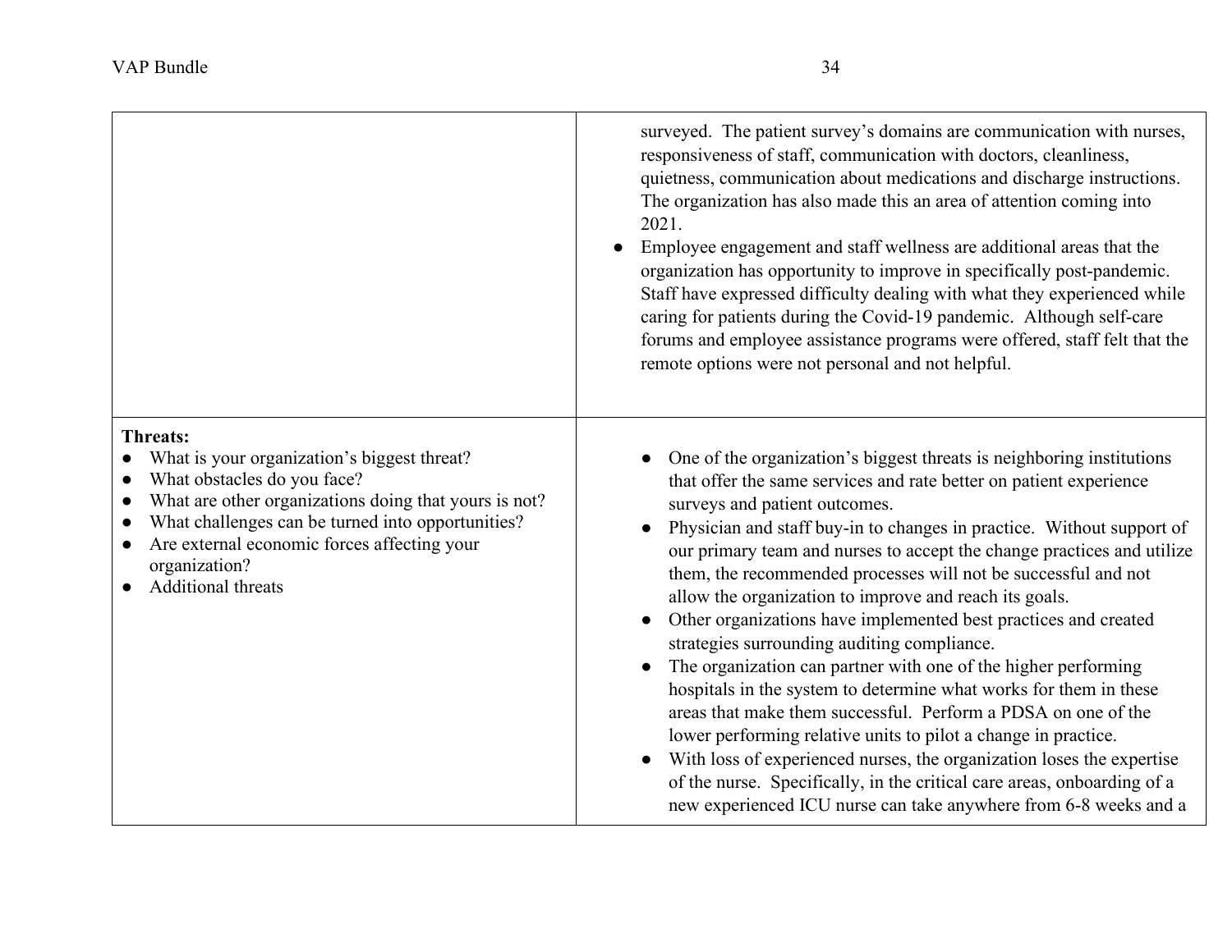| | |
|---|---|
| | surveyed. The patient survey's domains are communication with nurses, responsiveness of staff, communication with doctors, cleanliness, quietness, communication about medications and discharge instructions. The organization has also made this an area of attention coming into 2021.<br>● Employee engagement and staff wellness are additional areas that the organization has opportunity to improve in specifically post-pandemic. Staff have expressed difficulty dealing with what they experienced while caring for patients during the Covid-19 pandemic. Although self-care forums and employee assistance programs were offered, staff felt that the remote options were not personal and not helpful. |
| **Threats:**<br>● What is your organization's biggest threat?<br>● What obstacles do you face?<br>● What are other organizations doing that yours is not?<br>● What challenges can be turned into opportunities?<br>● Are external economic forces affecting your organization?<br>● Additional threats | ● One of the organization's biggest threats is neighboring institutions that offer the same services and rate better on patient experience surveys and patient outcomes.<br>● Physician and staff buy-in to changes in practice. Without support of our primary team and nurses to accept the change practices and utilize them, the recommended processes will not be successful and not allow the organization to improve and reach its goals.<br>● Other organizations have implemented best practices and created strategies surrounding auditing compliance.<br>● The organization can partner with one of the higher performing hospitals in the system to determine what works for them in these areas that make them successful. Perform a PDSA on one of the lower performing relative units to pilot a change in practice.<br>● With loss of experienced nurses, the organization loses the expertise of the nurse. Specifically, in the critical care areas, onboarding of a new experienced ICU nurse can take anywhere from 6-8 weeks and a |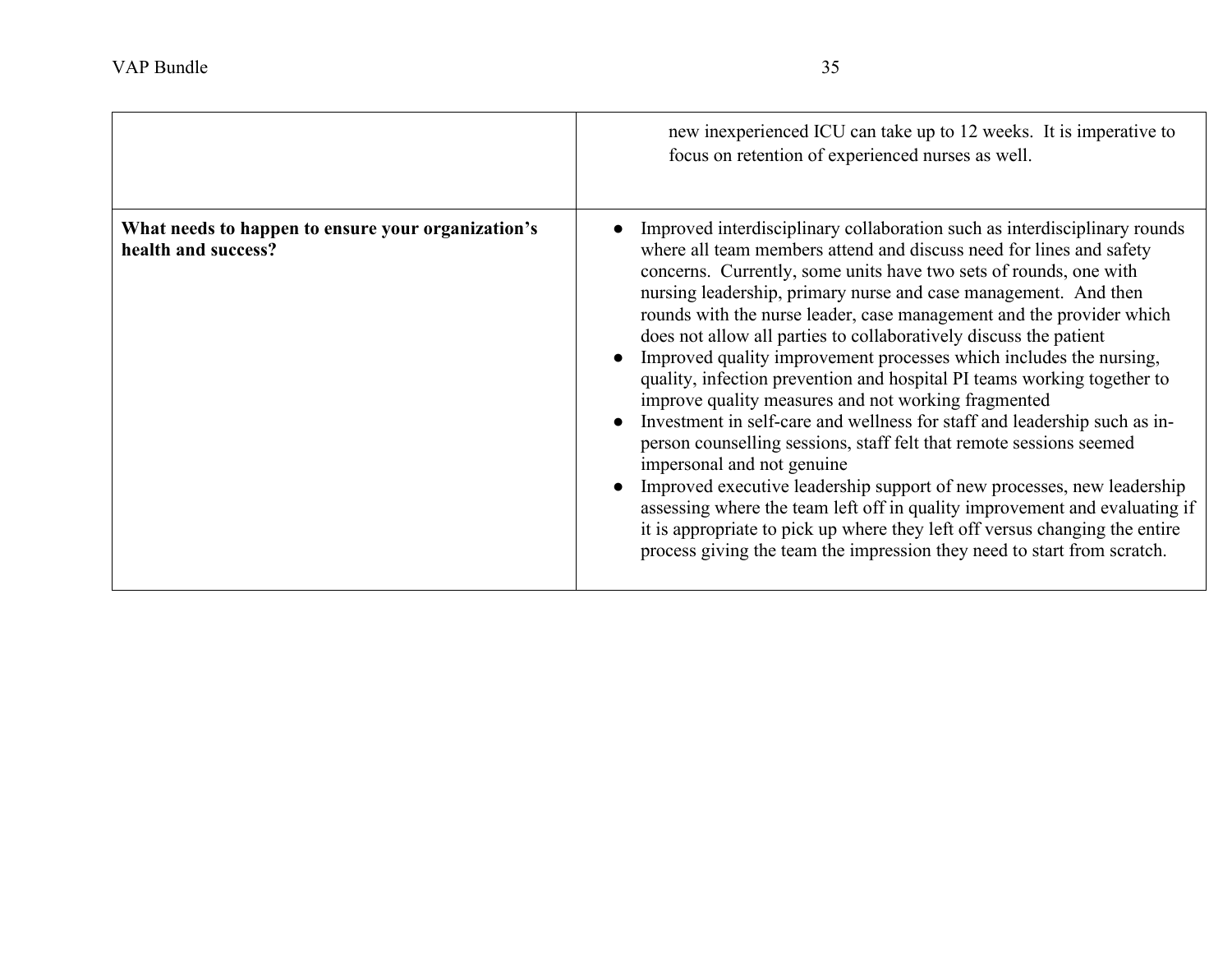| | |
|---|---|
| | new inexperienced ICU can take up to 12 weeks. It is imperative to focus on retention of experienced nurses as well. |
| **What needs to happen to ensure your organization's health and success?** | • Improved interdisciplinary collaboration such as interdisciplinary rounds where all team members attend and discuss need for lines and safety concerns. Currently, some units have two sets of rounds, one with nursing leadership, primary nurse and case management. And then rounds with the nurse leader, case management and the provider which does not allow all parties to collaboratively discuss the patient<br>• Improved quality improvement processes which includes the nursing, quality, infection prevention and hospital PI teams working together to improve quality measures and not working fragmented<br>• Investment in self-care and wellness for staff and leadership such as in-person counselling sessions, staff felt that remote sessions seemed impersonal and not genuine<br>• Improved executive leadership support of new processes, new leadership assessing where the team left off in quality improvement and evaluating if it is appropriate to pick up where they left off versus changing the entire process giving the team the impression they need to start from scratch. |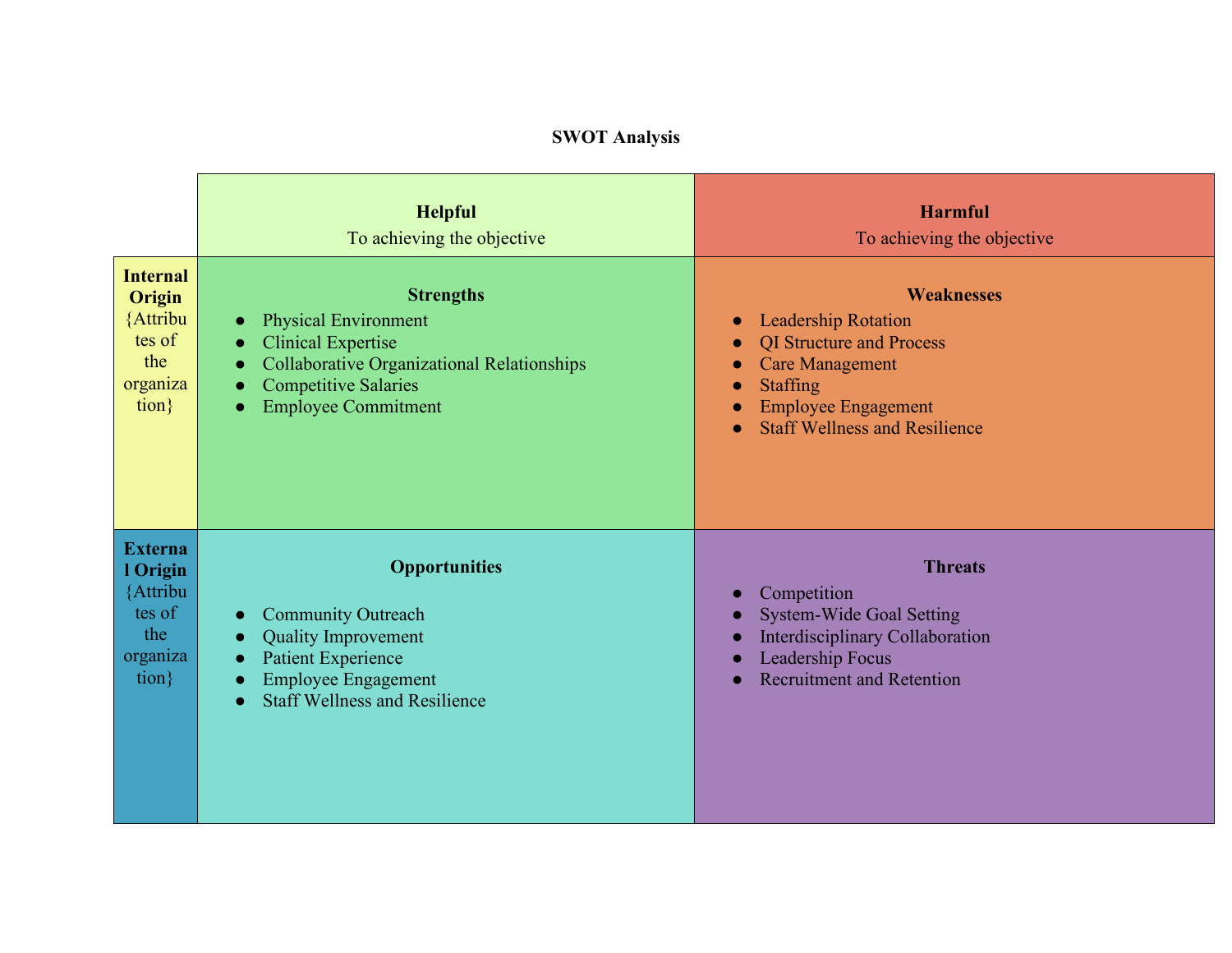**SWOT Analysis**

| | **Helpful**<br>To achieving the objective | **Harmful**<br>To achieving the objective |
|---|---|---|
| **Internal Origin**<br>{Attributes of the organization} | **Strengths**<br>● Physical Environment<br>● Clinical Expertise<br>● Collaborative Organizational Relationships<br>● Competitive Salaries<br>● Employee Commitment | **Weaknesses**<br>● Leadership Rotation<br>● QI Structure and Process<br>● Care Management<br>● Staffing<br>● Employee Engagement<br>● Staff Wellness and Resilience |
| **External Origin**<br>{Attributes of the organization} | **Opportunities**<br>● Community Outreach<br>● Quality Improvement<br>● Patient Experience<br>● Employee Engagement<br>● Staff Wellness and Resilience | **Threats**<br>● Competition<br>● System-Wide Goal Setting<br>● Interdisciplinary Collaboration<br>● Leadership Focus<br>● Recruitment and Retention |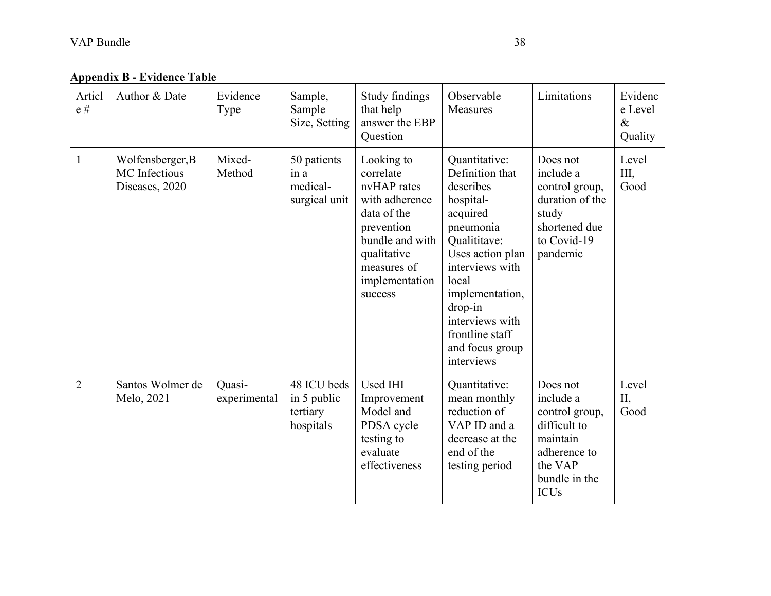**Appendix B - Evidence Table**

| Article # | Author & Date | Evidence Type | Sample, Sample Size, Setting | Study findings that help answer the EBP Question | Observable Measures | Limitations | Evidence Level & Quality |
|---|---|---|---|---|---|---|---|
| 1 | Wolfensberger,B MC Infectious Diseases, 2020 | Mixed-Method | 50 patients in a medical-surgical unit | Looking to correlate nvHAP rates with adherence data of the prevention bundle and with qualitative measures of implementation success | Quantitative: Definition that describes hospital-acquired pneumonia Qualititave: Uses action plan interviews with local implementation, drop-in interviews with frontline staff and focus group interviews | Does not include a control group, duration of the study shortened due to Covid-19 pandemic | Level III, Good |
| 2 | Santos Wolmer de Melo, 2021 | Quasi-experimental | 48 ICU beds in 5 public tertiary hospitals | Used IHI Improvement Model and PDSA cycle testing to evaluate effectiveness | Quantitative: mean monthly reduction of VAP ID and a decrease at the end of the testing period | Does not include a control group, difficult to maintain adherence to the VAP bundle in the ICUs | Level II, Good |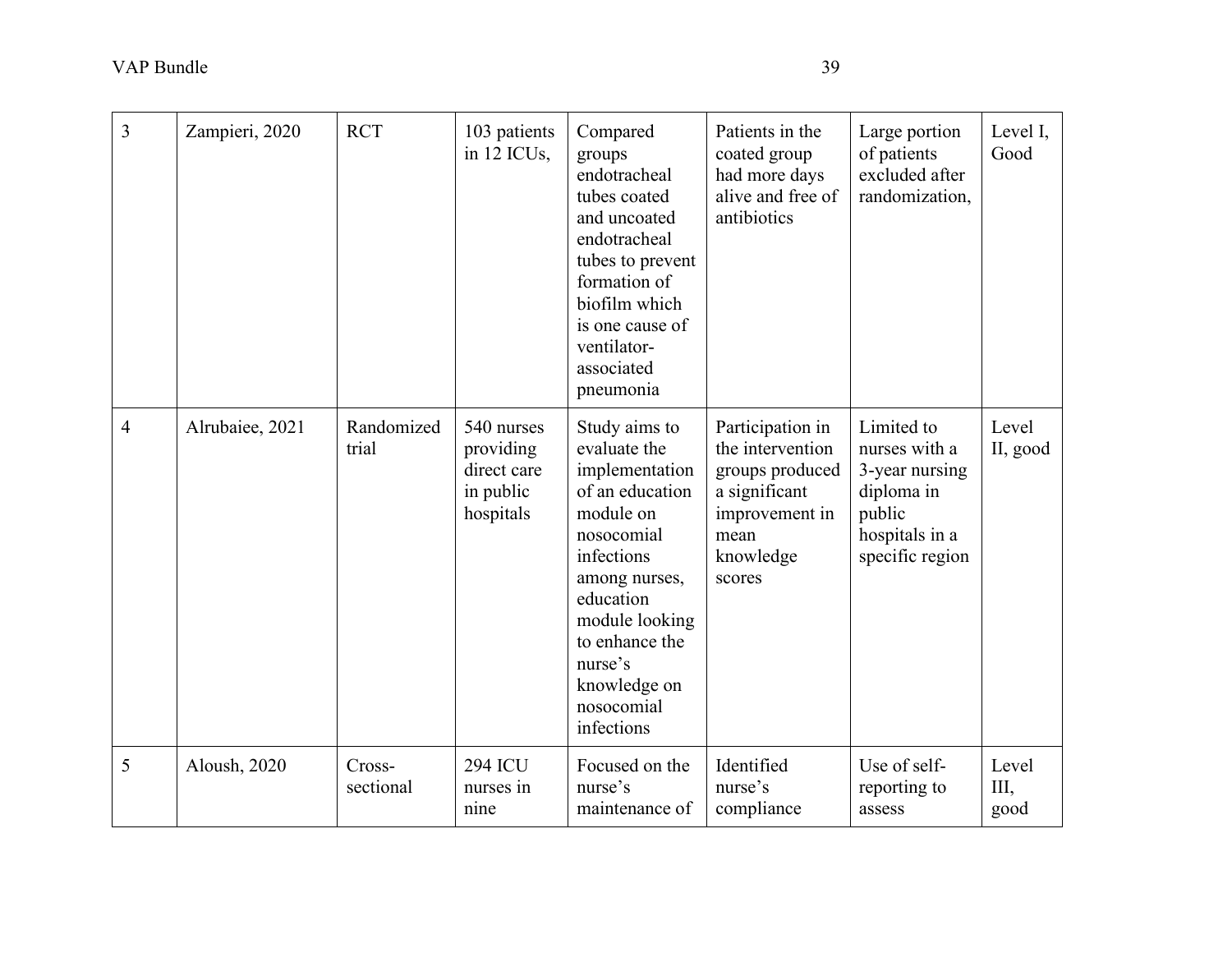| 3 | Zampieri, 2020 | RCT | 103 patients in 12 ICUs, | Compared groups endotracheal tubes coated and uncoated endotracheal tubes to prevent formation of biofilm which is one cause of ventilator-associated pneumonia | Patients in the coated group had more days alive and free of antibiotics | Large portion of patients excluded after randomization, | Level I, Good |
|---|---|---|---|---|---|---|---|
| 4 | Alrubaiee, 2021 | Randomized trial | 540 nurses providing direct care in public hospitals | Study aims to evaluate the implementation of an education module on nosocomial infections among nurses, education module looking to enhance the nurse's knowledge on nosocomial infections | Participation in the intervention groups produced a significant improvement in mean knowledge scores | Limited to nurses with a 3-year nursing diploma in public hospitals in a specific region | Level II, good |
| 5 | Aloush, 2020 | Cross-sectional | 294 ICU nurses in nine | Focused on the nurse's maintenance of | Identified nurse's compliance | Use of self-reporting to assess | Level III, good |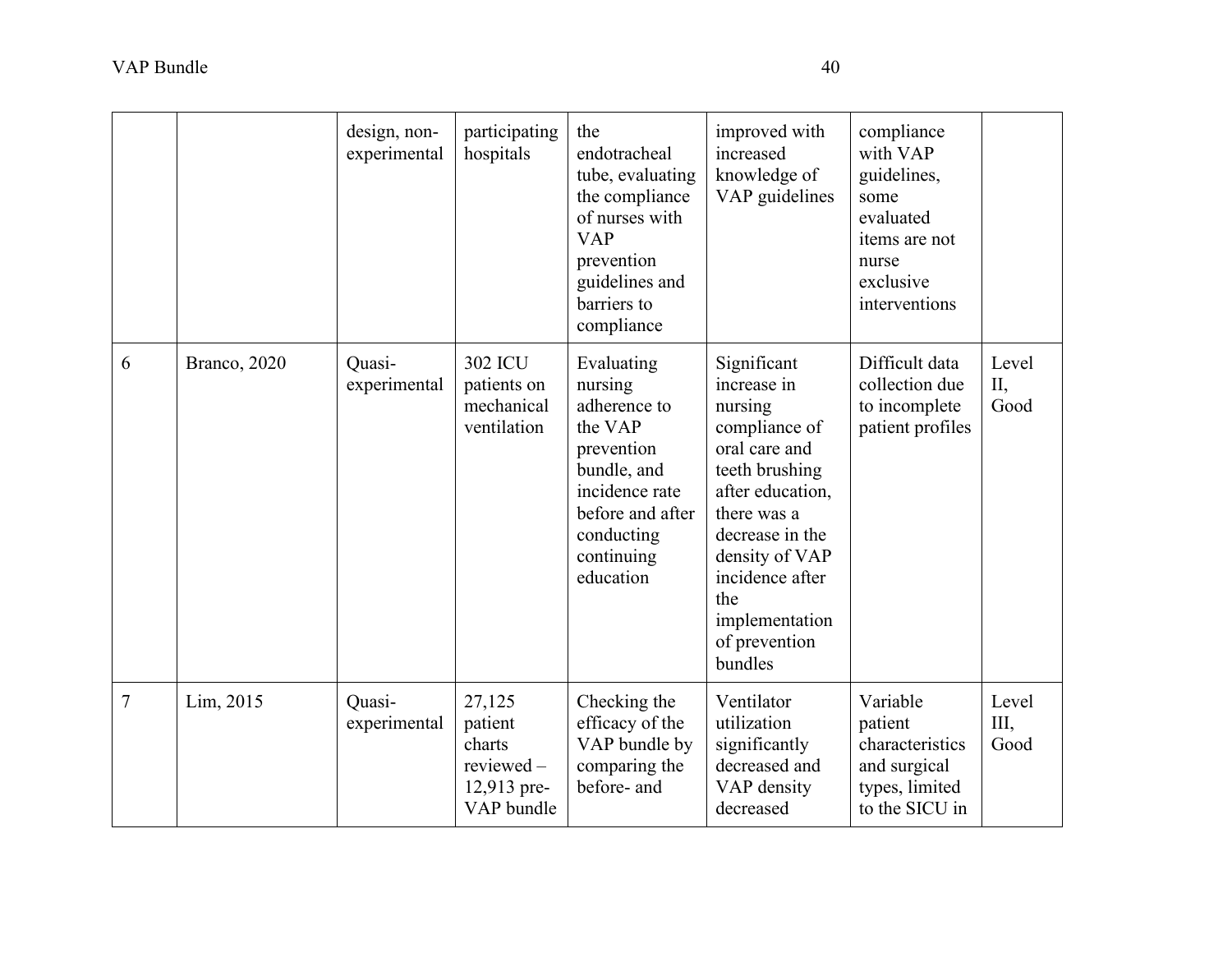| | | design, non-experimental | participating hospitals | the endotracheal tube, evaluating the compliance of nurses with VAP prevention guidelines and barriers to compliance | improved with increased knowledge of VAP guidelines | compliance with VAP guidelines, some evaluated items are not nurse exclusive interventions | |
|---|---|---|---|---|---|---|---|
| 6 | Branco, 2020 | Quasi-experimental | 302 ICU patients on mechanical ventilation | Evaluating nursing adherence to the VAP prevention bundle, and incidence rate before and after conducting continuing education | Significant increase in nursing compliance of oral care and teeth brushing after education, there was a decrease in the density of VAP incidence after the implementation of prevention bundles | Difficult data collection due to incomplete patient profiles | Level II, Good |
| 7 | Lim, 2015 | Quasi-experimental | 27,125 patient charts reviewed – 12,913 pre-VAP bundle | Checking the efficacy of the VAP bundle by comparing the before- and | Ventilator utilization significantly decreased and VAP density decreased | Variable patient characteristics and surgical types, limited to the SICU in | Level III, Good |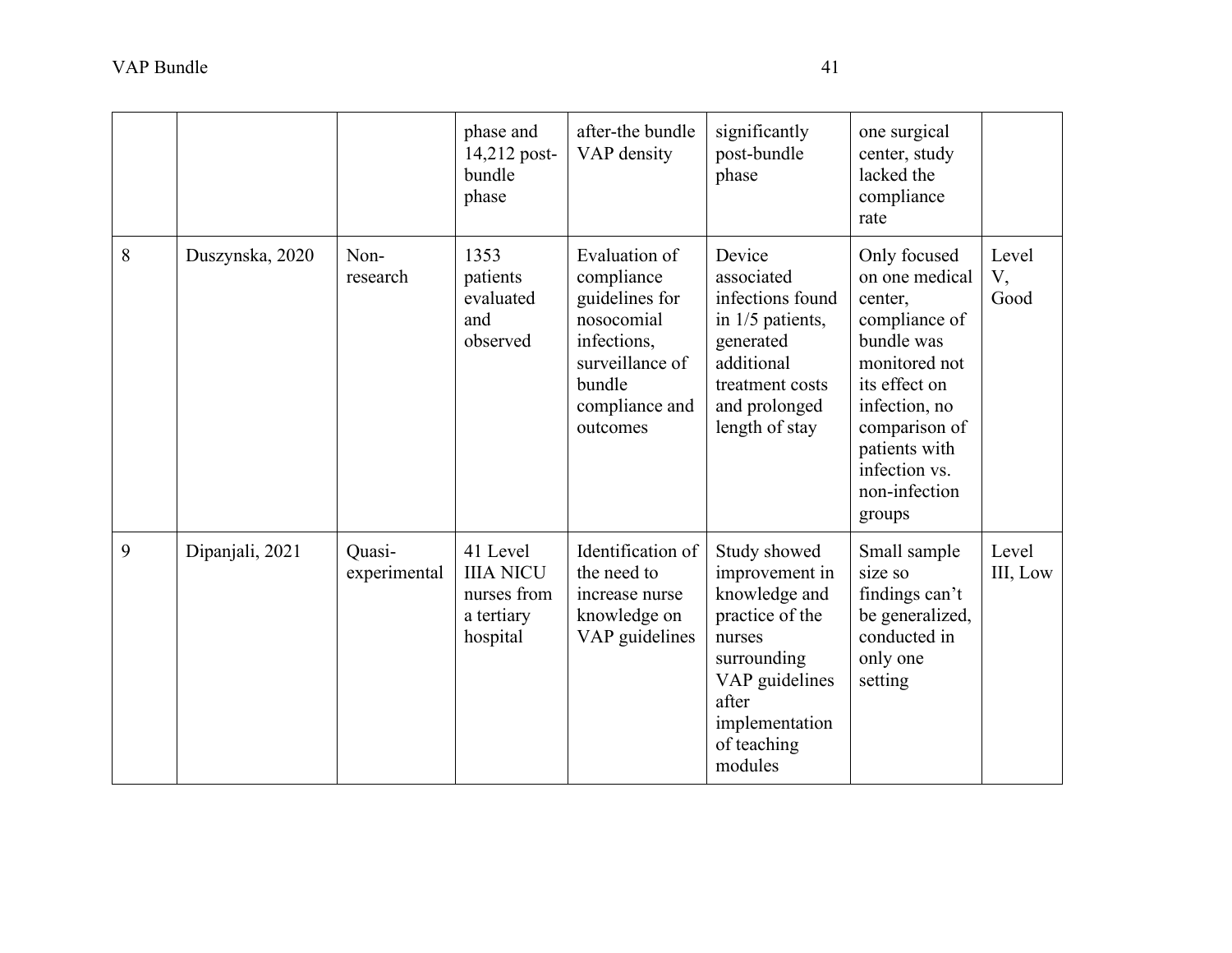| | | | | | | | |
|---|---|---|---|---|---|---|---|
| | | | phase and 14,212 post-bundle phase | after-the bundle VAP density | significantly post-bundle phase | one surgical center, study lacked the compliance rate | |
| 8 | Duszynska, 2020 | Non-research | 1353 patients evaluated and observed | Evaluation of compliance guidelines for nosocomial infections, surveillance of bundle compliance and outcomes | Device associated infections found in 1/5 patients, generated additional treatment costs and prolonged length of stay | Only focused on one medical center, compliance of bundle was monitored not its effect on infection, no comparison of patients with infection vs. non-infection groups | Level V, Good |
| 9 | Dipanjali, 2021 | Quasi-experimental | 41 Level IIIA NICU nurses from a tertiary hospital | Identification of the need to increase nurse knowledge on VAP guidelines | Study showed improvement in knowledge and practice of the nurses surrounding VAP guidelines after implementation of teaching modules | Small sample size so findings can't be generalized, conducted in only one setting | Level III, Low |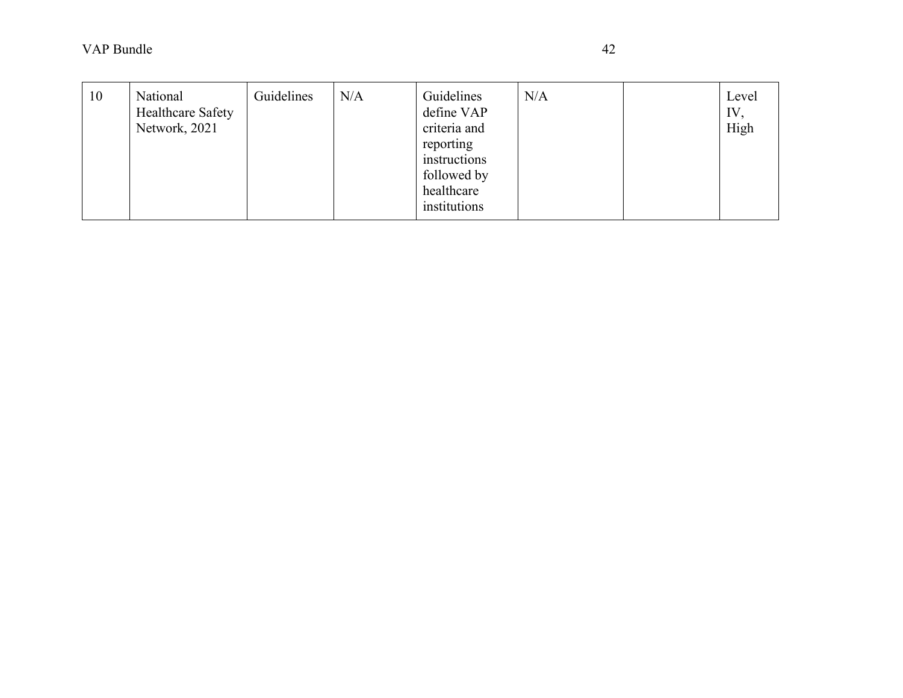| | | | | | | | |
|---|---|---|---|---|---|---|---|
| 10 | National Healthcare Safety Network, 2021 | Guidelines | N/A | Guidelines define VAP criteria and reporting instructions followed by healthcare institutions | N/A | | Level IV, High |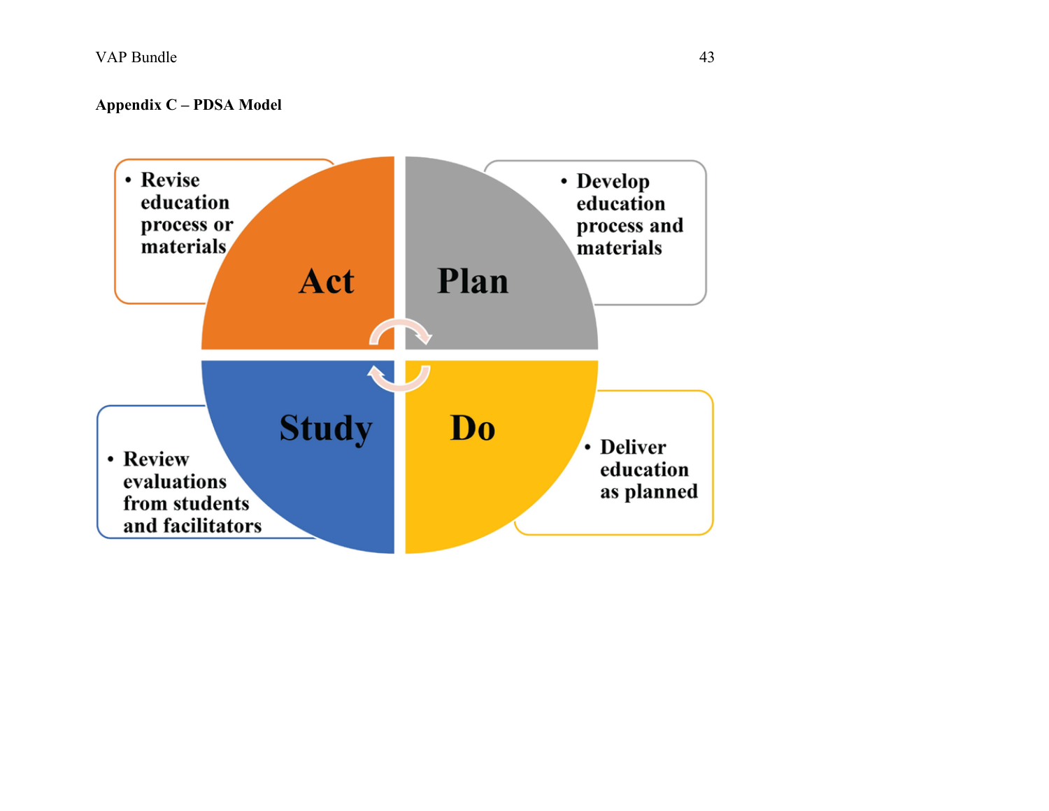**Appendix C – PDSA Model**

**Act**

- Revise education process or materials

**Plan**

- Develop education process and materials

**Do**

- Deliver education as planned

**Study**

- Review evaluations from students and facilitators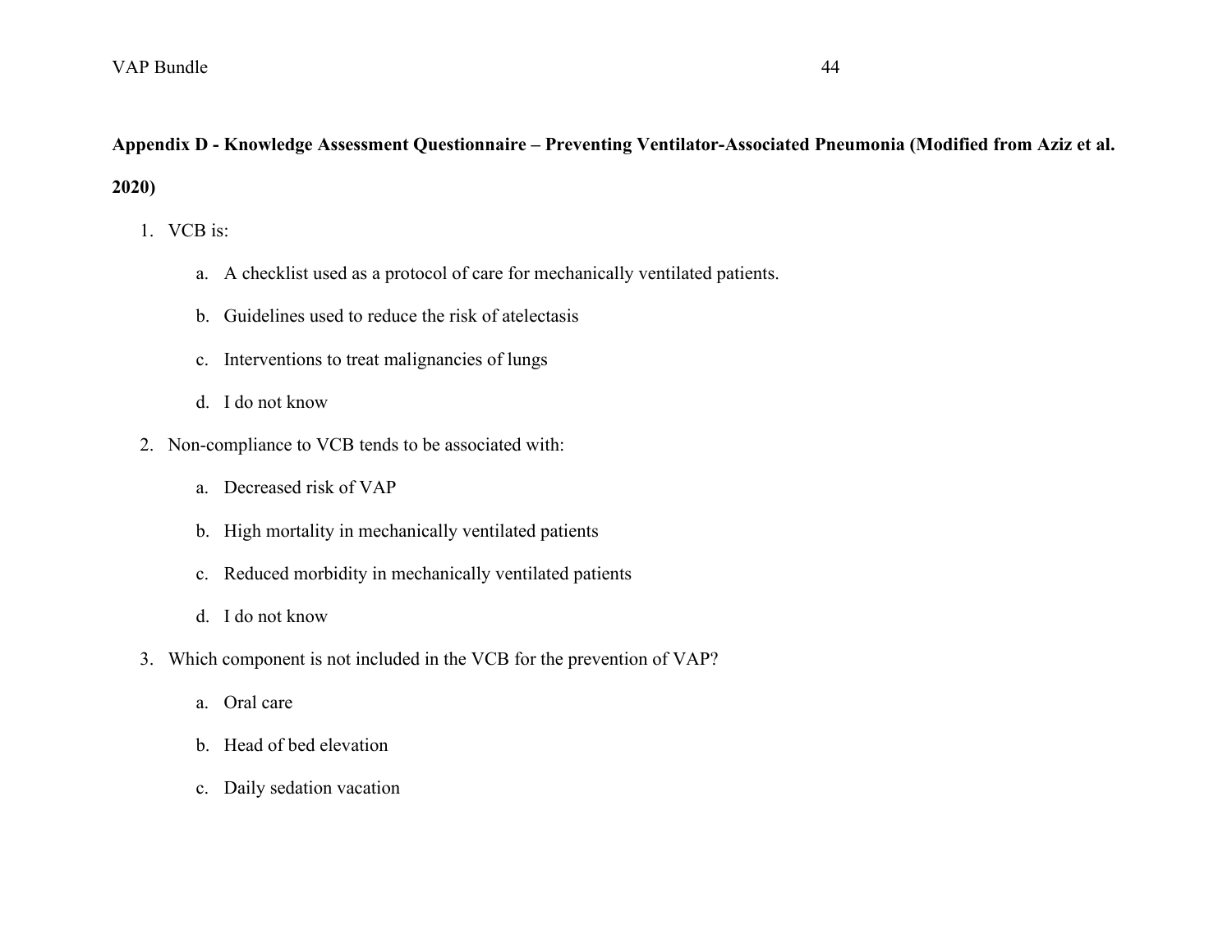**Appendix D - Knowledge Assessment Questionnaire – Preventing Ventilator-Associated Pneumonia (Modified from Aziz et al. 2020)**

1. VCB is:
    a. A checklist used as a protocol of care for mechanically ventilated patients.
    b. Guidelines used to reduce the risk of atelectasis
    c. Interventions to treat malignancies of lungs
    d. I do not know
2. Non-compliance to VCB tends to be associated with:
    a. Decreased risk of VAP
    b. High mortality in mechanically ventilated patients
    c. Reduced morbidity in mechanically ventilated patients
    d. I do not know
3. Which component is not included in the VCB for the prevention of VAP?
    a. Oral care
    b. Head of bed elevation
    c. Daily sedation vacation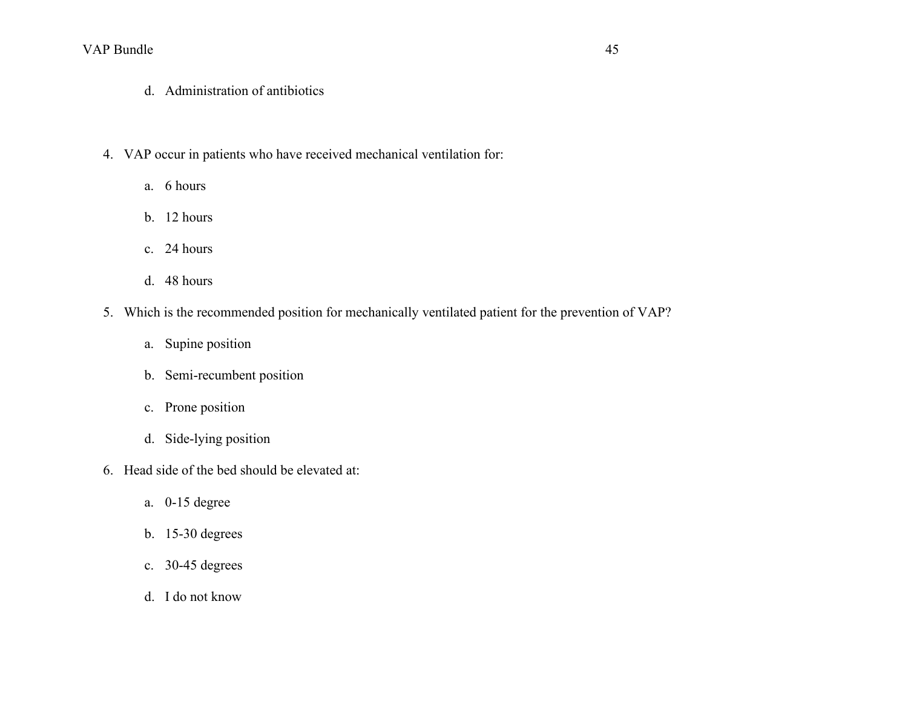d. Administration of antibiotics

4. VAP occur in patients who have received mechanical ventilation for:

   a. 6 hours

   b. 12 hours

   c. 24 hours

   d. 48 hours

5. Which is the recommended position for mechanically ventilated patient for the prevention of VAP?

   a. Supine position

   b. Semi-recumbent position

   c. Prone position

   d. Side-lying position

6. Head side of the bed should be elevated at:

   a. 0-15 degree

   b. 15-30 degrees

   c. 30-45 degrees

   d. I do not know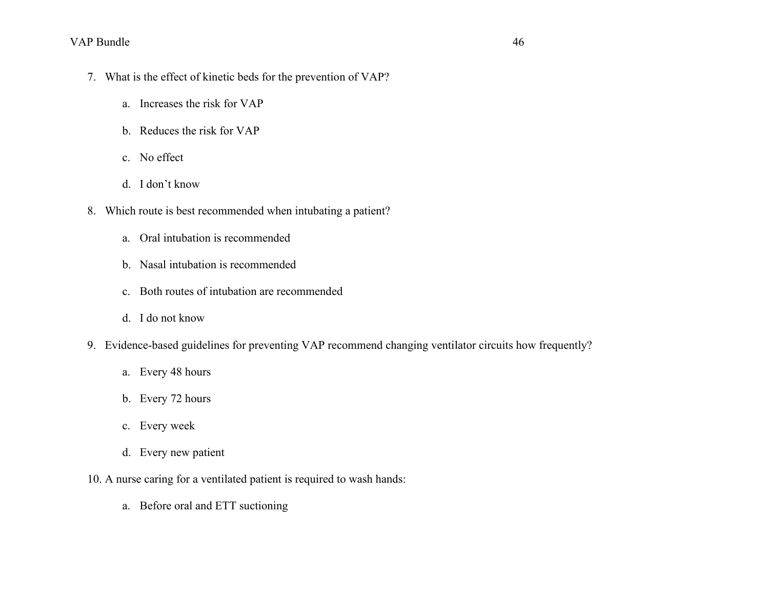7. What is the effect of kinetic beds for the prevention of VAP?

    a. Increases the risk for VAP

    b. Reduces the risk for VAP

    c. No effect

    d. I don't know

8. Which route is best recommended when intubating a patient?

    a. Oral intubation is recommended

    b. Nasal intubation is recommended

    c. Both routes of intubation are recommended

    d. I do not know

9. Evidence-based guidelines for preventing VAP recommend changing ventilator circuits how frequently?

    a. Every 48 hours

    b. Every 72 hours

    c. Every week

    d. Every new patient

10. A nurse caring for a ventilated patient is required to wash hands:

    a. Before oral and ETT suctioning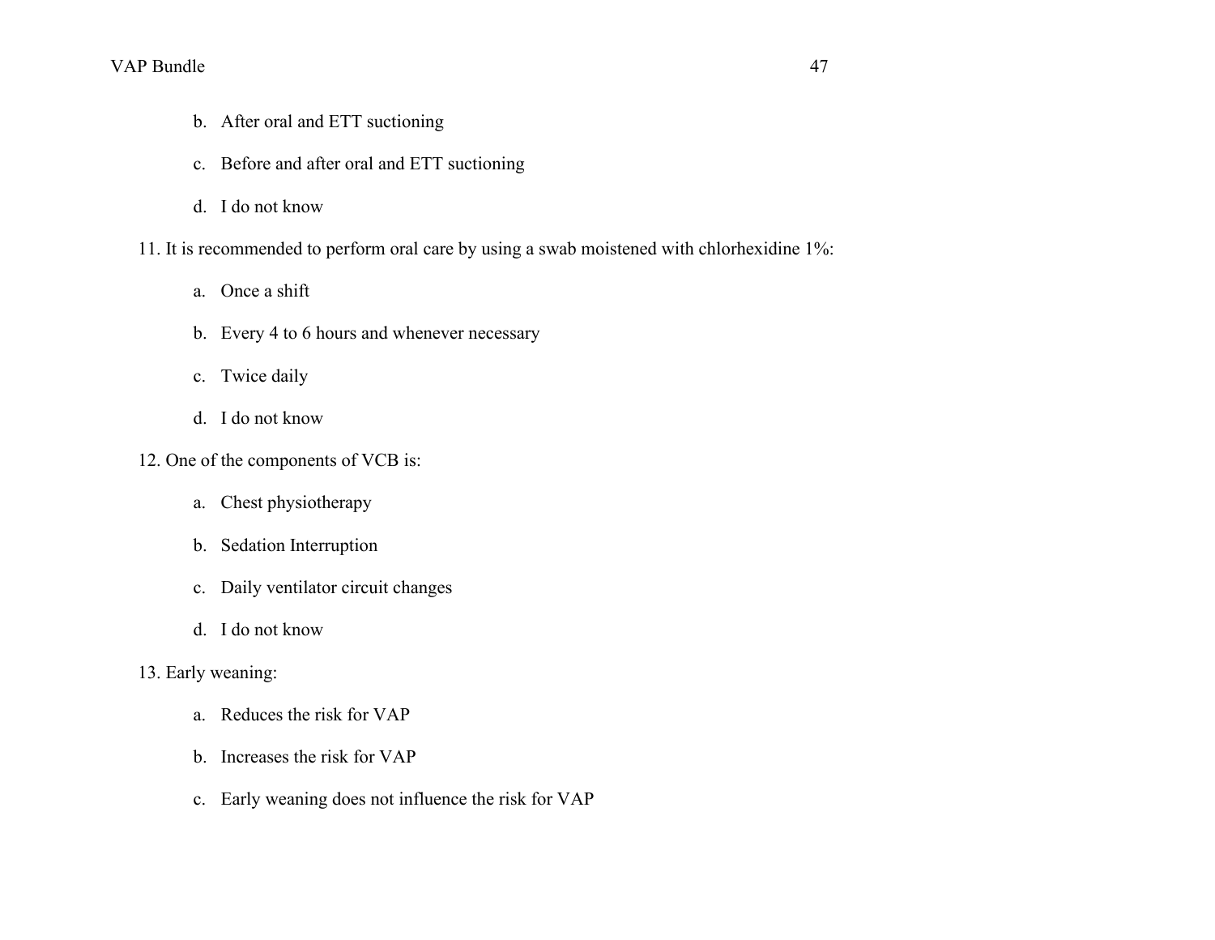b. After oral and ETT suctioning

c. Before and after oral and ETT suctioning

d. I do not know

11. It is recommended to perform oral care by using a swab moistened with chlorhexidine 1%:

    a. Once a shift

    b. Every 4 to 6 hours and whenever necessary

    c. Twice daily

    d. I do not know

12. One of the components of VCB is:

    a. Chest physiotherapy

    b. Sedation Interruption

    c. Daily ventilator circuit changes

    d. I do not know

13. Early weaning:

    a. Reduces the risk for VAP

    b. Increases the risk for VAP

    c. Early weaning does not influence the risk for VAP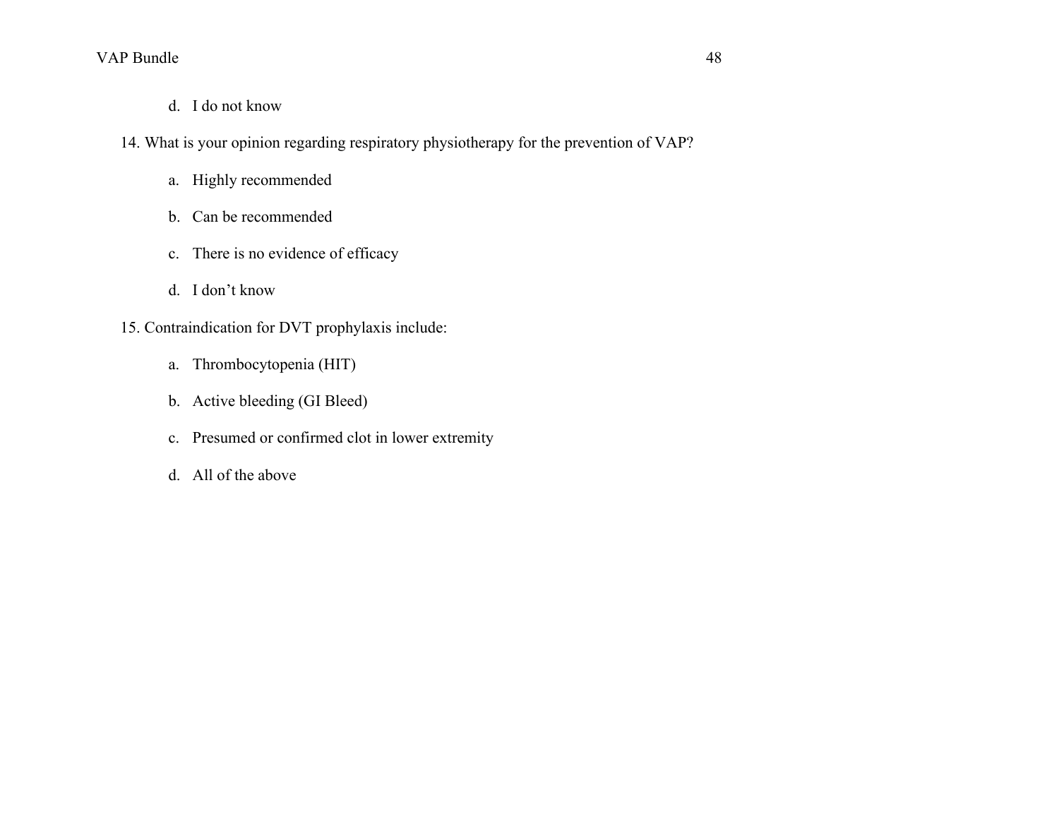d. I do not know

14. What is your opinion regarding respiratory physiotherapy for the prevention of VAP?

    a. Highly recommended

    b. Can be recommended

    c. There is no evidence of efficacy

    d. I don't know

15. Contraindication for DVT prophylaxis include:

    a. Thrombocytopenia (HIT)

    b. Active bleeding (GI Bleed)

    c. Presumed or confirmed clot in lower extremity

    d. All of the above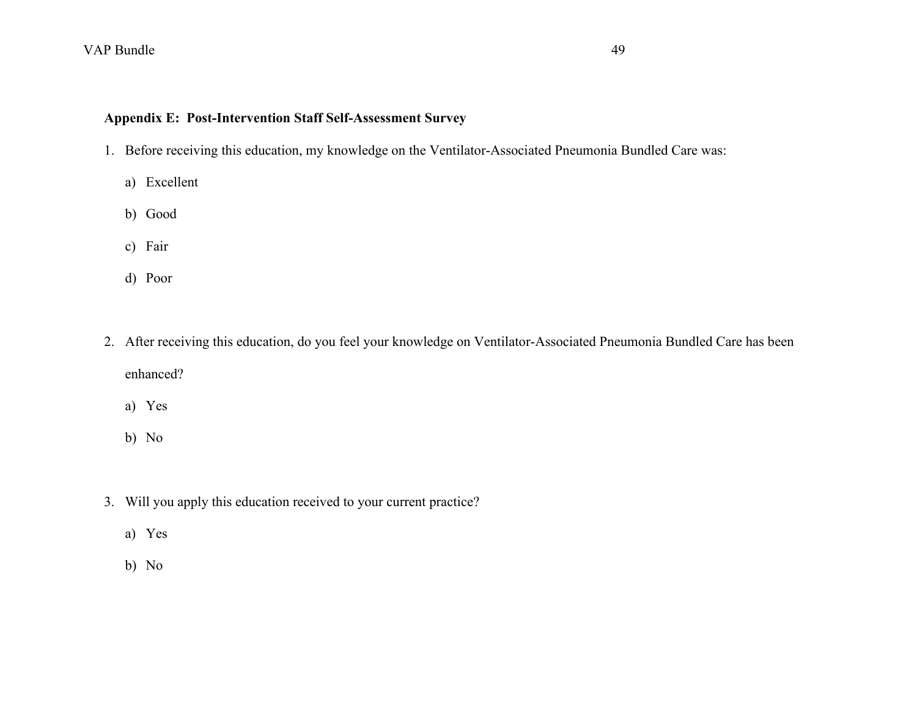**Appendix E: Post-Intervention Staff Self-Assessment Survey**

1. Before receiving this education, my knowledge on the Ventilator-Associated Pneumonia Bundled Care was:
   a) Excellent
   b) Good
   c) Fair
   d) Poor

2. After receiving this education, do you feel your knowledge on Ventilator-Associated Pneumonia Bundled Care has been enhanced?
   a) Yes
   b) No

3. Will you apply this education received to your current practice?
   a) Yes
   b) No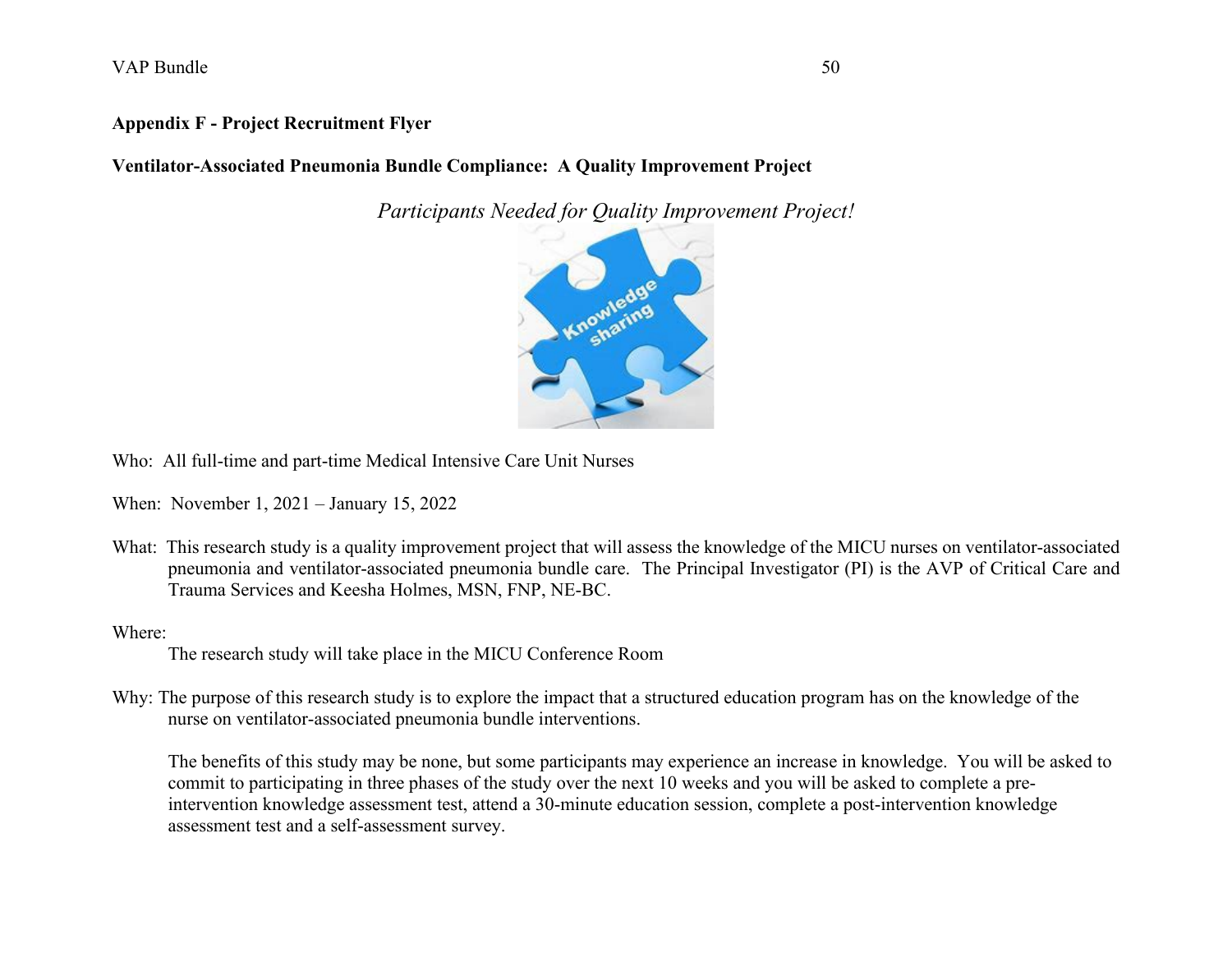**Appendix F - Project Recruitment Flyer**

**Ventilator-Associated Pneumonia Bundle Compliance: A Quality Improvement Project**

*Participants Needed for Quality Improvement Project!*

Who: All full-time and part-time Medical Intensive Care Unit Nurses

When: November 1, 2021 – January 15, 2022

What: This research study is a quality improvement project that will assess the knowledge of the MICU nurses on ventilator-associated pneumonia and ventilator-associated pneumonia bundle care. The Principal Investigator (PI) is the AVP of Critical Care and Trauma Services and Keesha Holmes, MSN, FNP, NE-BC.

Where:

The research study will take place in the MICU Conference Room

Why: The purpose of this research study is to explore the impact that a structured education program has on the knowledge of the nurse on ventilator-associated pneumonia bundle interventions.

The benefits of this study may be none, but some participants may experience an increase in knowledge. You will be asked to commit to participating in three phases of the study over the next 10 weeks and you will be asked to complete a pre-intervention knowledge assessment test, attend a 30-minute education session, complete a post-intervention knowledge assessment test and a self-assessment survey.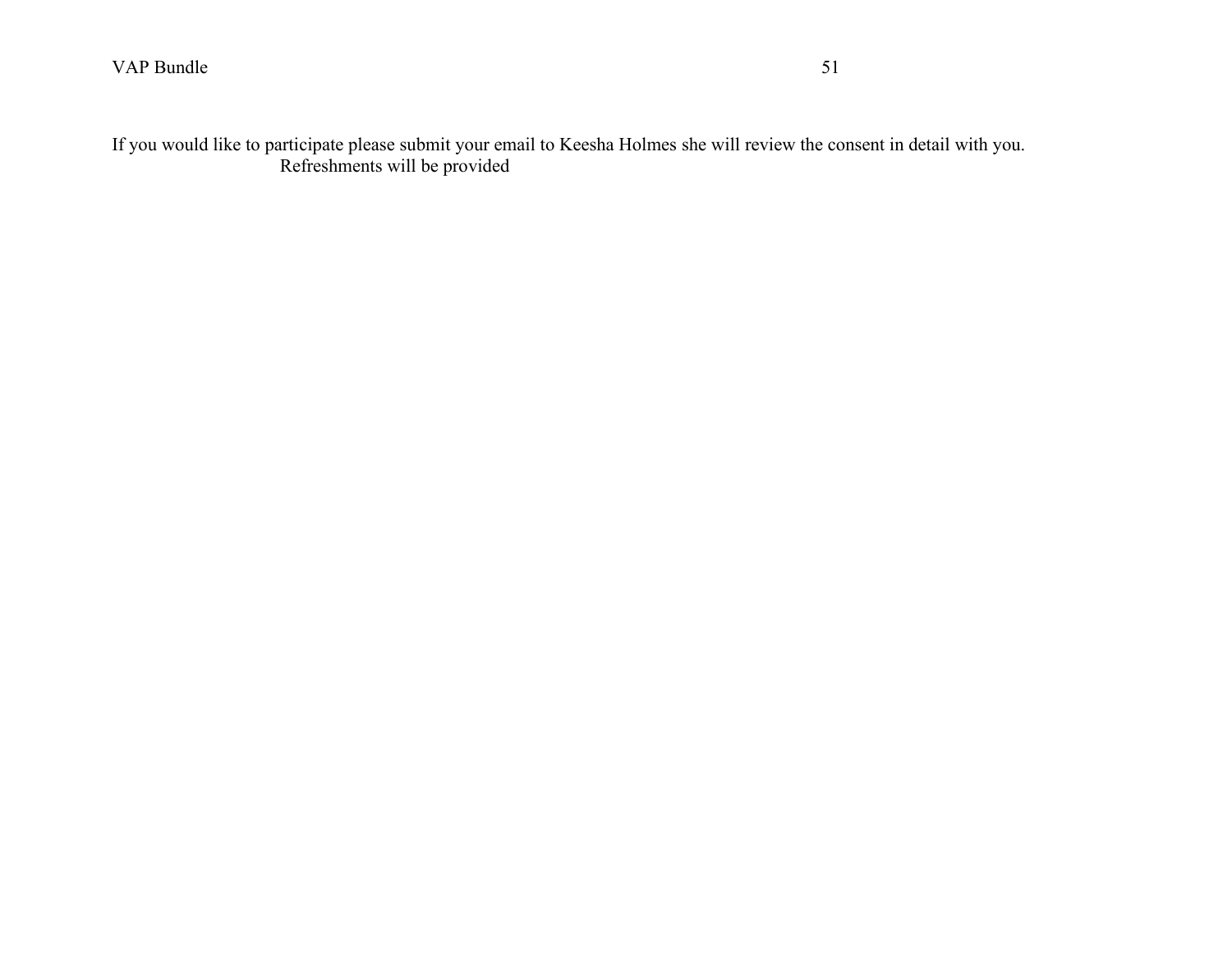If you would like to participate please submit your email to Keesha Holmes she will review the consent in detail with you.

Refreshments will be provided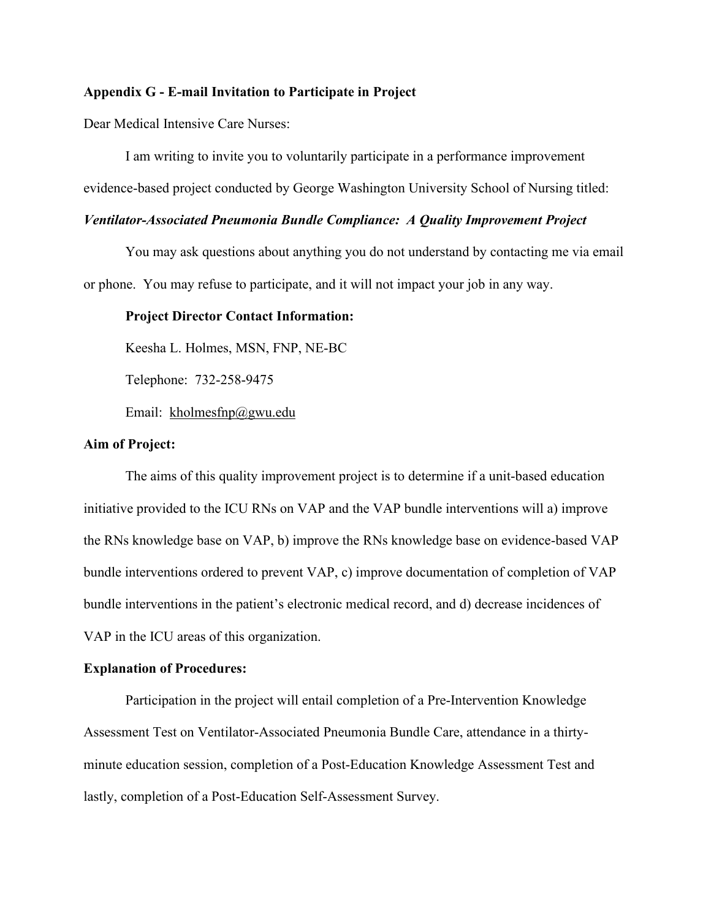**Appendix G - E-mail Invitation to Participate in Project**

Dear Medical Intensive Care Nurses:

I am writing to invite you to voluntarily participate in a performance improvement evidence-based project conducted by George Washington University School of Nursing titled:

***Ventilator-Associated Pneumonia Bundle Compliance: A Quality Improvement Project***

You may ask questions about anything you do not understand by contacting me via email or phone. You may refuse to participate, and it will not impact your job in any way.

**Project Director Contact Information:**

Keesha L. Holmes, MSN, FNP, NE-BC

Telephone: 732-258-9475

Email: kholmesfnp@gwu.edu

**Aim of Project:**

The aims of this quality improvement project is to determine if a unit-based education initiative provided to the ICU RNs on VAP and the VAP bundle interventions will a) improve the RNs knowledge base on VAP, b) improve the RNs knowledge base on evidence-based VAP bundle interventions ordered to prevent VAP, c) improve documentation of completion of VAP bundle interventions in the patient's electronic medical record, and d) decrease incidences of VAP in the ICU areas of this organization.

**Explanation of Procedures:**

Participation in the project will entail completion of a Pre-Intervention Knowledge Assessment Test on Ventilator-Associated Pneumonia Bundle Care, attendance in a thirty-minute education session, completion of a Post-Education Knowledge Assessment Test and lastly, completion of a Post-Education Self-Assessment Survey.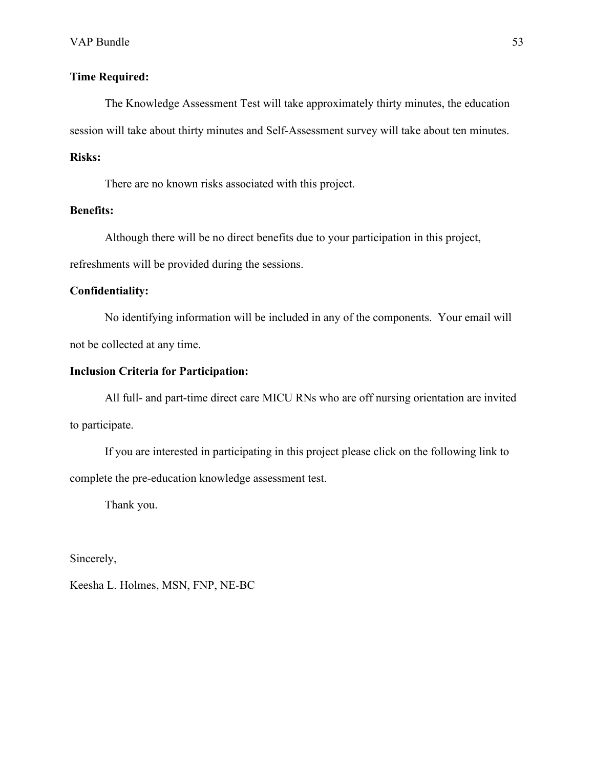**Time Required:**

The Knowledge Assessment Test will take approximately thirty minutes, the education session will take about thirty minutes and Self-Assessment survey will take about ten minutes.

**Risks:**

There are no known risks associated with this project.

**Benefits:**

Although there will be no direct benefits due to your participation in this project, refreshments will be provided during the sessions.

**Confidentiality:**

No identifying information will be included in any of the components. Your email will not be collected at any time.

**Inclusion Criteria for Participation:**

All full- and part-time direct care MICU RNs who are off nursing orientation are invited to participate.

If you are interested in participating in this project please click on the following link to complete the pre-education knowledge assessment test.

Thank you.

Sincerely,

Keesha L. Holmes, MSN, FNP, NE-BC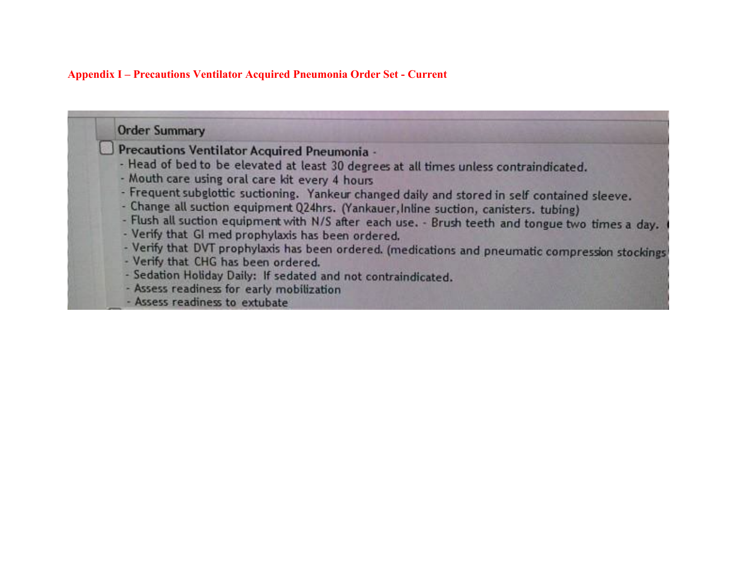**Appendix I – Precautions Ventilator Acquired Pneumonia Order Set - Current**

**Order Summary**

☐ **Precautions Ventilator Acquired Pneumonia -**

- Head of bed to be elevated at least 30 degrees at all times unless contraindicated.
- Mouth care using oral care kit every 4 hours
- Frequent subglottic suctioning. Yankeur changed daily and stored in self contained sleeve.
- Change all suction equipment Q24hrs. (Yankauer, Inline suction, canisters. tubing)
- Flush all suction equipment with N/S after each use. - Brush teeth and tongue two times a day.
- Verify that GI med prophylaxis has been ordered.
- Verify that DVT prophylaxis has been ordered. (medications and pneumatic compression stockings
- Verify that CHG has been ordered.
- Sedation Holiday Daily: If sedated and not contraindicated.
- Assess readiness for early mobilization
- Assess readiness to extubate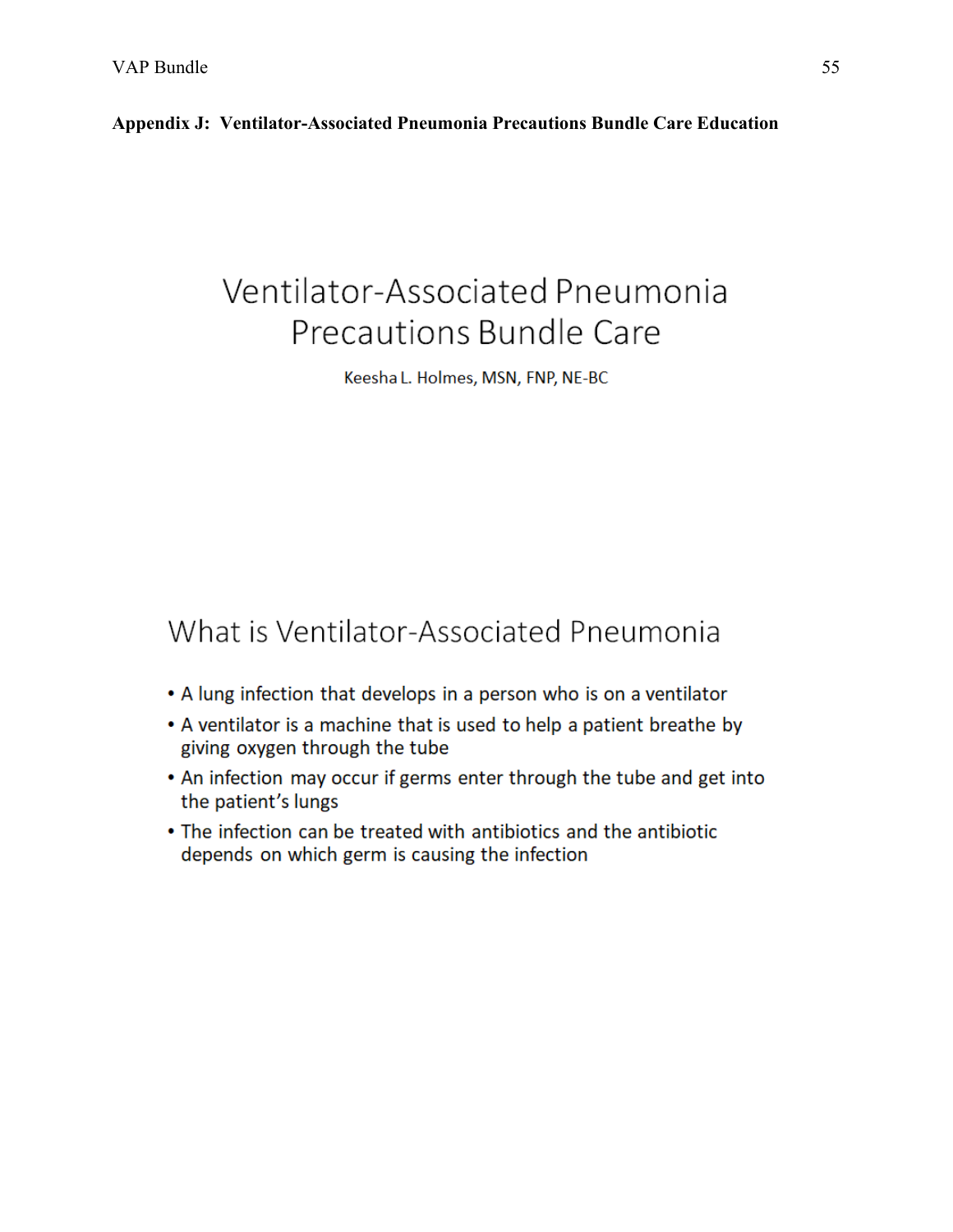**Appendix J: Ventilator-Associated Pneumonia Precautions Bundle Care Education**

# Ventilator-Associated Pneumonia Precautions Bundle Care

Keesha L. Holmes, MSN, FNP, NE-BC

## What is Ventilator-Associated Pneumonia

- A lung infection that develops in a person who is on a ventilator
- A ventilator is a machine that is used to help a patient breathe by giving oxygen through the tube
- An infection may occur if germs enter through the tube and get into the patient's lungs
- The infection can be treated with antibiotics and the antibiotic depends on which germ is causing the infection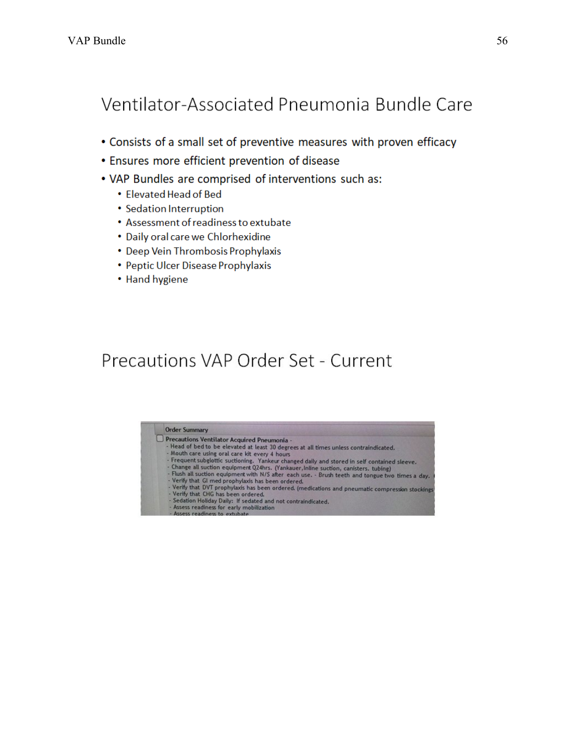## Ventilator-Associated Pneumonia Bundle Care

- Consists of a small set of preventive measures with proven efficacy
- Ensures more efficient prevention of disease
- VAP Bundles are comprised of interventions such as:
  - Elevated Head of Bed
  - Sedation Interruption
  - Assessment of readiness to extubate
  - Daily oral care we Chlorhexidine
  - Deep Vein Thrombosis Prophylaxis
  - Peptic Ulcer Disease Prophylaxis
  - Hand hygiene

## Precautions VAP Order Set - Current

Order Summary

Precautions Ventilator Acquired Pneumonia -

- Head of bed to be elevated at least 30 degrees at all times unless contraindicated.
- Mouth care using oral care kit every 4 hours
- Frequent subglottic suctioning. Yankeur changed daily and stored in self contained sleeve.
- Change all suction equipment Q24hrs. (Yankauer, Inline suction, canisters, tubing)
- Flush all suction equipment with N/S after each use. - Brush teeth and tongue two times a day.
- Verify that GI med prophylaxis has been ordered.
- Verify that DVT prophylaxis has been ordered. (medications and pneumatic compression stockings
- Verify that CHG has been ordered.
- Sedation Holiday Daily: If sedated and not contraindicated.
- Assess readiness for early mobilization
- Assess readiness to extubate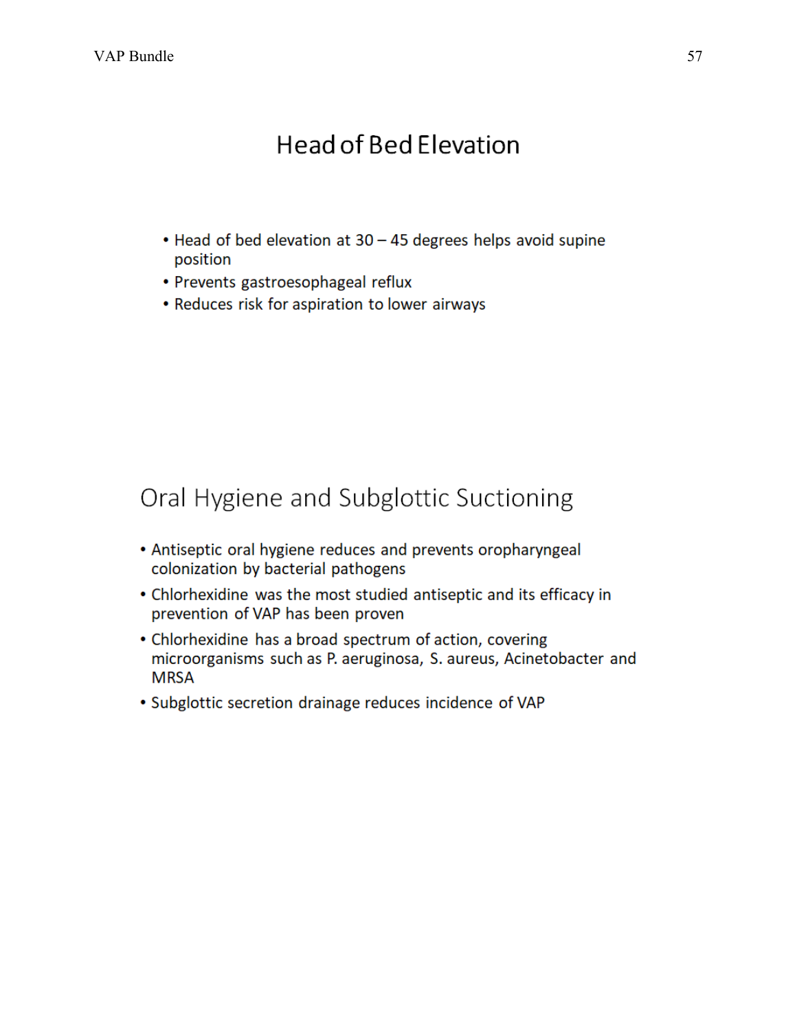## Head of Bed Elevation

- Head of bed elevation at 30 – 45 degrees helps avoid supine position
- Prevents gastroesophageal reflux
- Reduces risk for aspiration to lower airways

## Oral Hygiene and Subglottic Suctioning

- Antiseptic oral hygiene reduces and prevents oropharyngeal colonization by bacterial pathogens
- Chlorhexidine was the most studied antiseptic and its efficacy in prevention of VAP has been proven
- Chlorhexidine has a broad spectrum of action, covering microorganisms such as P. aeruginosa, S. aureus, Acinetobacter and MRSA
- Subglottic secretion drainage reduces incidence of VAP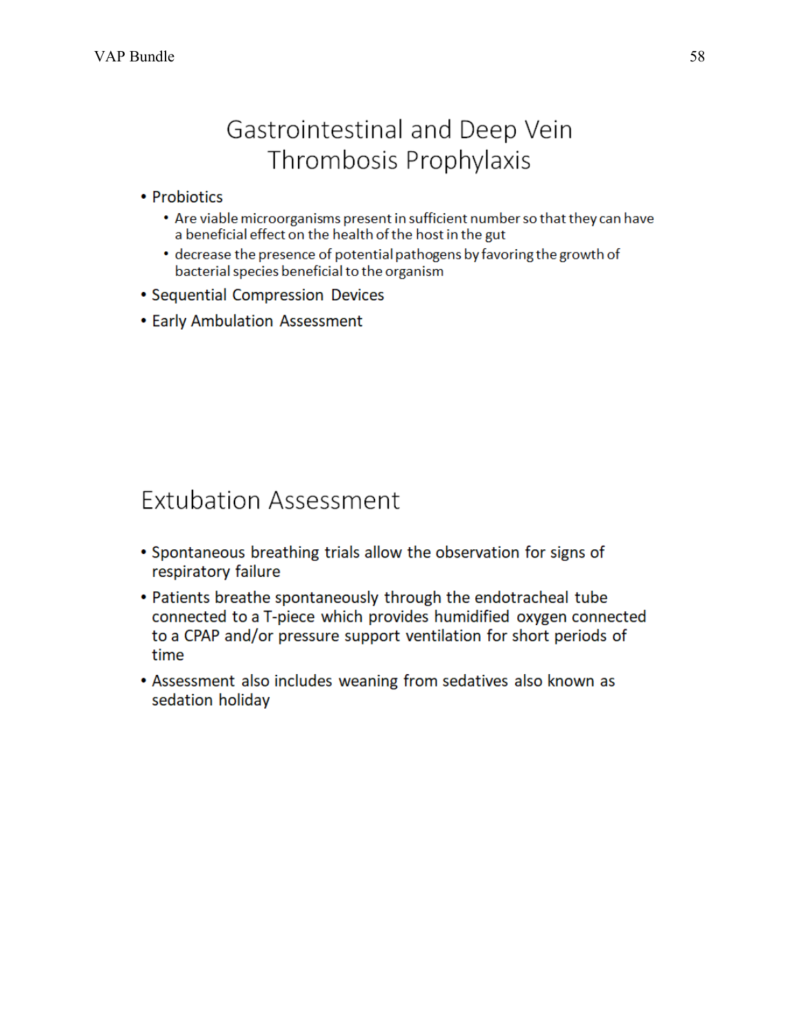## Gastrointestinal and Deep Vein Thrombosis Prophylaxis

- Probiotics
  - Are viable microorganisms present in sufficient number so that they can have a beneficial effect on the health of the host in the gut
  - decrease the presence of potential pathogens by favoring the growth of bacterial species beneficial to the organism
- Sequential Compression Devices
- Early Ambulation Assessment

## Extubation Assessment

- Spontaneous breathing trials allow the observation for signs of respiratory failure
- Patients breathe spontaneously through the endotracheal tube connected to a T-piece which provides humidified oxygen connected to a CPAP and/or pressure support ventilation for short periods of time
- Assessment also includes weaning from sedatives also known as sedation holiday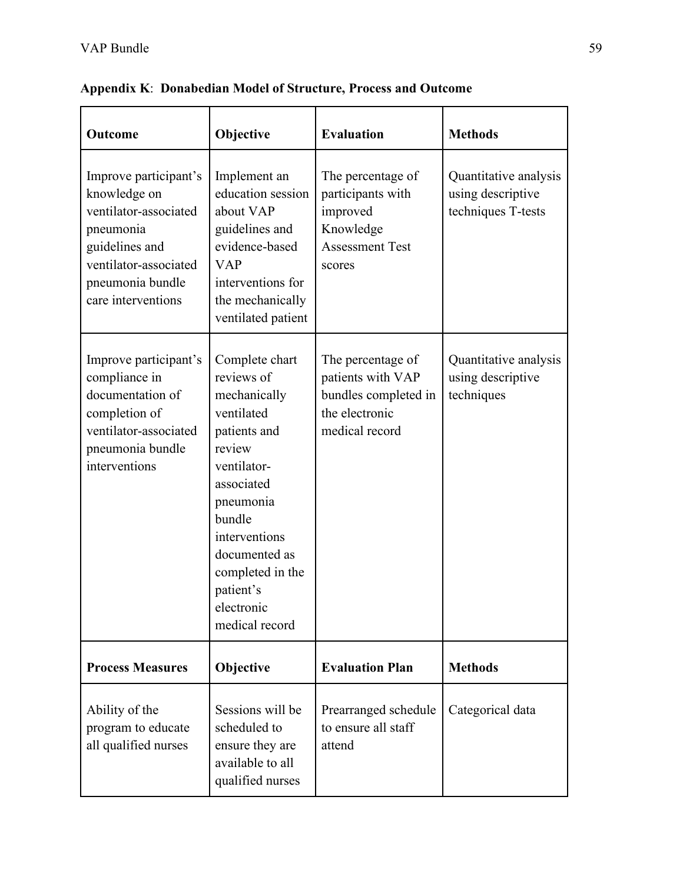**Appendix K**: **Donabedian Model of Structure, Process and Outcome**

| **Outcome** | **Objective** | **Evaluation** | **Methods** |
|---|---|---|---|
| Improve participant's knowledge on ventilator-associated pneumonia guidelines and ventilator-associated pneumonia bundle care interventions | Implement an education session about VAP guidelines and evidence-based VAP interventions for the mechanically ventilated patient | The percentage of participants with improved Knowledge Assessment Test scores | Quantitative analysis using descriptive techniques T-tests |
| Improve participant's compliance in documentation of completion of ventilator-associated pneumonia bundle interventions | Complete chart reviews of mechanically ventilated patients and review ventilator-associated pneumonia bundle interventions documented as completed in the patient's electronic medical record | The percentage of patients with VAP bundles completed in the electronic medical record | Quantitative analysis using descriptive techniques |
| **Process Measures** | **Objective** | **Evaluation Plan** | **Methods** |
| Ability of the program to educate all qualified nurses | Sessions will be scheduled to ensure they are available to all qualified nurses | Prearranged schedule to ensure all staff attend | Categorical data |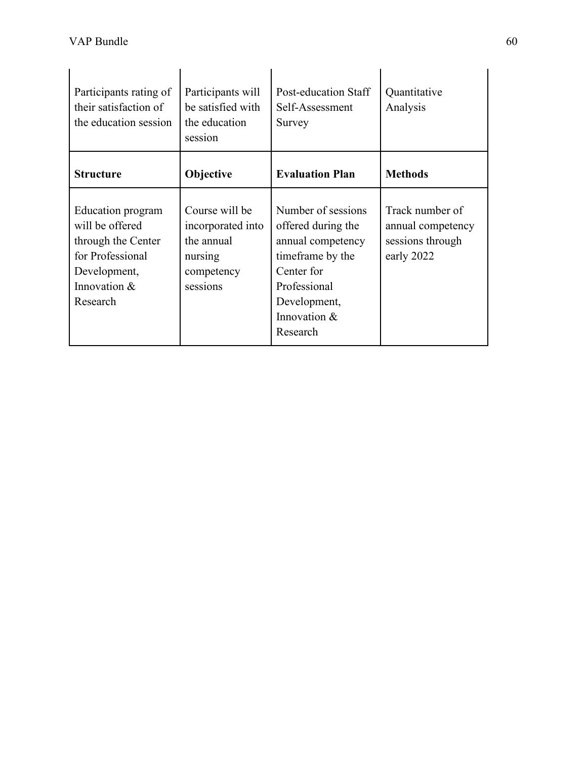| | | | |
|---|---|---|---|
| Participants rating of their satisfaction of the education session | Participants will be satisfied with the education session | Post-education Staff Self-Assessment Survey | Quantitative Analysis |
| **Structure** | **Objective** | **Evaluation Plan** | **Methods** |
| Education program will be offered through the Center for Professional Development, Innovation & Research | Course will be incorporated into the annual nursing competency sessions | Number of sessions offered during the annual competency timeframe by the Center for Professional Development, Innovation & Research | Track number of annual competency sessions through early 2022 |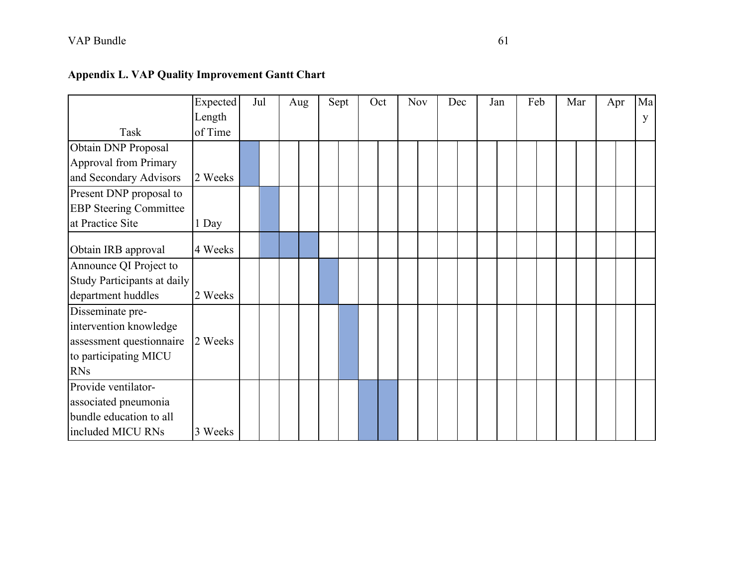**Appendix L. VAP Quality Improvement Gantt Chart**

| Task | Expected Length of Time | Jul | | Aug | | Sept | | Oct | | Nov | | Dec | | Jan | | Feb | | Mar | | Apr | | May |
|---|---|---|---|---|---|---|---|---|---|---|---|---|---|---|---|---|---|---|---|---|---|---|
| Obtain DNP Proposal Approval from Primary and Secondary Advisors | 2 Weeks | ■ | | | | | | | | | | | | | | | | | | | | |
| Present DNP proposal to EBP Steering Committee at Practice Site | 1 Day | | ■ | | | | | | | | | | | | | | | | | | | |
| Obtain IRB approval | 4 Weeks | | ■ | ■ | ■ | | | | | | | | | | | | | | | | | |
| Announce QI Project to Study Participants at daily department huddles | 2 Weeks | | | | | ■ | | | | | | | | | | | | | | | | |
| Disseminate pre-intervention knowledge assessment questionnaire to participating MICU RNs | 2 Weeks | | | | | | ■ | | | | | | | | | | | | | | | |
| Provide ventilator-associated pneumonia bundle education to all included MICU RNs | 3 Weeks | | | | | | | ■ | ■ | | | | | | | | | | | | | |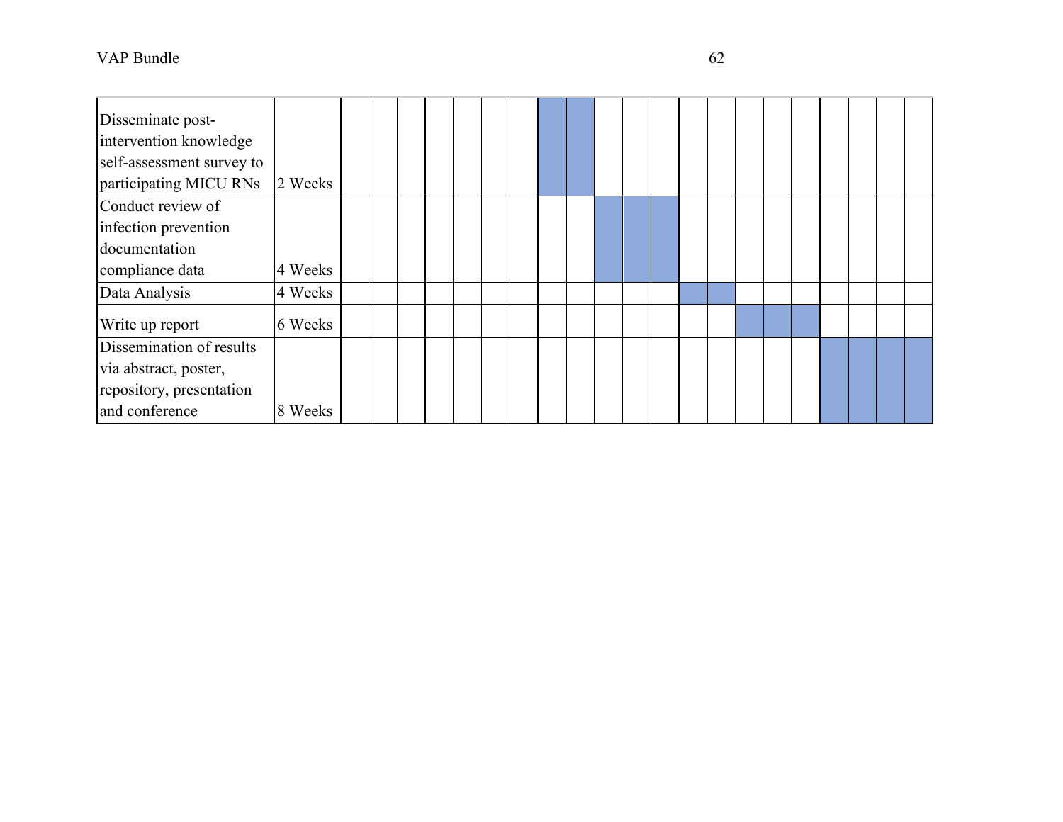| | | | | | | | | | | | | | | | | | | | | | | |
|---|---|---|---|---|---|---|---|---|---|---|---|---|---|---|---|---|---|---|---|---|---|---|
| Disseminate post-intervention knowledge self-assessment survey to participating MICU RNs | 2 Weeks | | | | | | | | ■ | ■ | | | | | | | | | | | | |
| Conduct review of infection prevention documentation compliance data | 4 Weeks | | | | | | | | | | ■ | ■ | ■ | | | | | | | | | |
| Data Analysis | 4 Weeks | | | | | | | | | | | | | ■ | ■ | | | | | | | |
| Write up report | 6 Weeks | | | | | | | | | | | | | | | ■ | ■ | ■ | | | | |
| Dissemination of results via abstract, poster, repository, presentation and conference | 8 Weeks | | | | | | | | | | | | | | | | | | ■ | ■ | ■ | ■ |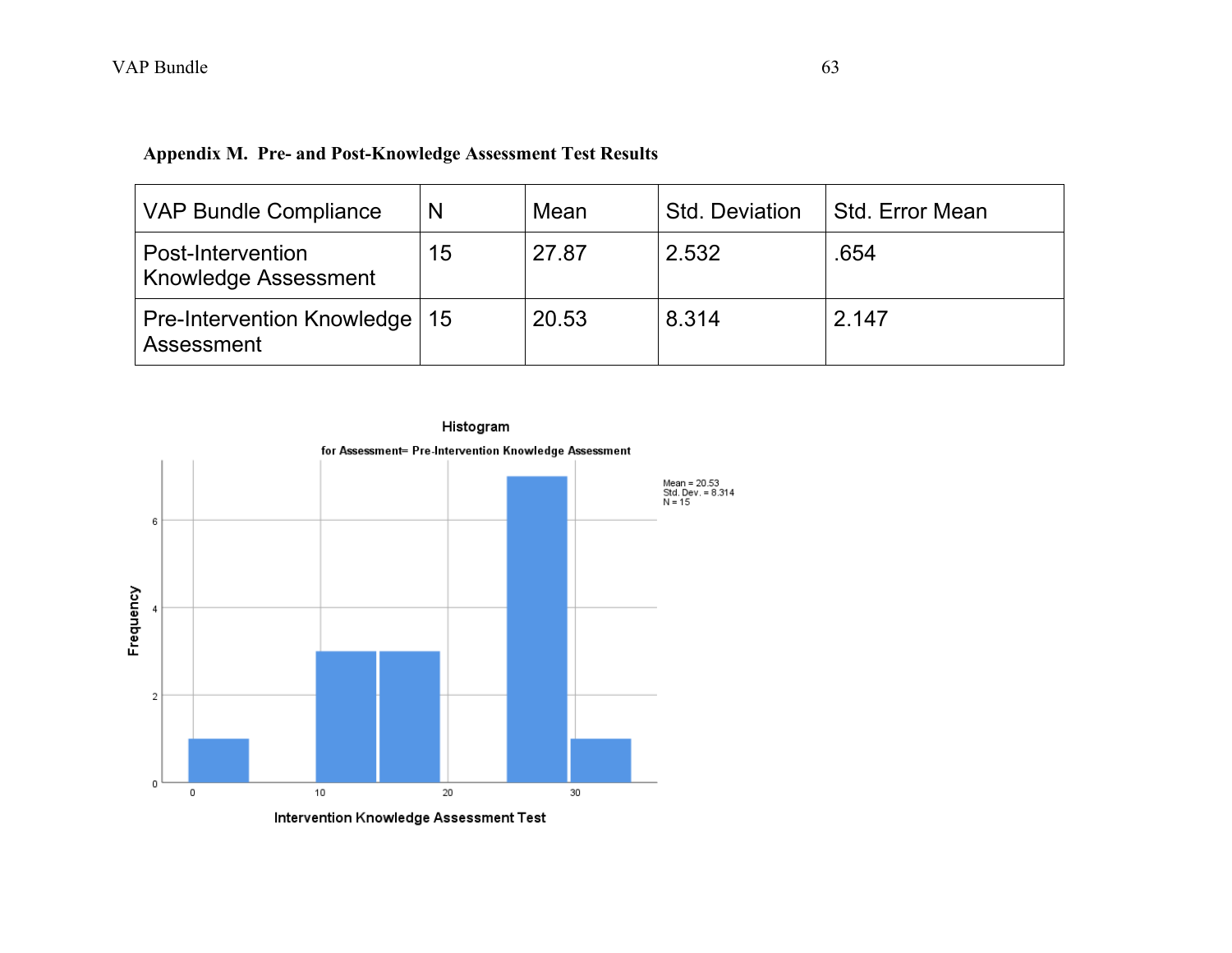**Appendix M. Pre- and Post-Knowledge Assessment Test Results**

| VAP Bundle Compliance | N | Mean | Std. Deviation | Std. Error Mean |
|---|---|---|---|---|
| Post-Intervention Knowledge Assessment | 15 | 27.87 | 2.532 | .654 |
| Pre-Intervention Knowledge Assessment | 15 | 20.53 | 8.314 | 2.147 |

Histogram

for Assessment= Pre-Intervention Knowledge Assessment

Mean = 20.53
Std. Dev. = 8.314
N = 15

Intervention Knowledge Assessment Test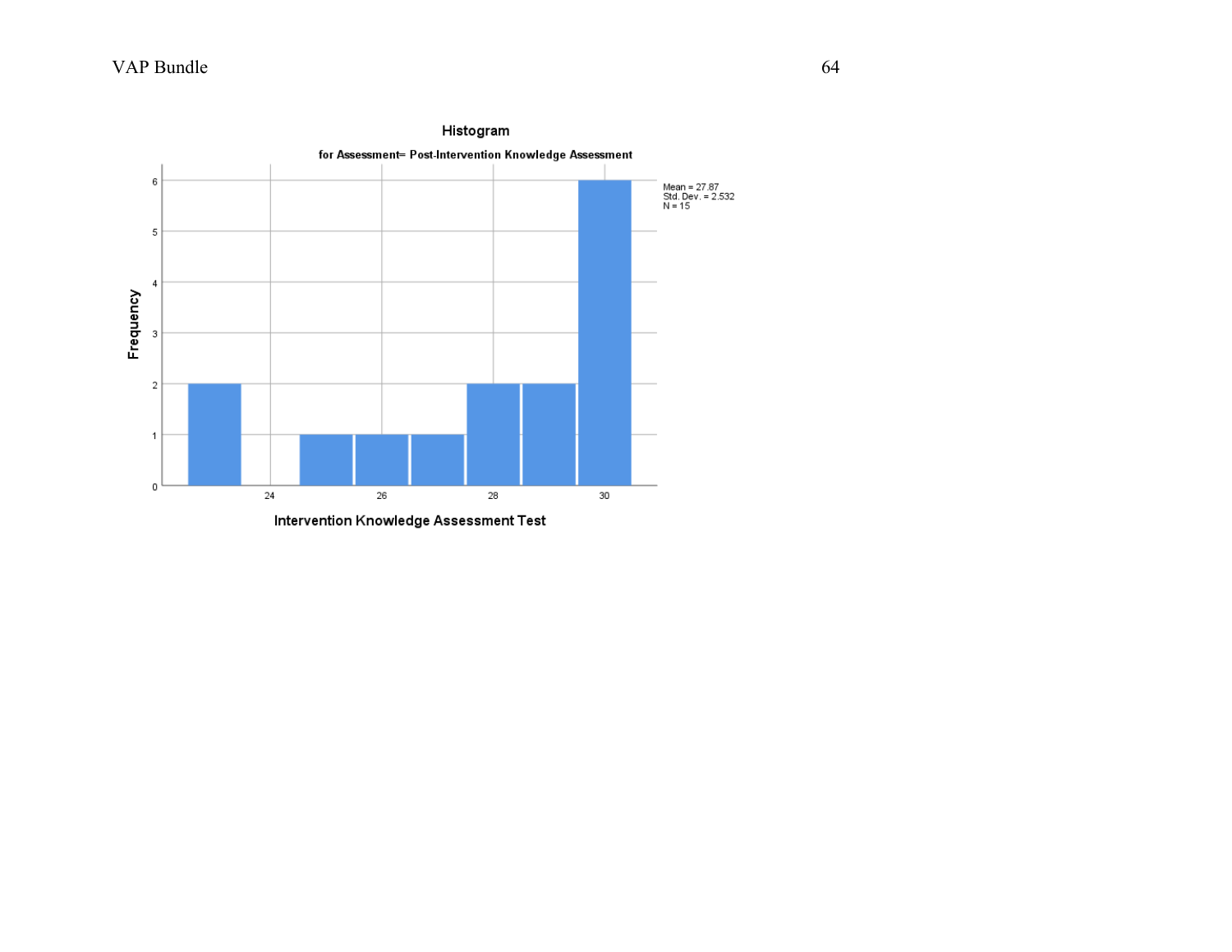**Histogram**

**for Assessment= Post-Intervention Knowledge Assessment**

Mean = 27.87
Std. Dev. = 2.532
N = 15

Frequency

Intervention Knowledge Assessment Test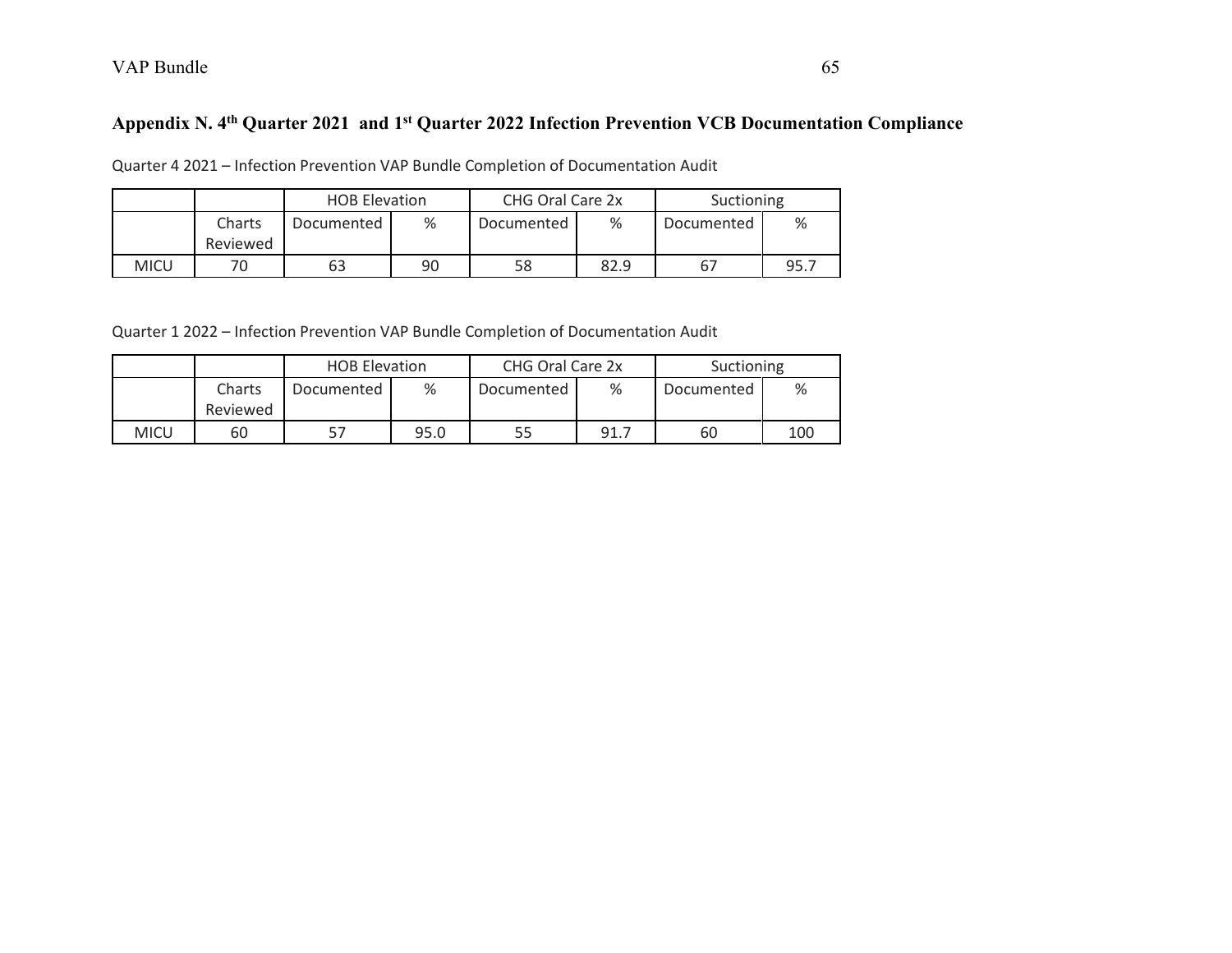## Appendix N. 4th Quarter 2021 and 1st Quarter 2022 Infection Prevention VCB Documentation Compliance

Quarter 4 2021 – Infection Prevention VAP Bundle Completion of Documentation Audit

| | | HOB Elevation | | CHG Oral Care 2x | | Suctioning | |
|---|---|---|---|---|---|---|---|
| | Charts Reviewed | Documented | % | Documented | % | Documented | % |
| MICU | 70 | 63 | 90 | 58 | 82.9 | 67 | 95.7 |

Quarter 1 2022 – Infection Prevention VAP Bundle Completion of Documentation Audit

| | | HOB Elevation | | CHG Oral Care 2x | | Suctioning | |
|---|---|---|---|---|---|---|---|
| | Charts Reviewed | Documented | % | Documented | % | Documented | % |
| MICU | 60 | 57 | 95.0 | 55 | 91.7 | 60 | 100 |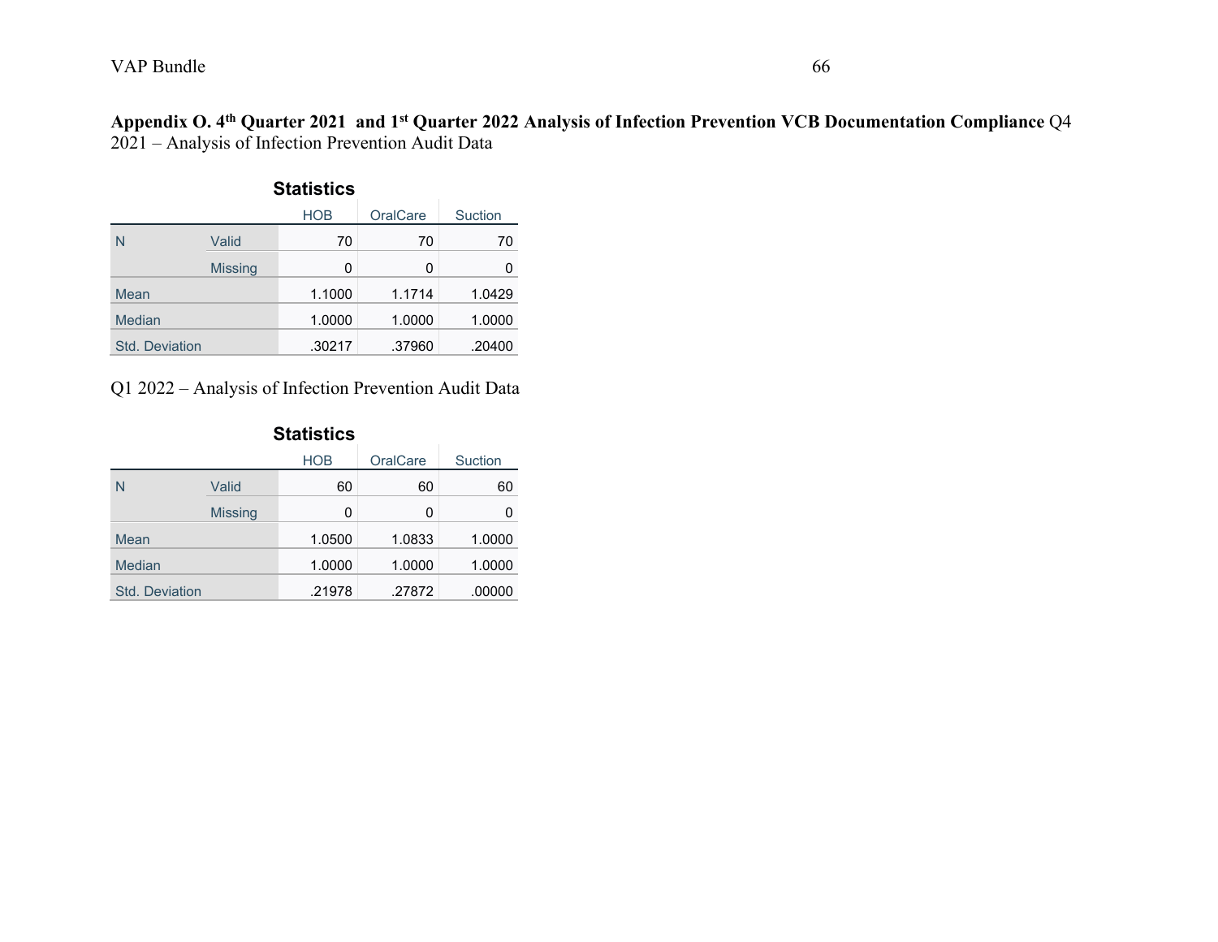**Appendix O. 4th Quarter 2021 and 1st Quarter 2022 Analysis of Infection Prevention VCB Documentation Compliance** Q4 2021 – Analysis of Infection Prevention Audit Data

**Statistics**

| | | HOB | OralCare | Suction |
|---|---|---|---|---|
| N | Valid | 70 | 70 | 70 |
| | Missing | 0 | 0 | 0 |
| Mean | | 1.1000 | 1.1714 | 1.0429 |
| Median | | 1.0000 | 1.0000 | 1.0000 |
| Std. Deviation | | .30217 | .37960 | .20400 |

Q1 2022 – Analysis of Infection Prevention Audit Data

**Statistics**

| | | HOB | OralCare | Suction |
|---|---|---|---|---|
| N | Valid | 60 | 60 | 60 |
| | Missing | 0 | 0 | 0 |
| Mean | | 1.0500 | 1.0833 | 1.0000 |
| Median | | 1.0000 | 1.0000 | 1.0000 |
| Std. Deviation | | .21978 | .27872 | .00000 |